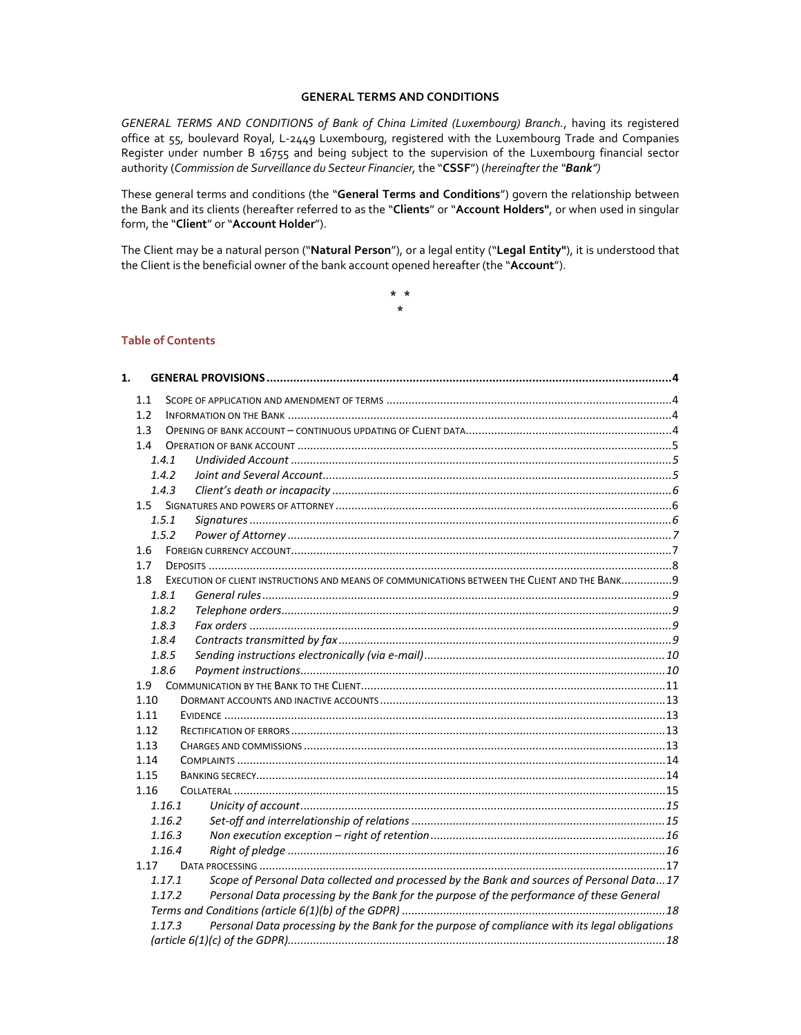# GENERAL TERMS AND CONDITIONS

*GENERAL TERMS AND CONDITIONS of Bank of China Limited (Luxembourg) Branch.*, having its registered office at 55, boulevard Royal, L-2449 Luxembourg, registered with the Luxembourg Trade and Companies Register under number B 16755 and being subject to the supervision of the Luxembourg financial sector authority (*Commission de Surveillance du Secteur Financier*, the "**CSSF**") (*hereinafter the "**Bank**")*

These general terms and conditions (the "**General Terms and Conditions**") govern the relationship between the Bank and its clients (hereafter referred to as the "**Clients**" or "**Account Holders"**, or when used in singular form, the "**Client**" or "**Account Holder**").

The Client may be a natural person ("**Natural Person**"), or a legal entity ("**Legal Entity"**), it is understood that the Client is the beneficial owner of the bank account opened hereafter (the "**Account**").

\* \*
\*

## Table of Contents

**1. GENERAL PROVISIONS .......... 4**

- 1.1 SCOPE OF APPLICATION AND AMENDMENT OF TERMS .......... 4
- 1.2 INFORMATION ON THE BANK .......... 4
- 1.3 OPENING OF BANK ACCOUNT – CONTINUOUS UPDATING OF CLIENT DATA .......... 4
- 1.4 OPERATION OF BANK ACCOUNT .......... 5
  - *1.4.1 Undivided Account .......... 5*
  - *1.4.2 Joint and Several Account .......... 5*
  - *1.4.3 Client's death or incapacity .......... 6*
- 1.5 SIGNATURES AND POWERS OF ATTORNEY .......... 6
  - *1.5.1 Signatures .......... 6*
  - *1.5.2 Power of Attorney .......... 7*
- 1.6 FOREIGN CURRENCY ACCOUNT .......... 7
- 1.7 DEPOSITS .......... 8
- 1.8 EXECUTION OF CLIENT INSTRUCTIONS AND MEANS OF COMMUNICATIONS BETWEEN THE CLIENT AND THE BANK .......... 9
  - *1.8.1 General rules .......... 9*
  - *1.8.2 Telephone orders .......... 9*
  - *1.8.3 Fax orders .......... 9*
  - *1.8.4 Contracts transmitted by fax .......... 9*
  - *1.8.5 Sending instructions electronically (via e-mail) .......... 10*
  - *1.8.6 Payment instructions .......... 10*
- 1.9 COMMUNICATION BY THE BANK TO THE CLIENT .......... 11
- 1.10 DORMANT ACCOUNTS AND INACTIVE ACCOUNTS .......... 13
- 1.11 EVIDENCE .......... 13
- 1.12 RECTIFICATION OF ERRORS .......... 13
- 1.13 CHARGES AND COMMISSIONS .......... 13
- 1.14 COMPLAINTS .......... 14
- 1.15 BANKING SECRECY .......... 14
- 1.16 COLLATERAL .......... 15
  - *1.16.1 Unicity of account .......... 15*
  - *1.16.2 Set-off and interrelationship of relations .......... 15*
  - *1.16.3 Non execution exception – right of retention .......... 16*
  - *1.16.4 Right of pledge .......... 16*
- 1.17 DATA PROCESSING .......... 17
  - *1.17.1 Scope of Personal Data collected and processed by the Bank and sources of Personal Data .......... 17*
  - *1.17.2 Personal Data processing by the Bank for the purpose of the performance of these General Terms and Conditions (article 6(1)(b) of the GDPR) .......... 18*
  - *1.17.3 Personal Data processing by the Bank for the purpose of compliance with its legal obligations (article 6(1)(c) of the GDPR) .......... 18*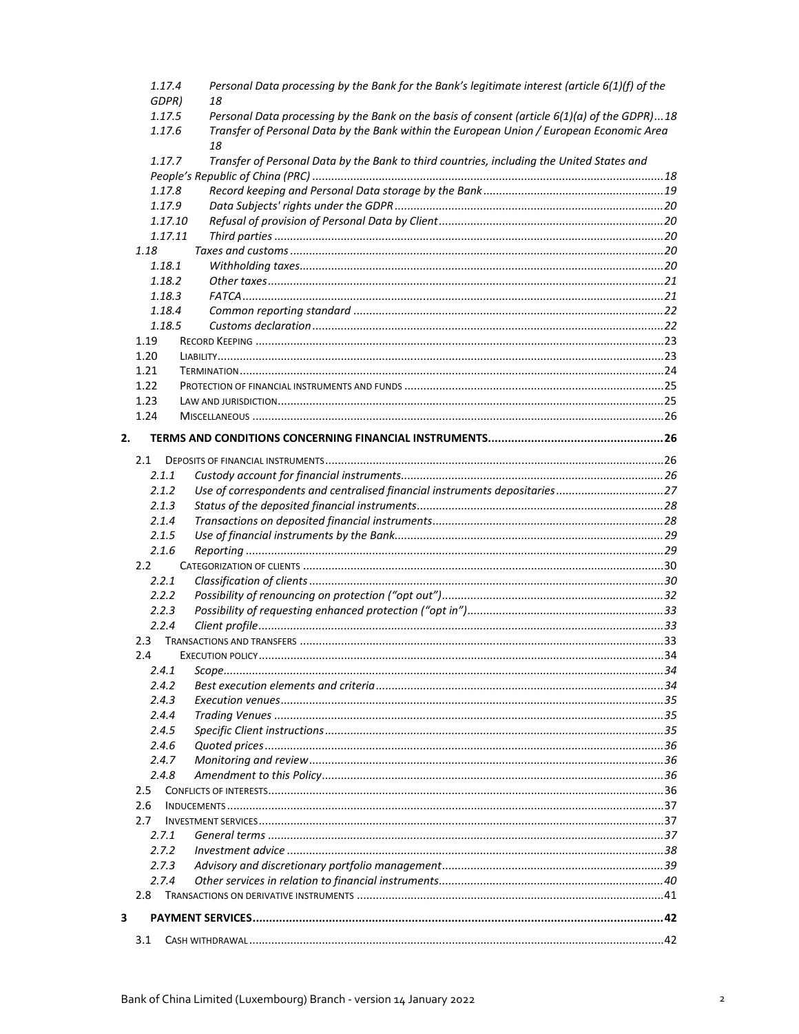1.17.4 *Personal Data processing by the Bank for the Bank's legitimate interest (article 6(1)(f) of the GDPR)* 18
1.17.5 *Personal Data processing by the Bank on the basis of consent (article 6(1)(a) of the GDPR)*...18
1.17.6 *Transfer of Personal Data by the Bank within the European Union / European Economic Area* 18
1.17.7 *Transfer of Personal Data by the Bank to third countries, including the United States and People's Republic of China (PRC)*...18
1.17.8 *Record keeping and Personal Data storage by the Bank*...19
1.17.9 *Data Subjects' rights under the GDPR*...20
1.17.10 *Refusal of provision of Personal Data by Client*...20
1.17.11 *Third parties*...20
1.18 *Taxes and customs*...20
1.18.1 *Withholding taxes*...20
1.18.2 *Other taxes*...21
1.18.3 *FATCA*...21
1.18.4 *Common reporting standard*...22
1.18.5 *Customs declaration*...22
1.19 RECORD KEEPING...23
1.20 LIABILITY...23
1.21 TERMINATION...24
1.22 PROTECTION OF FINANCIAL INSTRUMENTS AND FUNDS...25
1.23 LAW AND JURISDICTION...25
1.24 MISCELLANEOUS...26

**2. TERMS AND CONDITIONS CONCERNING FINANCIAL INSTRUMENTS...26**

2.1 DEPOSITS OF FINANCIAL INSTRUMENTS...26
2.1.1 *Custody account for financial instruments*...26
2.1.2 *Use of correspondents and centralised financial instruments depositaries*...27
2.1.3 *Status of the deposited financial instruments*...28
2.1.4 *Transactions on deposited financial instruments*...28
2.1.5 *Use of financial instruments by the Bank*...29
2.1.6 *Reporting*...29
2.2 CATEGORIZATION OF CLIENTS...30
2.2.1 *Classification of clients*...30
2.2.2 *Possibility of renouncing on protection ("opt out")*...32
2.2.3 *Possibility of requesting enhanced protection ("opt in")*...33
2.2.4 *Client profile*...33
2.3 TRANSACTIONS AND TRANSFERS...33
2.4 EXECUTION POLICY...34
2.4.1 *Scope*...34
2.4.2 *Best execution elements and criteria*...34
2.4.3 *Execution venues*...35
2.4.4 *Trading Venues*...35
2.4.5 *Specific Client instructions*...35
2.4.6 *Quoted prices*...36
2.4.7 *Monitoring and review*...36
2.4.8 *Amendment to this Policy*...36
2.5 CONFLICTS OF INTERESTS...36
2.6 INDUCEMENTS...37
2.7 INVESTMENT SERVICES...37
2.7.1 *General terms*...37
2.7.2 *Investment advice*...38
2.7.3 *Advisory and discretionary portfolio management*...39
2.7.4 *Other services in relation to financial instruments*...40
2.8 TRANSACTIONS ON DERIVATIVE INSTRUMENTS...41

**3 PAYMENT SERVICES...42**

3.1 CASH WITHDRAWAL...42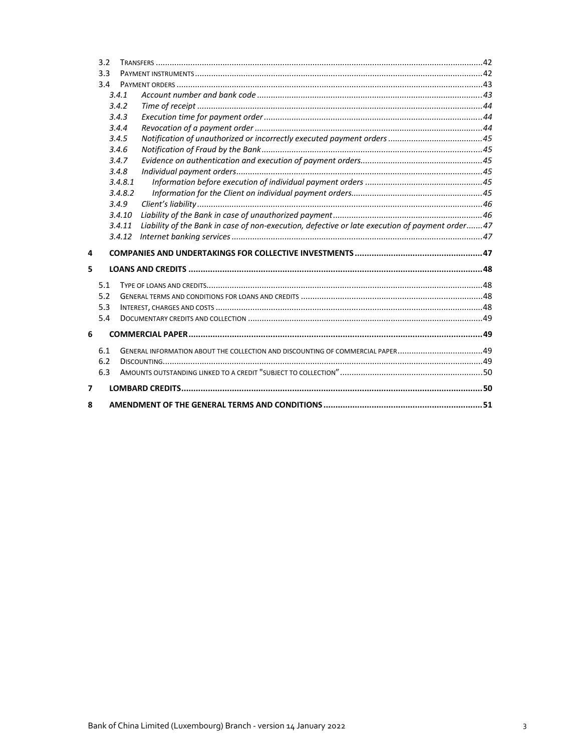- 3.2 Transfers ... 42
- 3.3 Payment instruments ... 42
- 3.4 Payment orders ... 43
  - *3.4.1 Account number and bank code ... 43*
  - *3.4.2 Time of receipt ... 44*
  - *3.4.3 Execution time for payment order ... 44*
  - *3.4.4 Revocation of a payment order ... 44*
  - *3.4.5 Notification of unauthorized or incorrectly executed payment orders ... 45*
  - *3.4.6 Notification of Fraud by the Bank ... 45*
  - *3.4.7 Evidence on authentication and execution of payment orders ... 45*
  - *3.4.8 Individual payment orders ... 45*
    - *3.4.8.1 Information before execution of individual payment orders ... 45*
    - *3.4.8.2 Information for the Client on individual payment orders ... 45*
  - *3.4.9 Client's liability ... 46*
  - *3.4.10 Liability of the Bank in case of unauthorized payment ... 46*
  - *3.4.11 Liability of the Bank in case of non-execution, defective or late execution of payment order ... 47*
  - *3.4.12 Internet banking services ... 47*

**4 COMPANIES AND UNDERTAKINGS FOR COLLECTIVE INVESTMENTS ... 47**

**5 LOANS AND CREDITS ... 48**

- 5.1 Type of loans and credits ... 48
- 5.2 General terms and conditions for loans and credits ... 48
- 5.3 Interest, charges and costs ... 48
- 5.4 Documentary credits and collection ... 49

**6 COMMERCIAL PAPER ... 49**

- 6.1 General information about the collection and discounting of commercial paper ... 49
- 6.2 Discounting ... 49
- 6.3 Amounts outstanding linked to a credit "subject to collection" ... 50

**7 LOMBARD CREDITS ... 50**

**8 AMENDMENT OF THE GENERAL TERMS AND CONDITIONS ... 51**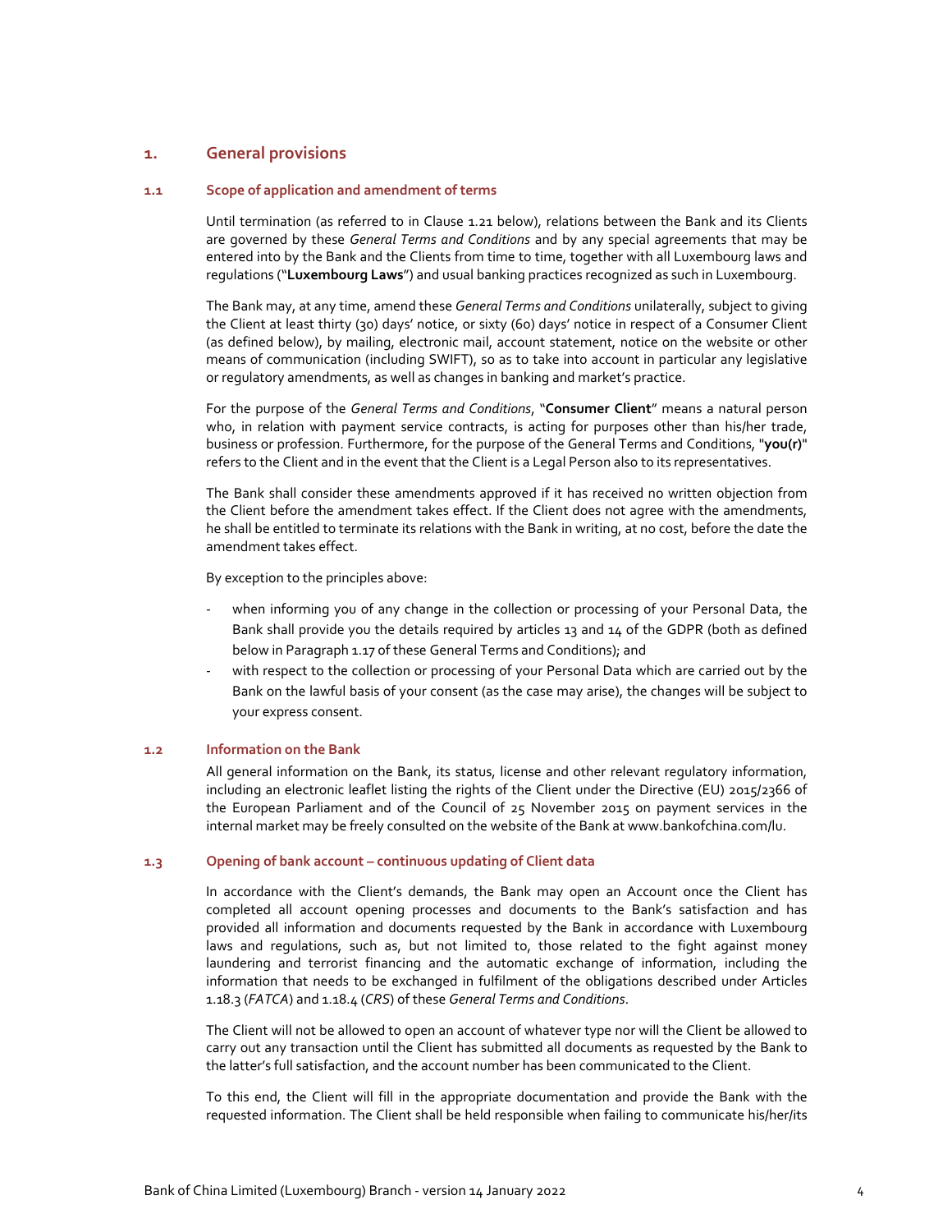# 1. General provisions

## 1.1 Scope of application and amendment of terms

Until termination (as referred to in Clause 1.21 below), relations between the Bank and its Clients are governed by these *General Terms and Conditions* and by any special agreements that may be entered into by the Bank and the Clients from time to time, together with all Luxembourg laws and regulations ("**Luxembourg Laws**") and usual banking practices recognized as such in Luxembourg.

The Bank may, at any time, amend these *General Terms and Conditions* unilaterally, subject to giving the Client at least thirty (30) days' notice, or sixty (60) days' notice in respect of a Consumer Client (as defined below), by mailing, electronic mail, account statement, notice on the website or other means of communication (including SWIFT), so as to take into account in particular any legislative or regulatory amendments, as well as changes in banking and market's practice.

For the purpose of the *General Terms and Conditions*, "**Consumer Client**" means a natural person who, in relation with payment service contracts, is acting for purposes other than his/her trade, business or profession. Furthermore, for the purpose of the General Terms and Conditions, "**you(r)**" refers to the Client and in the event that the Client is a Legal Person also to its representatives.

The Bank shall consider these amendments approved if it has received no written objection from the Client before the amendment takes effect. If the Client does not agree with the amendments, he shall be entitled to terminate its relations with the Bank in writing, at no cost, before the date the amendment takes effect.

By exception to the principles above:

- when informing you of any change in the collection or processing of your Personal Data, the Bank shall provide you the details required by articles 13 and 14 of the GDPR (both as defined below in Paragraph 1.17 of these General Terms and Conditions); and
- with respect to the collection or processing of your Personal Data which are carried out by the Bank on the lawful basis of your consent (as the case may arise), the changes will be subject to your express consent.

## 1.2 Information on the Bank

All general information on the Bank, its status, license and other relevant regulatory information, including an electronic leaflet listing the rights of the Client under the Directive (EU) 2015/2366 of the European Parliament and of the Council of 25 November 2015 on payment services in the internal market may be freely consulted on the website of the Bank at www.bankofchina.com/lu.

## 1.3 Opening of bank account – continuous updating of Client data

In accordance with the Client's demands, the Bank may open an Account once the Client has completed all account opening processes and documents to the Bank's satisfaction and has provided all information and documents requested by the Bank in accordance with Luxembourg laws and regulations, such as, but not limited to, those related to the fight against money laundering and terrorist financing and the automatic exchange of information, including the information that needs to be exchanged in fulfilment of the obligations described under Articles 1.18.3 (*FATCA*) and 1.18.4 (*CRS*) of these *General Terms and Conditions*.

The Client will not be allowed to open an account of whatever type nor will the Client be allowed to carry out any transaction until the Client has submitted all documents as requested by the Bank to the latter's full satisfaction, and the account number has been communicated to the Client.

To this end, the Client will fill in the appropriate documentation and provide the Bank with the requested information. The Client shall be held responsible when failing to communicate his/her/its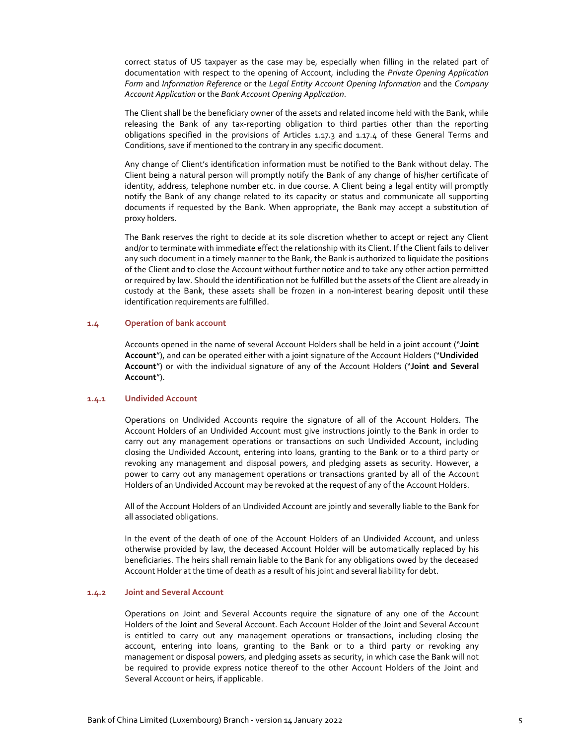correct status of US taxpayer as the case may be, especially when filling in the related part of documentation with respect to the opening of Account, including the *Private Opening Application Form* and *Information Reference* or the *Legal Entity Account Opening Information* and the *Company Account Application* or the *Bank Account Opening Application*.

The Client shall be the beneficiary owner of the assets and related income held with the Bank, while releasing the Bank of any tax-reporting obligation to third parties other than the reporting obligations specified in the provisions of Articles 1.17.3 and 1.17.4 of these General Terms and Conditions, save if mentioned to the contrary in any specific document.

Any change of Client's identification information must be notified to the Bank without delay. The Client being a natural person will promptly notify the Bank of any change of his/her certificate of identity, address, telephone number etc. in due course. A Client being a legal entity will promptly notify the Bank of any change related to its capacity or status and communicate all supporting documents if requested by the Bank. When appropriate, the Bank may accept a substitution of proxy holders.

The Bank reserves the right to decide at its sole discretion whether to accept or reject any Client and/or to terminate with immediate effect the relationship with its Client. If the Client fails to deliver any such document in a timely manner to the Bank, the Bank is authorized to liquidate the positions of the Client and to close the Account without further notice and to take any other action permitted or required by law. Should the identification not be fulfilled but the assets of the Client are already in custody at the Bank, these assets shall be frozen in a non-interest bearing deposit until these identification requirements are fulfilled.

## 1.4 Operation of bank account

Accounts opened in the name of several Account Holders shall be held in a joint account ("**Joint Account**"), and can be operated either with a joint signature of the Account Holders ("**Undivided Account**") or with the individual signature of any of the Account Holders ("**Joint and Several Account**").

### 1.4.1 Undivided Account

Operations on Undivided Accounts require the signature of all of the Account Holders. The Account Holders of an Undivided Account must give instructions jointly to the Bank in order to carry out any management operations or transactions on such Undivided Account, including closing the Undivided Account, entering into loans, granting to the Bank or to a third party or revoking any management and disposal powers, and pledging assets as security. However, a power to carry out any management operations or transactions granted by all of the Account Holders of an Undivided Account may be revoked at the request of any of the Account Holders.

All of the Account Holders of an Undivided Account are jointly and severally liable to the Bank for all associated obligations.

In the event of the death of one of the Account Holders of an Undivided Account, and unless otherwise provided by law, the deceased Account Holder will be automatically replaced by his beneficiaries. The heirs shall remain liable to the Bank for any obligations owed by the deceased Account Holder at the time of death as a result of his joint and several liability for debt.

### 1.4.2 Joint and Several Account

Operations on Joint and Several Accounts require the signature of any one of the Account Holders of the Joint and Several Account. Each Account Holder of the Joint and Several Account is entitled to carry out any management operations or transactions, including closing the account, entering into loans, granting to the Bank or to a third party or revoking any management or disposal powers, and pledging assets as security, in which case the Bank will not be required to provide express notice thereof to the other Account Holders of the Joint and Several Account or heirs, if applicable.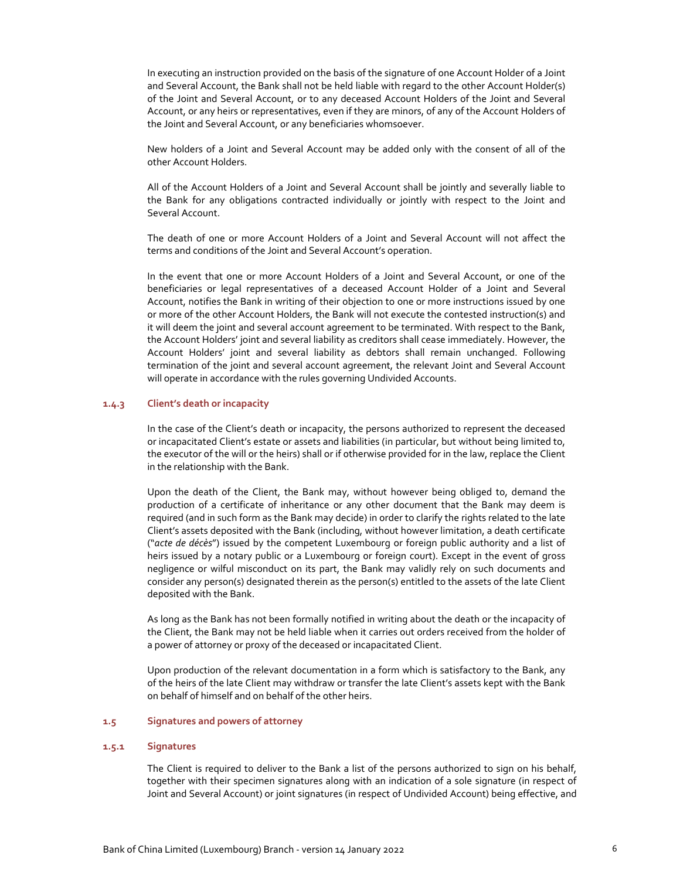In executing an instruction provided on the basis of the signature of one Account Holder of a Joint and Several Account, the Bank shall not be held liable with regard to the other Account Holder(s) of the Joint and Several Account, or to any deceased Account Holders of the Joint and Several Account, or any heirs or representatives, even if they are minors, of any of the Account Holders of the Joint and Several Account, or any beneficiaries whomsoever.

New holders of a Joint and Several Account may be added only with the consent of all of the other Account Holders.

All of the Account Holders of a Joint and Several Account shall be jointly and severally liable to the Bank for any obligations contracted individually or jointly with respect to the Joint and Several Account.

The death of one or more Account Holders of a Joint and Several Account will not affect the terms and conditions of the Joint and Several Account's operation.

In the event that one or more Account Holders of a Joint and Several Account, or one of the beneficiaries or legal representatives of a deceased Account Holder of a Joint and Several Account, notifies the Bank in writing of their objection to one or more instructions issued by one or more of the other Account Holders, the Bank will not execute the contested instruction(s) and it will deem the joint and several account agreement to be terminated. With respect to the Bank, the Account Holders' joint and several liability as creditors shall cease immediately. However, the Account Holders' joint and several liability as debtors shall remain unchanged. Following termination of the joint and several account agreement, the relevant Joint and Several Account will operate in accordance with the rules governing Undivided Accounts.

#### 1.4.3 Client's death or incapacity

In the case of the Client's death or incapacity, the persons authorized to represent the deceased or incapacitated Client's estate or assets and liabilities (in particular, but without being limited to, the executor of the will or the heirs) shall or if otherwise provided for in the law, replace the Client in the relationship with the Bank.

Upon the death of the Client, the Bank may, without however being obliged to, demand the production of a certificate of inheritance or any other document that the Bank may deem is required (and in such form as the Bank may decide) in order to clarify the rights related to the late Client's assets deposited with the Bank (including, without however limitation, a death certificate ("*acte de décès*") issued by the competent Luxembourg or foreign public authority and a list of heirs issued by a notary public or a Luxembourg or foreign court). Except in the event of gross negligence or wilful misconduct on its part, the Bank may validly rely on such documents and consider any person(s) designated therein as the person(s) entitled to the assets of the late Client deposited with the Bank.

As long as the Bank has not been formally notified in writing about the death or the incapacity of the Client, the Bank may not be held liable when it carries out orders received from the holder of a power of attorney or proxy of the deceased or incapacitated Client.

Upon production of the relevant documentation in a form which is satisfactory to the Bank, any of the heirs of the late Client may withdraw or transfer the late Client's assets kept with the Bank on behalf of himself and on behalf of the other heirs.

### 1.5 Signatures and powers of attorney

#### 1.5.1 Signatures

The Client is required to deliver to the Bank a list of the persons authorized to sign on his behalf, together with their specimen signatures along with an indication of a sole signature (in respect of Joint and Several Account) or joint signatures (in respect of Undivided Account) being effective, and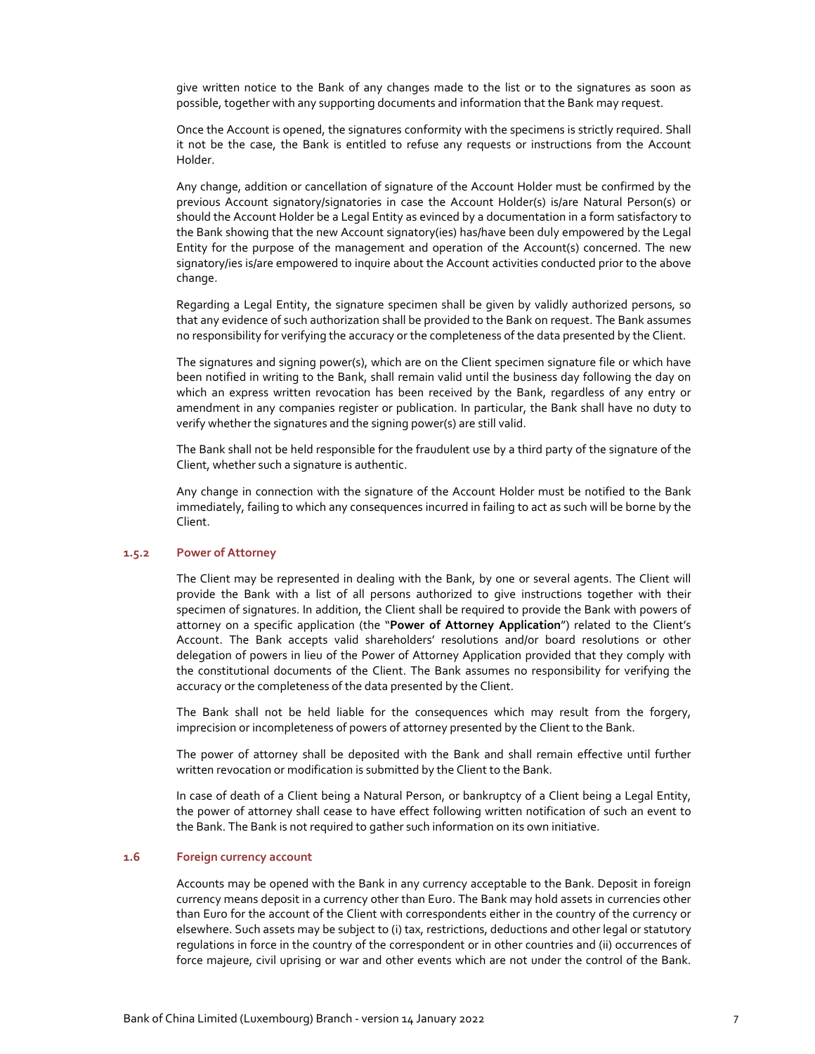give written notice to the Bank of any changes made to the list or to the signatures as soon as possible, together with any supporting documents and information that the Bank may request.

Once the Account is opened, the signatures conformity with the specimens is strictly required. Shall it not be the case, the Bank is entitled to refuse any requests or instructions from the Account Holder.

Any change, addition or cancellation of signature of the Account Holder must be confirmed by the previous Account signatory/signatories in case the Account Holder(s) is/are Natural Person(s) or should the Account Holder be a Legal Entity as evinced by a documentation in a form satisfactory to the Bank showing that the new Account signatory(ies) has/have been duly empowered by the Legal Entity for the purpose of the management and operation of the Account(s) concerned. The new signatory/ies is/are empowered to inquire about the Account activities conducted prior to the above change.

Regarding a Legal Entity, the signature specimen shall be given by validly authorized persons, so that any evidence of such authorization shall be provided to the Bank on request. The Bank assumes no responsibility for verifying the accuracy or the completeness of the data presented by the Client.

The signatures and signing power(s), which are on the Client specimen signature file or which have been notified in writing to the Bank, shall remain valid until the business day following the day on which an express written revocation has been received by the Bank, regardless of any entry or amendment in any companies register or publication. In particular, the Bank shall have no duty to verify whether the signatures and the signing power(s) are still valid.

The Bank shall not be held responsible for the fraudulent use by a third party of the signature of the Client, whether such a signature is authentic.

Any change in connection with the signature of the Account Holder must be notified to the Bank immediately, failing to which any consequences incurred in failing to act as such will be borne by the Client.

#### 1.5.2 Power of Attorney

The Client may be represented in dealing with the Bank, by one or several agents. The Client will provide the Bank with a list of all persons authorized to give instructions together with their specimen of signatures. In addition, the Client shall be required to provide the Bank with powers of attorney on a specific application (the "**Power of Attorney Application**") related to the Client's Account. The Bank accepts valid shareholders' resolutions and/or board resolutions or other delegation of powers in lieu of the Power of Attorney Application provided that they comply with the constitutional documents of the Client. The Bank assumes no responsibility for verifying the accuracy or the completeness of the data presented by the Client.

The Bank shall not be held liable for the consequences which may result from the forgery, imprecision or incompleteness of powers of attorney presented by the Client to the Bank.

The power of attorney shall be deposited with the Bank and shall remain effective until further written revocation or modification is submitted by the Client to the Bank.

In case of death of a Client being a Natural Person, or bankruptcy of a Client being a Legal Entity, the power of attorney shall cease to have effect following written notification of such an event to the Bank. The Bank is not required to gather such information on its own initiative.

### 1.6 Foreign currency account

Accounts may be opened with the Bank in any currency acceptable to the Bank. Deposit in foreign currency means deposit in a currency other than Euro. The Bank may hold assets in currencies other than Euro for the account of the Client with correspondents either in the country of the currency or elsewhere. Such assets may be subject to (i) tax, restrictions, deductions and other legal or statutory regulations in force in the country of the correspondent or in other countries and (ii) occurrences of force majeure, civil uprising or war and other events which are not under the control of the Bank.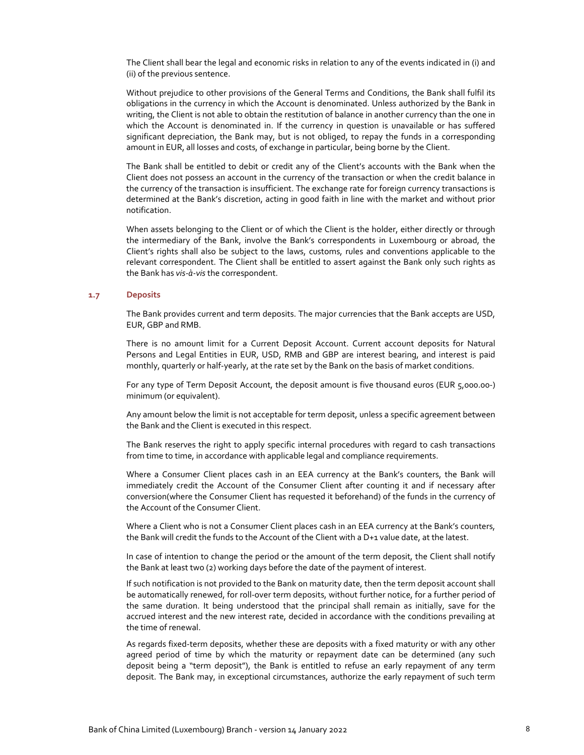The Client shall bear the legal and economic risks in relation to any of the events indicated in (i) and (ii) of the previous sentence.

Without prejudice to other provisions of the General Terms and Conditions, the Bank shall fulfil its obligations in the currency in which the Account is denominated. Unless authorized by the Bank in writing, the Client is not able to obtain the restitution of balance in another currency than the one in which the Account is denominated in. If the currency in question is unavailable or has suffered significant depreciation, the Bank may, but is not obliged, to repay the funds in a corresponding amount in EUR, all losses and costs, of exchange in particular, being borne by the Client.

The Bank shall be entitled to debit or credit any of the Client's accounts with the Bank when the Client does not possess an account in the currency of the transaction or when the credit balance in the currency of the transaction is insufficient. The exchange rate for foreign currency transactions is determined at the Bank's discretion, acting in good faith in line with the market and without prior notification.

When assets belonging to the Client or of which the Client is the holder, either directly or through the intermediary of the Bank, involve the Bank's correspondents in Luxembourg or abroad, the Client's rights shall also be subject to the laws, customs, rules and conventions applicable to the relevant correspondent. The Client shall be entitled to assert against the Bank only such rights as the Bank has *vis-à-vis* the correspondent.

### 1.7 Deposits

The Bank provides current and term deposits. The major currencies that the Bank accepts are USD, EUR, GBP and RMB.

There is no amount limit for a Current Deposit Account. Current account deposits for Natural Persons and Legal Entities in EUR, USD, RMB and GBP are interest bearing, and interest is paid monthly, quarterly or half-yearly, at the rate set by the Bank on the basis of market conditions.

For any type of Term Deposit Account, the deposit amount is five thousand euros (EUR 5,000.00-) minimum (or equivalent).

Any amount below the limit is not acceptable for term deposit, unless a specific agreement between the Bank and the Client is executed in this respect.

The Bank reserves the right to apply specific internal procedures with regard to cash transactions from time to time, in accordance with applicable legal and compliance requirements.

Where a Consumer Client places cash in an EEA currency at the Bank's counters, the Bank will immediately credit the Account of the Consumer Client after counting it and if necessary after conversion(where the Consumer Client has requested it beforehand) of the funds in the currency of the Account of the Consumer Client.

Where a Client who is not a Consumer Client places cash in an EEA currency at the Bank's counters, the Bank will credit the funds to the Account of the Client with a D+1 value date, at the latest.

In case of intention to change the period or the amount of the term deposit, the Client shall notify the Bank at least two (2) working days before the date of the payment of interest.

If such notification is not provided to the Bank on maturity date, then the term deposit account shall be automatically renewed, for roll-over term deposits, without further notice, for a further period of the same duration. It being understood that the principal shall remain as initially, save for the accrued interest and the new interest rate, decided in accordance with the conditions prevailing at the time of renewal.

As regards fixed-term deposits, whether these are deposits with a fixed maturity or with any other agreed period of time by which the maturity or repayment date can be determined (any such deposit being a "term deposit"), the Bank is entitled to refuse an early repayment of any term deposit. The Bank may, in exceptional circumstances, authorize the early repayment of such term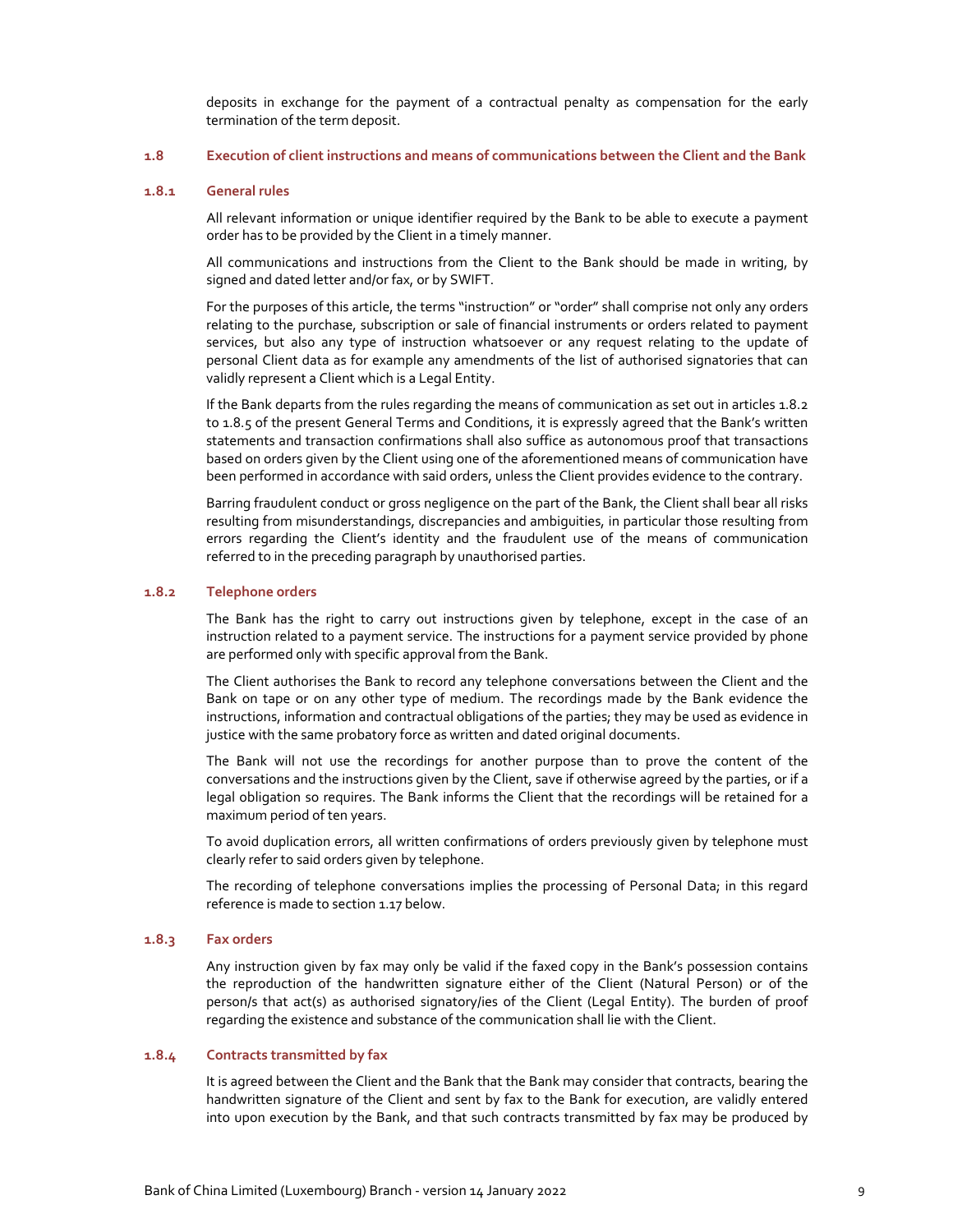deposits in exchange for the payment of a contractual penalty as compensation for the early termination of the term deposit.

## 1.8 Execution of client instructions and means of communications between the Client and the Bank

### 1.8.1 General rules

All relevant information or unique identifier required by the Bank to be able to execute a payment order has to be provided by the Client in a timely manner.

All communications and instructions from the Client to the Bank should be made in writing, by signed and dated letter and/or fax, or by SWIFT.

For the purposes of this article, the terms "instruction" or "order" shall comprise not only any orders relating to the purchase, subscription or sale of financial instruments or orders related to payment services, but also any type of instruction whatsoever or any request relating to the update of personal Client data as for example any amendments of the list of authorised signatories that can validly represent a Client which is a Legal Entity.

If the Bank departs from the rules regarding the means of communication as set out in articles 1.8.2 to 1.8.5 of the present General Terms and Conditions, it is expressly agreed that the Bank's written statements and transaction confirmations shall also suffice as autonomous proof that transactions based on orders given by the Client using one of the aforementioned means of communication have been performed in accordance with said orders, unless the Client provides evidence to the contrary.

Barring fraudulent conduct or gross negligence on the part of the Bank, the Client shall bear all risks resulting from misunderstandings, discrepancies and ambiguities, in particular those resulting from errors regarding the Client's identity and the fraudulent use of the means of communication referred to in the preceding paragraph by unauthorised parties.

### 1.8.2 Telephone orders

The Bank has the right to carry out instructions given by telephone, except in the case of an instruction related to a payment service. The instructions for a payment service provided by phone are performed only with specific approval from the Bank.

The Client authorises the Bank to record any telephone conversations between the Client and the Bank on tape or on any other type of medium. The recordings made by the Bank evidence the instructions, information and contractual obligations of the parties; they may be used as evidence in justice with the same probatory force as written and dated original documents.

The Bank will not use the recordings for another purpose than to prove the content of the conversations and the instructions given by the Client, save if otherwise agreed by the parties, or if a legal obligation so requires. The Bank informs the Client that the recordings will be retained for a maximum period of ten years.

To avoid duplication errors, all written confirmations of orders previously given by telephone must clearly refer to said orders given by telephone.

The recording of telephone conversations implies the processing of Personal Data; in this regard reference is made to section 1.17 below.

### 1.8.3 Fax orders

Any instruction given by fax may only be valid if the faxed copy in the Bank's possession contains the reproduction of the handwritten signature either of the Client (Natural Person) or of the person/s that act(s) as authorised signatory/ies of the Client (Legal Entity). The burden of proof regarding the existence and substance of the communication shall lie with the Client.

### 1.8.4 Contracts transmitted by fax

It is agreed between the Client and the Bank that the Bank may consider that contracts, bearing the handwritten signature of the Client and sent by fax to the Bank for execution, are validly entered into upon execution by the Bank, and that such contracts transmitted by fax may be produced by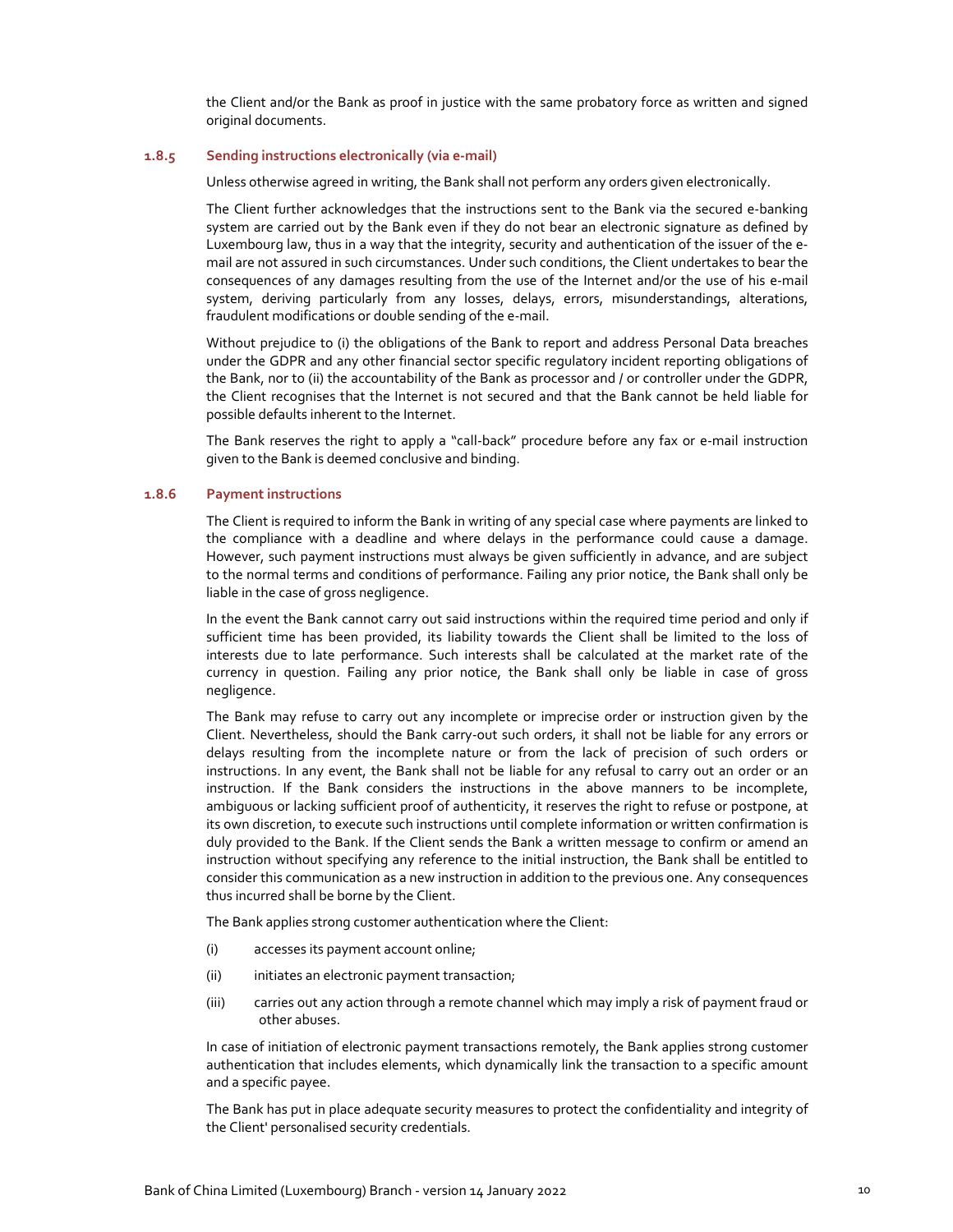the Client and/or the Bank as proof in justice with the same probatory force as written and signed original documents.

#### 1.8.5 Sending instructions electronically (via e-mail)

Unless otherwise agreed in writing, the Bank shall not perform any orders given electronically.

The Client further acknowledges that the instructions sent to the Bank via the secured e-banking system are carried out by the Bank even if they do not bear an electronic signature as defined by Luxembourg law, thus in a way that the integrity, security and authentication of the issuer of the e-mail are not assured in such circumstances. Under such conditions, the Client undertakes to bear the consequences of any damages resulting from the use of the Internet and/or the use of his e-mail system, deriving particularly from any losses, delays, errors, misunderstandings, alterations, fraudulent modifications or double sending of the e-mail.

Without prejudice to (i) the obligations of the Bank to report and address Personal Data breaches under the GDPR and any other financial sector specific regulatory incident reporting obligations of the Bank, nor to (ii) the accountability of the Bank as processor and / or controller under the GDPR, the Client recognises that the Internet is not secured and that the Bank cannot be held liable for possible defaults inherent to the Internet.

The Bank reserves the right to apply a "call-back" procedure before any fax or e-mail instruction given to the Bank is deemed conclusive and binding.

#### 1.8.6 Payment instructions

The Client is required to inform the Bank in writing of any special case where payments are linked to the compliance with a deadline and where delays in the performance could cause a damage. However, such payment instructions must always be given sufficiently in advance, and are subject to the normal terms and conditions of performance. Failing any prior notice, the Bank shall only be liable in the case of gross negligence.

In the event the Bank cannot carry out said instructions within the required time period and only if sufficient time has been provided, its liability towards the Client shall be limited to the loss of interests due to late performance. Such interests shall be calculated at the market rate of the currency in question. Failing any prior notice, the Bank shall only be liable in case of gross negligence.

The Bank may refuse to carry out any incomplete or imprecise order or instruction given by the Client. Nevertheless, should the Bank carry-out such orders, it shall not be liable for any errors or delays resulting from the incomplete nature or from the lack of precision of such orders or instructions. In any event, the Bank shall not be liable for any refusal to carry out an order or an instruction. If the Bank considers the instructions in the above manners to be incomplete, ambiguous or lacking sufficient proof of authenticity, it reserves the right to refuse or postpone, at its own discretion, to execute such instructions until complete information or written confirmation is duly provided to the Bank. If the Client sends the Bank a written message to confirm or amend an instruction without specifying any reference to the initial instruction, the Bank shall be entitled to consider this communication as a new instruction in addition to the previous one. Any consequences thus incurred shall be borne by the Client.

The Bank applies strong customer authentication where the Client:

(i) accesses its payment account online;

(ii) initiates an electronic payment transaction;

(iii) carries out any action through a remote channel which may imply a risk of payment fraud or other abuses.

In case of initiation of electronic payment transactions remotely, the Bank applies strong customer authentication that includes elements, which dynamically link the transaction to a specific amount and a specific payee.

The Bank has put in place adequate security measures to protect the confidentiality and integrity of the Client' personalised security credentials.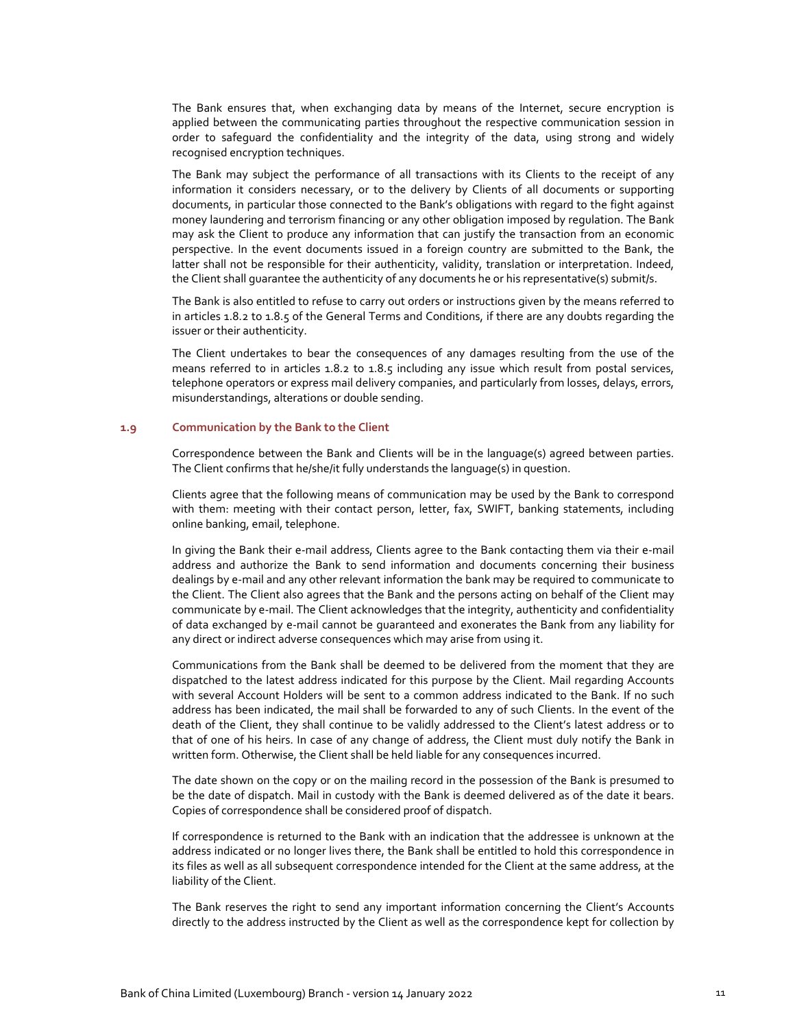The Bank ensures that, when exchanging data by means of the Internet, secure encryption is applied between the communicating parties throughout the respective communication session in order to safeguard the confidentiality and the integrity of the data, using strong and widely recognised encryption techniques.

The Bank may subject the performance of all transactions with its Clients to the receipt of any information it considers necessary, or to the delivery by Clients of all documents or supporting documents, in particular those connected to the Bank's obligations with regard to the fight against money laundering and terrorism financing or any other obligation imposed by regulation. The Bank may ask the Client to produce any information that can justify the transaction from an economic perspective. In the event documents issued in a foreign country are submitted to the Bank, the latter shall not be responsible for their authenticity, validity, translation or interpretation. Indeed, the Client shall guarantee the authenticity of any documents he or his representative(s) submit/s.

The Bank is also entitled to refuse to carry out orders or instructions given by the means referred to in articles 1.8.2 to 1.8.5 of the General Terms and Conditions, if there are any doubts regarding the issuer or their authenticity.

The Client undertakes to bear the consequences of any damages resulting from the use of the means referred to in articles 1.8.2 to 1.8.5 including any issue which result from postal services, telephone operators or express mail delivery companies, and particularly from losses, delays, errors, misunderstandings, alterations or double sending.

## 1.9 Communication by the Bank to the Client

Correspondence between the Bank and Clients will be in the language(s) agreed between parties. The Client confirms that he/she/it fully understands the language(s) in question.

Clients agree that the following means of communication may be used by the Bank to correspond with them: meeting with their contact person, letter, fax, SWIFT, banking statements, including online banking, email, telephone.

In giving the Bank their e-mail address, Clients agree to the Bank contacting them via their e-mail address and authorize the Bank to send information and documents concerning their business dealings by e-mail and any other relevant information the bank may be required to communicate to the Client. The Client also agrees that the Bank and the persons acting on behalf of the Client may communicate by e-mail. The Client acknowledges that the integrity, authenticity and confidentiality of data exchanged by e-mail cannot be guaranteed and exonerates the Bank from any liability for any direct or indirect adverse consequences which may arise from using it.

Communications from the Bank shall be deemed to be delivered from the moment that they are dispatched to the latest address indicated for this purpose by the Client. Mail regarding Accounts with several Account Holders will be sent to a common address indicated to the Bank. If no such address has been indicated, the mail shall be forwarded to any of such Clients. In the event of the death of the Client, they shall continue to be validly addressed to the Client's latest address or to that of one of his heirs. In case of any change of address, the Client must duly notify the Bank in written form. Otherwise, the Client shall be held liable for any consequences incurred.

The date shown on the copy or on the mailing record in the possession of the Bank is presumed to be the date of dispatch. Mail in custody with the Bank is deemed delivered as of the date it bears. Copies of correspondence shall be considered proof of dispatch.

If correspondence is returned to the Bank with an indication that the addressee is unknown at the address indicated or no longer lives there, the Bank shall be entitled to hold this correspondence in its files as well as all subsequent correspondence intended for the Client at the same address, at the liability of the Client.

The Bank reserves the right to send any important information concerning the Client's Accounts directly to the address instructed by the Client as well as the correspondence kept for collection by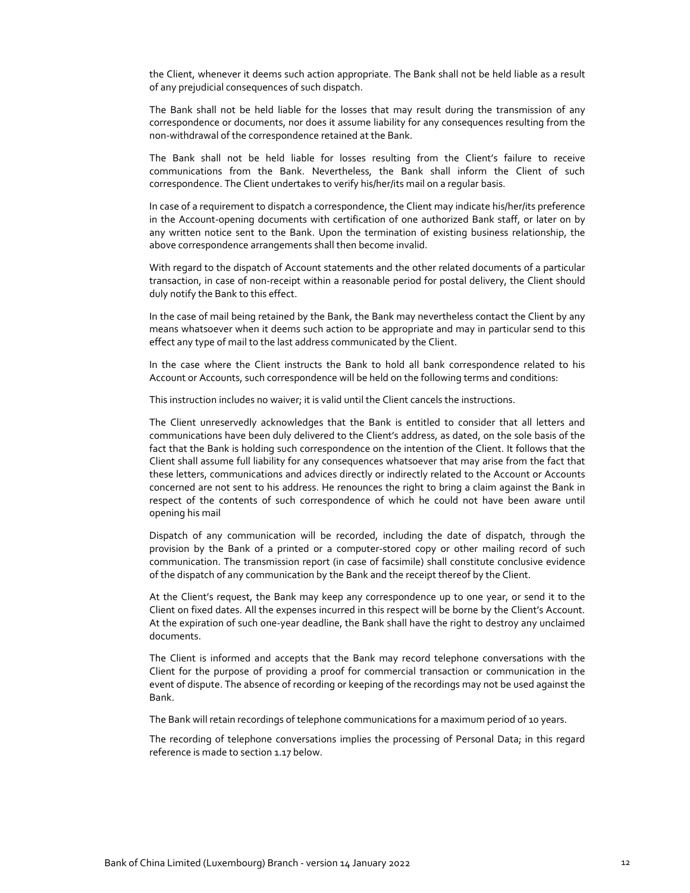the Client, whenever it deems such action appropriate. The Bank shall not be held liable as a result of any prejudicial consequences of such dispatch.

The Bank shall not be held liable for the losses that may result during the transmission of any correspondence or documents, nor does it assume liability for any consequences resulting from the non-withdrawal of the correspondence retained at the Bank.

The Bank shall not be held liable for losses resulting from the Client's failure to receive communications from the Bank. Nevertheless, the Bank shall inform the Client of such correspondence. The Client undertakes to verify his/her/its mail on a regular basis.

In case of a requirement to dispatch a correspondence, the Client may indicate his/her/its preference in the Account-opening documents with certification of one authorized Bank staff, or later on by any written notice sent to the Bank. Upon the termination of existing business relationship, the above correspondence arrangements shall then become invalid.

With regard to the dispatch of Account statements and the other related documents of a particular transaction, in case of non-receipt within a reasonable period for postal delivery, the Client should duly notify the Bank to this effect.

In the case of mail being retained by the Bank, the Bank may nevertheless contact the Client by any means whatsoever when it deems such action to be appropriate and may in particular send to this effect any type of mail to the last address communicated by the Client.

In the case where the Client instructs the Bank to hold all bank correspondence related to his Account or Accounts, such correspondence will be held on the following terms and conditions:

This instruction includes no waiver; it is valid until the Client cancels the instructions.

The Client unreservedly acknowledges that the Bank is entitled to consider that all letters and communications have been duly delivered to the Client's address, as dated, on the sole basis of the fact that the Bank is holding such correspondence on the intention of the Client. It follows that the Client shall assume full liability for any consequences whatsoever that may arise from the fact that these letters, communications and advices directly or indirectly related to the Account or Accounts concerned are not sent to his address. He renounces the right to bring a claim against the Bank in respect of the contents of such correspondence of which he could not have been aware until opening his mail

Dispatch of any communication will be recorded, including the date of dispatch, through the provision by the Bank of a printed or a computer-stored copy or other mailing record of such communication. The transmission report (in case of facsimile) shall constitute conclusive evidence of the dispatch of any communication by the Bank and the receipt thereof by the Client.

At the Client's request, the Bank may keep any correspondence up to one year, or send it to the Client on fixed dates. All the expenses incurred in this respect will be borne by the Client's Account. At the expiration of such one-year deadline, the Bank shall have the right to destroy any unclaimed documents.

The Client is informed and accepts that the Bank may record telephone conversations with the Client for the purpose of providing a proof for commercial transaction or communication in the event of dispute. The absence of recording or keeping of the recordings may not be used against the Bank.

The Bank will retain recordings of telephone communications for a maximum period of 10 years.

The recording of telephone conversations implies the processing of Personal Data; in this regard reference is made to section 1.17 below.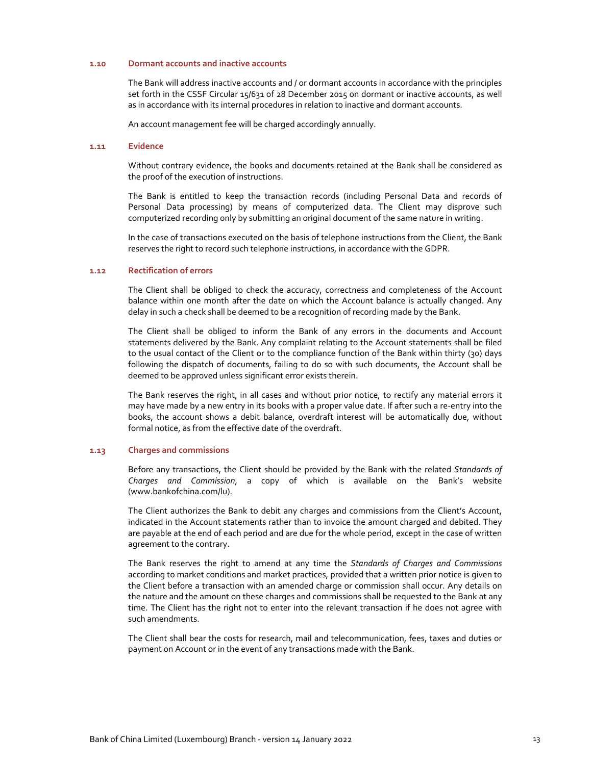### 1.10 Dormant accounts and inactive accounts

The Bank will address inactive accounts and / or dormant accounts in accordance with the principles set forth in the CSSF Circular 15/631 of 28 December 2015 on dormant or inactive accounts, as well as in accordance with its internal procedures in relation to inactive and dormant accounts.

An account management fee will be charged accordingly annually.

### 1.11 Evidence

Without contrary evidence, the books and documents retained at the Bank shall be considered as the proof of the execution of instructions.

The Bank is entitled to keep the transaction records (including Personal Data and records of Personal Data processing) by means of computerized data. The Client may disprove such computerized recording only by submitting an original document of the same nature in writing.

In the case of transactions executed on the basis of telephone instructions from the Client, the Bank reserves the right to record such telephone instructions, in accordance with the GDPR.

### 1.12 Rectification of errors

The Client shall be obliged to check the accuracy, correctness and completeness of the Account balance within one month after the date on which the Account balance is actually changed. Any delay in such a check shall be deemed to be a recognition of recording made by the Bank.

The Client shall be obliged to inform the Bank of any errors in the documents and Account statements delivered by the Bank. Any complaint relating to the Account statements shall be filed to the usual contact of the Client or to the compliance function of the Bank within thirty (30) days following the dispatch of documents, failing to do so with such documents, the Account shall be deemed to be approved unless significant error exists therein.

The Bank reserves the right, in all cases and without prior notice, to rectify any material errors it may have made by a new entry in its books with a proper value date. If after such a re-entry into the books, the account shows a debit balance, overdraft interest will be automatically due, without formal notice, as from the effective date of the overdraft.

### 1.13 Charges and commissions

Before any transactions, the Client should be provided by the Bank with the related *Standards of Charges and Commission*, a copy of which is available on the Bank's website (www.bankofchina.com/lu).

The Client authorizes the Bank to debit any charges and commissions from the Client's Account, indicated in the Account statements rather than to invoice the amount charged and debited. They are payable at the end of each period and are due for the whole period, except in the case of written agreement to the contrary.

The Bank reserves the right to amend at any time the *Standards of Charges and Commissions* according to market conditions and market practices, provided that a written prior notice is given to the Client before a transaction with an amended charge or commission shall occur. Any details on the nature and the amount on these charges and commissions shall be requested to the Bank at any time. The Client has the right not to enter into the relevant transaction if he does not agree with such amendments.

The Client shall bear the costs for research, mail and telecommunication, fees, taxes and duties or payment on Account or in the event of any transactions made with the Bank.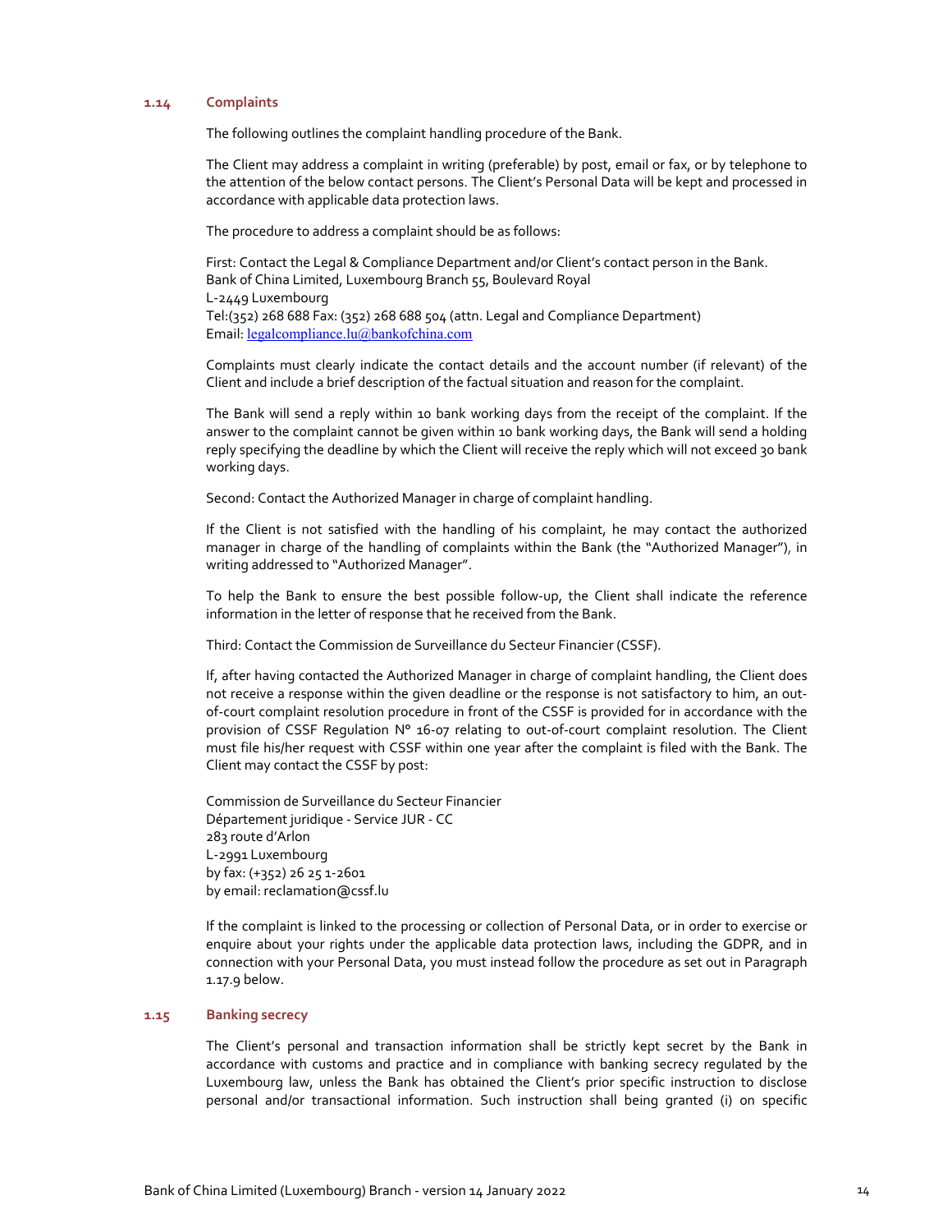### 1.14 Complaints

The following outlines the complaint handling procedure of the Bank.

The Client may address a complaint in writing (preferable) by post, email or fax, or by telephone to the attention of the below contact persons. The Client's Personal Data will be kept and processed in accordance with applicable data protection laws.

The procedure to address a complaint should be as follows:

First: Contact the Legal & Compliance Department and/or Client's contact person in the Bank.
Bank of China Limited, Luxembourg Branch 55, Boulevard Royal
L-2449 Luxembourg
Tel:(352) 268 688 Fax: (352) 268 688 504 (attn. Legal and Compliance Department)
Email: legalcompliance.lu@bankofchina.com

Complaints must clearly indicate the contact details and the account number (if relevant) of the Client and include a brief description of the factual situation and reason for the complaint.

The Bank will send a reply within 10 bank working days from the receipt of the complaint. If the answer to the complaint cannot be given within 10 bank working days, the Bank will send a holding reply specifying the deadline by which the Client will receive the reply which will not exceed 30 bank working days.

Second: Contact the Authorized Manager in charge of complaint handling.

If the Client is not satisfied with the handling of his complaint, he may contact the authorized manager in charge of the handling of complaints within the Bank (the "Authorized Manager"), in writing addressed to "Authorized Manager".

To help the Bank to ensure the best possible follow-up, the Client shall indicate the reference information in the letter of response that he received from the Bank.

Third: Contact the Commission de Surveillance du Secteur Financier (CSSF).

If, after having contacted the Authorized Manager in charge of complaint handling, the Client does not receive a response within the given deadline or the response is not satisfactory to him, an out-of-court complaint resolution procedure in front of the CSSF is provided for in accordance with the provision of CSSF Regulation N° 16-07 relating to out-of-court complaint resolution. The Client must file his/her request with CSSF within one year after the complaint is filed with the Bank. The Client may contact the CSSF by post:

Commission de Surveillance du Secteur Financier
Département juridique - Service JUR - CC
283 route d'Arlon
L-2991 Luxembourg
by fax: (+352) 26 25 1-2601
by email: reclamation@cssf.lu

If the complaint is linked to the processing or collection of Personal Data, or in order to exercise or enquire about your rights under the applicable data protection laws, including the GDPR, and in connection with your Personal Data, you must instead follow the procedure as set out in Paragraph 1.17.9 below.

### 1.15 Banking secrecy

The Client's personal and transaction information shall be strictly kept secret by the Bank in accordance with customs and practice and in compliance with banking secrecy regulated by the Luxembourg law, unless the Bank has obtained the Client's prior specific instruction to disclose personal and/or transactional information. Such instruction shall being granted (i) on specific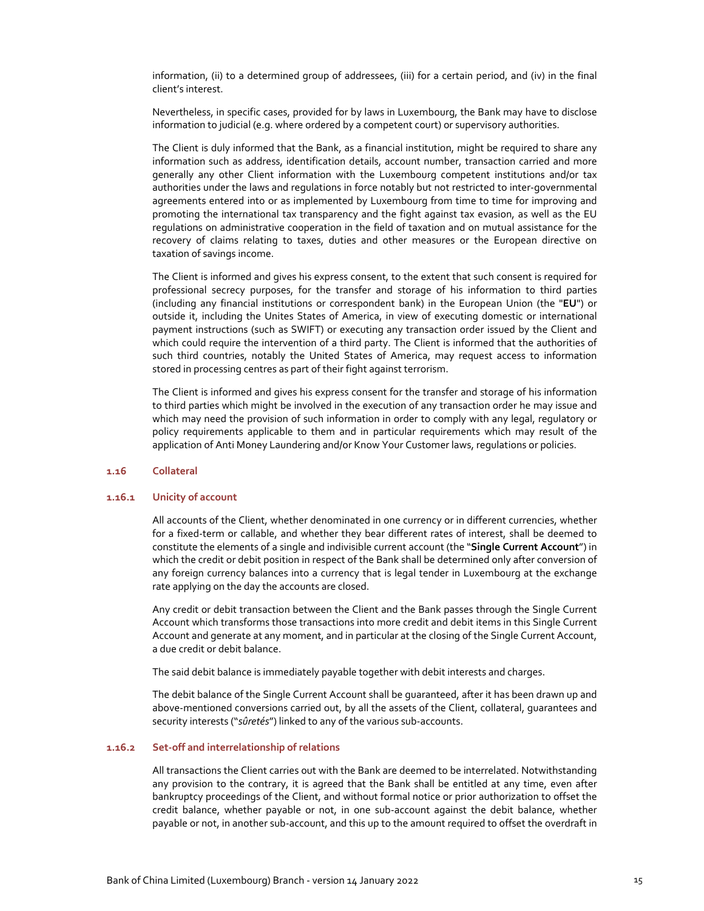information, (ii) to a determined group of addressees, (iii) for a certain period, and (iv) in the final client's interest.

Nevertheless, in specific cases, provided for by laws in Luxembourg, the Bank may have to disclose information to judicial (e.g. where ordered by a competent court) or supervisory authorities.

The Client is duly informed that the Bank, as a financial institution, might be required to share any information such as address, identification details, account number, transaction carried and more generally any other Client information with the Luxembourg competent institutions and/or tax authorities under the laws and regulations in force notably but not restricted to inter-governmental agreements entered into or as implemented by Luxembourg from time to time for improving and promoting the international tax transparency and the fight against tax evasion, as well as the EU regulations on administrative cooperation in the field of taxation and on mutual assistance for the recovery of claims relating to taxes, duties and other measures or the European directive on taxation of savings income.

The Client is informed and gives his express consent, to the extent that such consent is required for professional secrecy purposes, for the transfer and storage of his information to third parties (including any financial institutions or correspondent bank) in the European Union (the "**EU**") or outside it, including the Unites States of America, in view of executing domestic or international payment instructions (such as SWIFT) or executing any transaction order issued by the Client and which could require the intervention of a third party. The Client is informed that the authorities of such third countries, notably the United States of America, may request access to information stored in processing centres as part of their fight against terrorism.

The Client is informed and gives his express consent for the transfer and storage of his information to third parties which might be involved in the execution of any transaction order he may issue and which may need the provision of such information in order to comply with any legal, regulatory or policy requirements applicable to them and in particular requirements which may result of the application of Anti Money Laundering and/or Know Your Customer laws, regulations or policies.

### 1.16 Collateral

#### 1.16.1 Unicity of account

All accounts of the Client, whether denominated in one currency or in different currencies, whether for a fixed-term or callable, and whether they bear different rates of interest, shall be deemed to constitute the elements of a single and indivisible current account (the "**Single Current Account**") in which the credit or debit position in respect of the Bank shall be determined only after conversion of any foreign currency balances into a currency that is legal tender in Luxembourg at the exchange rate applying on the day the accounts are closed.

Any credit or debit transaction between the Client and the Bank passes through the Single Current Account which transforms those transactions into more credit and debit items in this Single Current Account and generate at any moment, and in particular at the closing of the Single Current Account, a due credit or debit balance.

The said debit balance is immediately payable together with debit interests and charges.

The debit balance of the Single Current Account shall be guaranteed, after it has been drawn up and above-mentioned conversions carried out, by all the assets of the Client, collateral, guarantees and security interests ("*sûretés*") linked to any of the various sub-accounts.

#### 1.16.2 Set-off and interrelationship of relations

All transactions the Client carries out with the Bank are deemed to be interrelated. Notwithstanding any provision to the contrary, it is agreed that the Bank shall be entitled at any time, even after bankruptcy proceedings of the Client, and without formal notice or prior authorization to offset the credit balance, whether payable or not, in one sub-account against the debit balance, whether payable or not, in another sub-account, and this up to the amount required to offset the overdraft in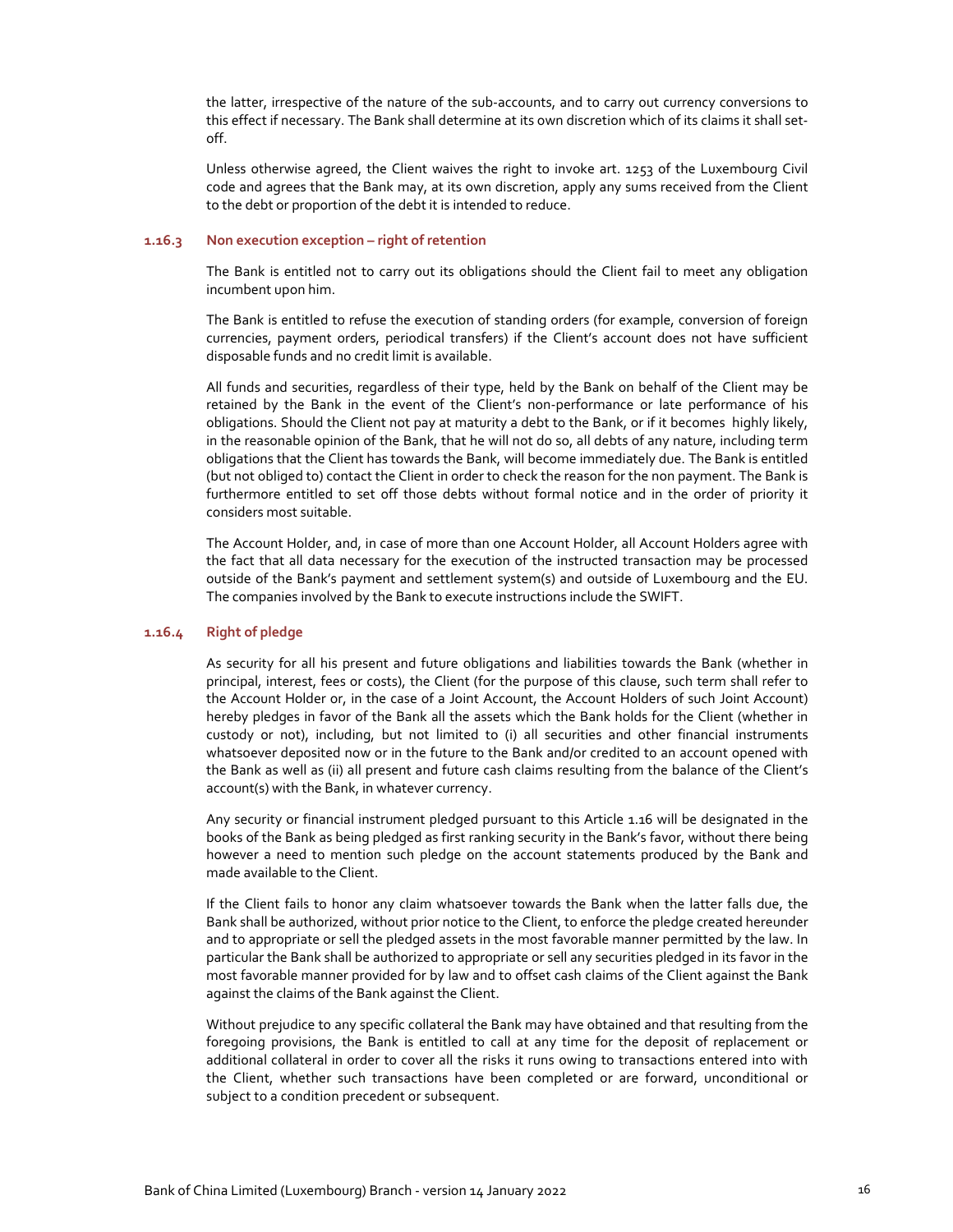the latter, irrespective of the nature of the sub-accounts, and to carry out currency conversions to this effect if necessary. The Bank shall determine at its own discretion which of its claims it shall set-off.

Unless otherwise agreed, the Client waives the right to invoke art. 1253 of the Luxembourg Civil code and agrees that the Bank may, at its own discretion, apply any sums received from the Client to the debt or proportion of the debt it is intended to reduce.

#### 1.16.3 Non execution exception – right of retention

The Bank is entitled not to carry out its obligations should the Client fail to meet any obligation incumbent upon him.

The Bank is entitled to refuse the execution of standing orders (for example, conversion of foreign currencies, payment orders, periodical transfers) if the Client's account does not have sufficient disposable funds and no credit limit is available.

All funds and securities, regardless of their type, held by the Bank on behalf of the Client may be retained by the Bank in the event of the Client's non-performance or late performance of his obligations. Should the Client not pay at maturity a debt to the Bank, or if it becomes highly likely, in the reasonable opinion of the Bank, that he will not do so, all debts of any nature, including term obligations that the Client has towards the Bank, will become immediately due. The Bank is entitled (but not obliged to) contact the Client in order to check the reason for the non payment. The Bank is furthermore entitled to set off those debts without formal notice and in the order of priority it considers most suitable.

The Account Holder, and, in case of more than one Account Holder, all Account Holders agree with the fact that all data necessary for the execution of the instructed transaction may be processed outside of the Bank's payment and settlement system(s) and outside of Luxembourg and the EU. The companies involved by the Bank to execute instructions include the SWIFT.

#### 1.16.4 Right of pledge

As security for all his present and future obligations and liabilities towards the Bank (whether in principal, interest, fees or costs), the Client (for the purpose of this clause, such term shall refer to the Account Holder or, in the case of a Joint Account, the Account Holders of such Joint Account) hereby pledges in favor of the Bank all the assets which the Bank holds for the Client (whether in custody or not), including, but not limited to (i) all securities and other financial instruments whatsoever deposited now or in the future to the Bank and/or credited to an account opened with the Bank as well as (ii) all present and future cash claims resulting from the balance of the Client's account(s) with the Bank, in whatever currency.

Any security or financial instrument pledged pursuant to this Article 1.16 will be designated in the books of the Bank as being pledged as first ranking security in the Bank's favor, without there being however a need to mention such pledge on the account statements produced by the Bank and made available to the Client.

If the Client fails to honor any claim whatsoever towards the Bank when the latter falls due, the Bank shall be authorized, without prior notice to the Client, to enforce the pledge created hereunder and to appropriate or sell the pledged assets in the most favorable manner permitted by the law. In particular the Bank shall be authorized to appropriate or sell any securities pledged in its favor in the most favorable manner provided for by law and to offset cash claims of the Client against the Bank against the claims of the Bank against the Client.

Without prejudice to any specific collateral the Bank may have obtained and that resulting from the foregoing provisions, the Bank is entitled to call at any time for the deposit of replacement or additional collateral in order to cover all the risks it runs owing to transactions entered into with the Client, whether such transactions have been completed or are forward, unconditional or subject to a condition precedent or subsequent.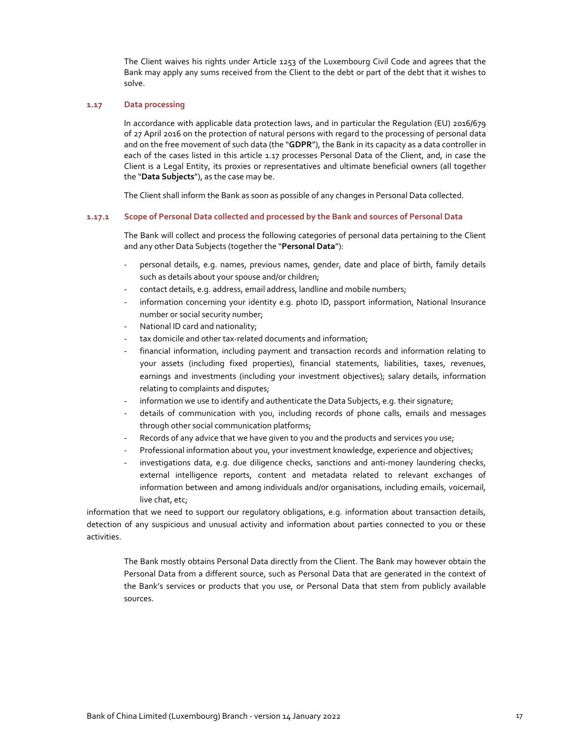The Client waives his rights under Article 1253 of the Luxembourg Civil Code and agrees that the Bank may apply any sums received from the Client to the debt or part of the debt that it wishes to solve.

### 1.17 Data processing

In accordance with applicable data protection laws, and in particular the Regulation (EU) 2016/679 of 27 April 2016 on the protection of natural persons with regard to the processing of personal data and on the free movement of such data (the "**GDPR**"), the Bank in its capacity as a data controller in each of the cases listed in this article 1.17 processes Personal Data of the Client, and, in case the Client is a Legal Entity, its proxies or representatives and ultimate beneficial owners (all together the "**Data Subjects**"), as the case may be.

The Client shall inform the Bank as soon as possible of any changes in Personal Data collected.

#### 1.17.1 Scope of Personal Data collected and processed by the Bank and sources of Personal Data

The Bank will collect and process the following categories of personal data pertaining to the Client and any other Data Subjects (together the "**Personal Data**"):

- personal details, e.g. names, previous names, gender, date and place of birth, family details such as details about your spouse and/or children;
- contact details, e.g. address, email address, landline and mobile numbers;
- information concerning your identity e.g. photo ID, passport information, National Insurance number or social security number;
- National ID card and nationality;
- tax domicile and other tax-related documents and information;
- financial information, including payment and transaction records and information relating to your assets (including fixed properties), financial statements, liabilities, taxes, revenues, earnings and investments (including your investment objectives); salary details, information relating to complaints and disputes;
- information we use to identify and authenticate the Data Subjects, e.g. their signature;
- details of communication with you, including records of phone calls, emails and messages through other social communication platforms;
- Records of any advice that we have given to you and the products and services you use;
- Professional information about you, your investment knowledge, experience and objectives;
- investigations data, e.g. due diligence checks, sanctions and anti-money laundering checks, external intelligence reports, content and metadata related to relevant exchanges of information between and among individuals and/or organisations, including emails, voicemail, live chat, etc;

information that we need to support our regulatory obligations, e.g. information about transaction details, detection of any suspicious and unusual activity and information about parties connected to you or these activities.

The Bank mostly obtains Personal Data directly from the Client. The Bank may however obtain the Personal Data from a different source, such as Personal Data that are generated in the context of the Bank's services or products that you use, or Personal Data that stem from publicly available sources.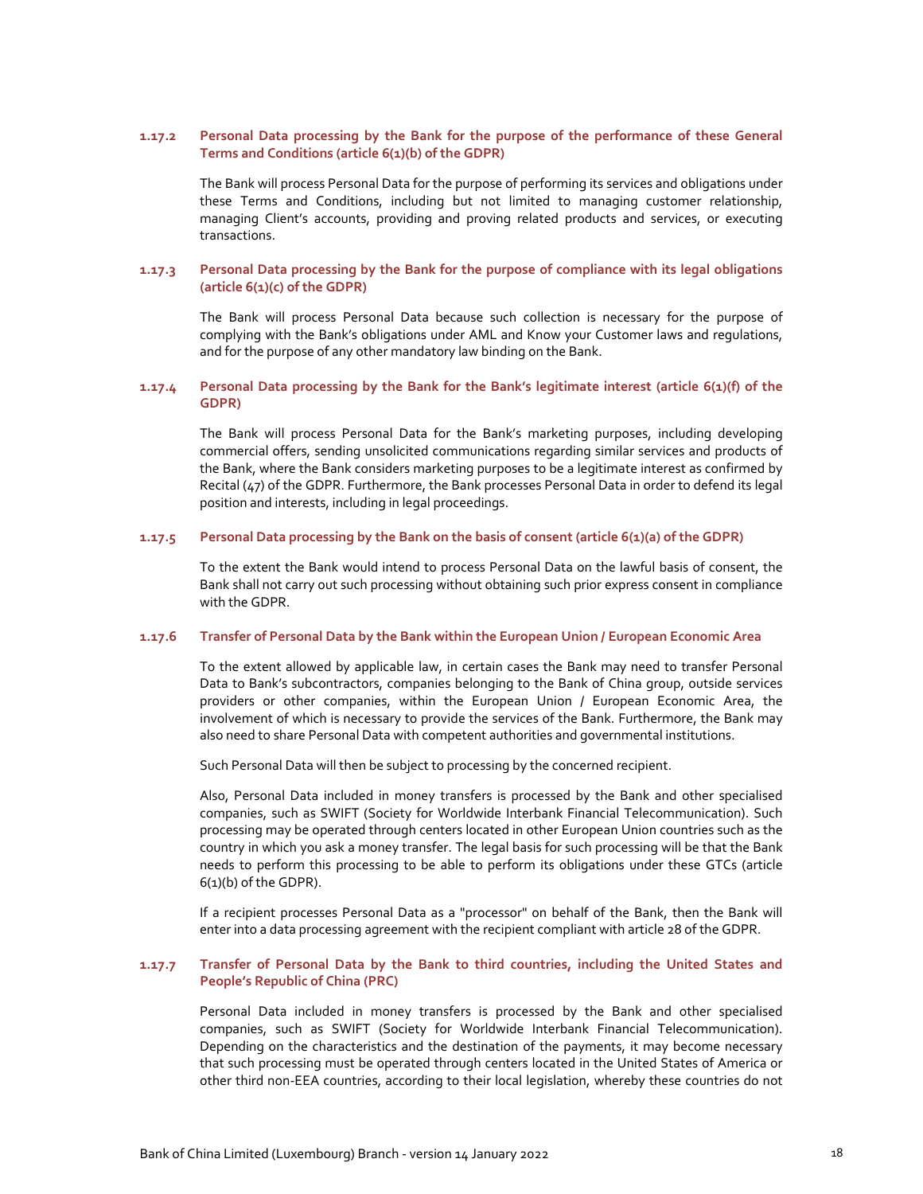### 1.17.2 Personal Data processing by the Bank for the purpose of the performance of these General Terms and Conditions (article 6(1)(b) of the GDPR)

The Bank will process Personal Data for the purpose of performing its services and obligations under these Terms and Conditions, including but not limited to managing customer relationship, managing Client's accounts, providing and proving related products and services, or executing transactions.

### 1.17.3 Personal Data processing by the Bank for the purpose of compliance with its legal obligations (article 6(1)(c) of the GDPR)

The Bank will process Personal Data because such collection is necessary for the purpose of complying with the Bank's obligations under AML and Know your Customer laws and regulations, and for the purpose of any other mandatory law binding on the Bank.

### 1.17.4 Personal Data processing by the Bank for the Bank's legitimate interest (article 6(1)(f) of the GDPR)

The Bank will process Personal Data for the Bank's marketing purposes, including developing commercial offers, sending unsolicited communications regarding similar services and products of the Bank, where the Bank considers marketing purposes to be a legitimate interest as confirmed by Recital (47) of the GDPR. Furthermore, the Bank processes Personal Data in order to defend its legal position and interests, including in legal proceedings.

### 1.17.5 Personal Data processing by the Bank on the basis of consent (article 6(1)(a) of the GDPR)

To the extent the Bank would intend to process Personal Data on the lawful basis of consent, the Bank shall not carry out such processing without obtaining such prior express consent in compliance with the GDPR.

### 1.17.6 Transfer of Personal Data by the Bank within the European Union / European Economic Area

To the extent allowed by applicable law, in certain cases the Bank may need to transfer Personal Data to Bank's subcontractors, companies belonging to the Bank of China group, outside services providers or other companies, within the European Union / European Economic Area, the involvement of which is necessary to provide the services of the Bank. Furthermore, the Bank may also need to share Personal Data with competent authorities and governmental institutions.

Such Personal Data will then be subject to processing by the concerned recipient.

Also, Personal Data included in money transfers is processed by the Bank and other specialised companies, such as SWIFT (Society for Worldwide Interbank Financial Telecommunication). Such processing may be operated through centers located in other European Union countries such as the country in which you ask a money transfer. The legal basis for such processing will be that the Bank needs to perform this processing to be able to perform its obligations under these GTCs (article 6(1)(b) of the GDPR).

If a recipient processes Personal Data as a "processor" on behalf of the Bank, then the Bank will enter into a data processing agreement with the recipient compliant with article 28 of the GDPR.

### 1.17.7 Transfer of Personal Data by the Bank to third countries, including the United States and People's Republic of China (PRC)

Personal Data included in money transfers is processed by the Bank and other specialised companies, such as SWIFT (Society for Worldwide Interbank Financial Telecommunication). Depending on the characteristics and the destination of the payments, it may become necessary that such processing must be operated through centers located in the United States of America or other third non-EEA countries, according to their local legislation, whereby these countries do not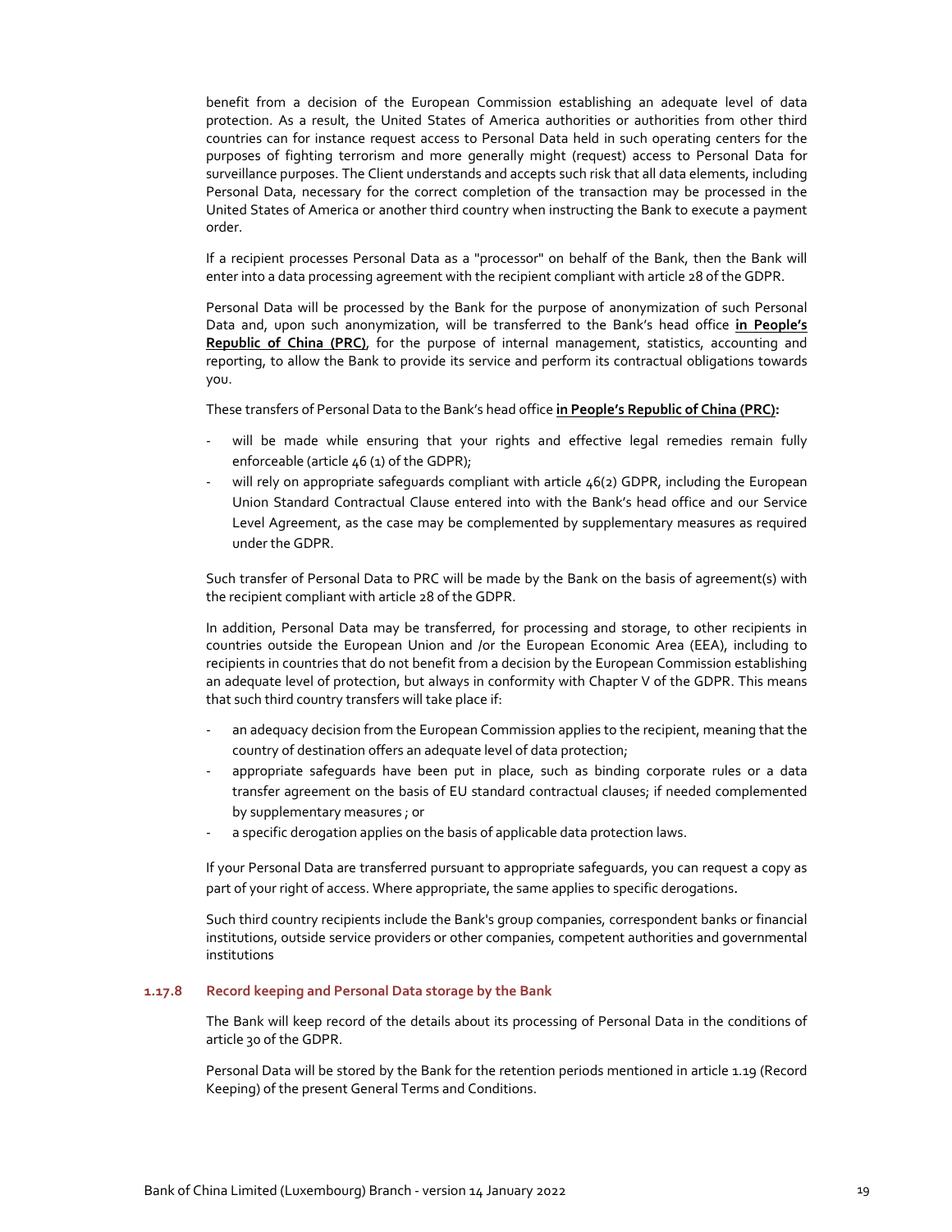benefit from a decision of the European Commission establishing an adequate level of data protection. As a result, the United States of America authorities or authorities from other third countries can for instance request access to Personal Data held in such operating centers for the purposes of fighting terrorism and more generally might (request) access to Personal Data for surveillance purposes. The Client understands and accepts such risk that all data elements, including Personal Data, necessary for the correct completion of the transaction may be processed in the United States of America or another third country when instructing the Bank to execute a payment order.

If a recipient processes Personal Data as a "processor" on behalf of the Bank, then the Bank will enter into a data processing agreement with the recipient compliant with article 28 of the GDPR.

Personal Data will be processed by the Bank for the purpose of anonymization of such Personal Data and, upon such anonymization, will be transferred to the Bank's head office **in People's Republic of China (PRC)**, for the purpose of internal management, statistics, accounting and reporting, to allow the Bank to provide its service and perform its contractual obligations towards you.

These transfers of Personal Data to the Bank's head office **in People's Republic of China (PRC):**

- will be made while ensuring that your rights and effective legal remedies remain fully enforceable (article 46 (1) of the GDPR);
- will rely on appropriate safeguards compliant with article 46(2) GDPR, including the European Union Standard Contractual Clause entered into with the Bank's head office and our Service Level Agreement, as the case may be complemented by supplementary measures as required under the GDPR.

Such transfer of Personal Data to PRC will be made by the Bank on the basis of agreement(s) with the recipient compliant with article 28 of the GDPR.

In addition, Personal Data may be transferred, for processing and storage, to other recipients in countries outside the European Union and /or the European Economic Area (EEA), including to recipients in countries that do not benefit from a decision by the European Commission establishing an adequate level of protection, but always in conformity with Chapter V of the GDPR. This means that such third country transfers will take place if:

- an adequacy decision from the European Commission applies to the recipient, meaning that the country of destination offers an adequate level of data protection;
- appropriate safeguards have been put in place, such as binding corporate rules or a data transfer agreement on the basis of EU standard contractual clauses; if needed complemented by supplementary measures ; or
- a specific derogation applies on the basis of applicable data protection laws.

If your Personal Data are transferred pursuant to appropriate safeguards, you can request a copy as part of your right of access. Where appropriate, the same applies to specific derogations.

Such third country recipients include the Bank's group companies, correspondent banks or financial institutions, outside service providers or other companies, competent authorities and governmental institutions

#### 1.17.8 Record keeping and Personal Data storage by the Bank

The Bank will keep record of the details about its processing of Personal Data in the conditions of article 30 of the GDPR.

Personal Data will be stored by the Bank for the retention periods mentioned in article 1.19 (Record Keeping) of the present General Terms and Conditions.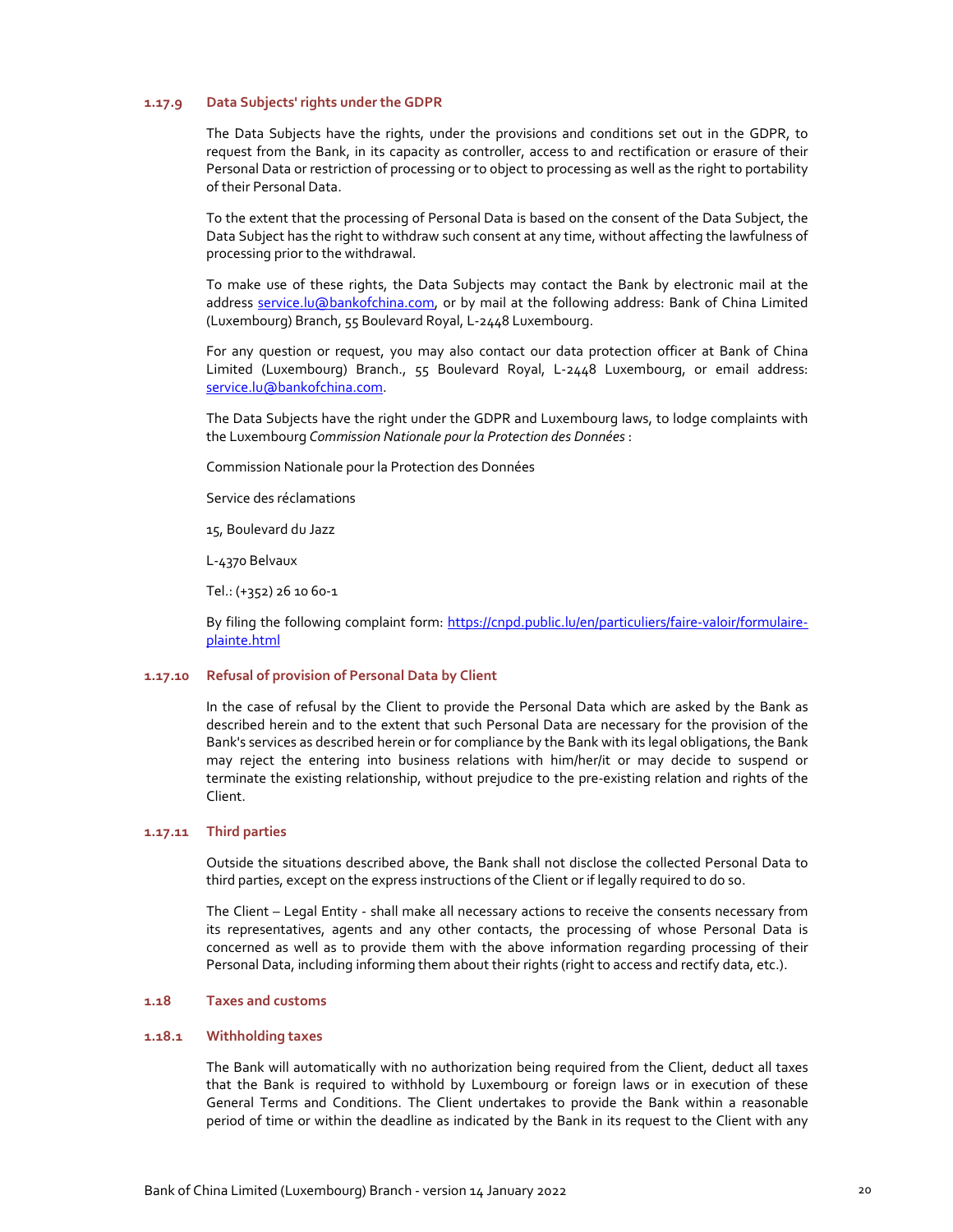#### 1.17.9 Data Subjects' rights under the GDPR

The Data Subjects have the rights, under the provisions and conditions set out in the GDPR, to request from the Bank, in its capacity as controller, access to and rectification or erasure of their Personal Data or restriction of processing or to object to processing as well as the right to portability of their Personal Data.

To the extent that the processing of Personal Data is based on the consent of the Data Subject, the Data Subject has the right to withdraw such consent at any time, without affecting the lawfulness of processing prior to the withdrawal.

To make use of these rights, the Data Subjects may contact the Bank by electronic mail at the address [service.lu@bankofchina.com](mailto:service.lu@bankofchina.com), or by mail at the following address: Bank of China Limited (Luxembourg) Branch, 55 Boulevard Royal, L-2448 Luxembourg.

For any question or request, you may also contact our data protection officer at Bank of China Limited (Luxembourg) Branch., 55 Boulevard Royal, L-2448 Luxembourg, or email address: [service.lu@bankofchina.com](mailto:service.lu@bankofchina.com).

The Data Subjects have the right under the GDPR and Luxembourg laws, to lodge complaints with the Luxembourg *Commission Nationale pour la Protection des Données* :

Commission Nationale pour la Protection des Données

Service des réclamations

15, Boulevard du Jazz

L-4370 Belvaux

Tel.: (+352) 26 10 60-1

By filing the following complaint form: [https://cnpd.public.lu/en/particuliers/faire-valoir/formulaire-plainte.html](https://cnpd.public.lu/en/particuliers/faire-valoir/formulaire-plainte.html)

#### 1.17.10 Refusal of provision of Personal Data by Client

In the case of refusal by the Client to provide the Personal Data which are asked by the Bank as described herein and to the extent that such Personal Data are necessary for the provision of the Bank's services as described herein or for compliance by the Bank with its legal obligations, the Bank may reject the entering into business relations with him/her/it or may decide to suspend or terminate the existing relationship, without prejudice to the pre-existing relation and rights of the Client.

#### 1.17.11 Third parties

Outside the situations described above, the Bank shall not disclose the collected Personal Data to third parties, except on the express instructions of the Client or if legally required to do so.

The Client – Legal Entity - shall make all necessary actions to receive the consents necessary from its representatives, agents and any other contacts, the processing of whose Personal Data is concerned as well as to provide them with the above information regarding processing of their Personal Data, including informing them about their rights (right to access and rectify data, etc.).

### 1.18 Taxes and customs

#### 1.18.1 Withholding taxes

The Bank will automatically with no authorization being required from the Client, deduct all taxes that the Bank is required to withhold by Luxembourg or foreign laws or in execution of these General Terms and Conditions. The Client undertakes to provide the Bank within a reasonable period of time or within the deadline as indicated by the Bank in its request to the Client with any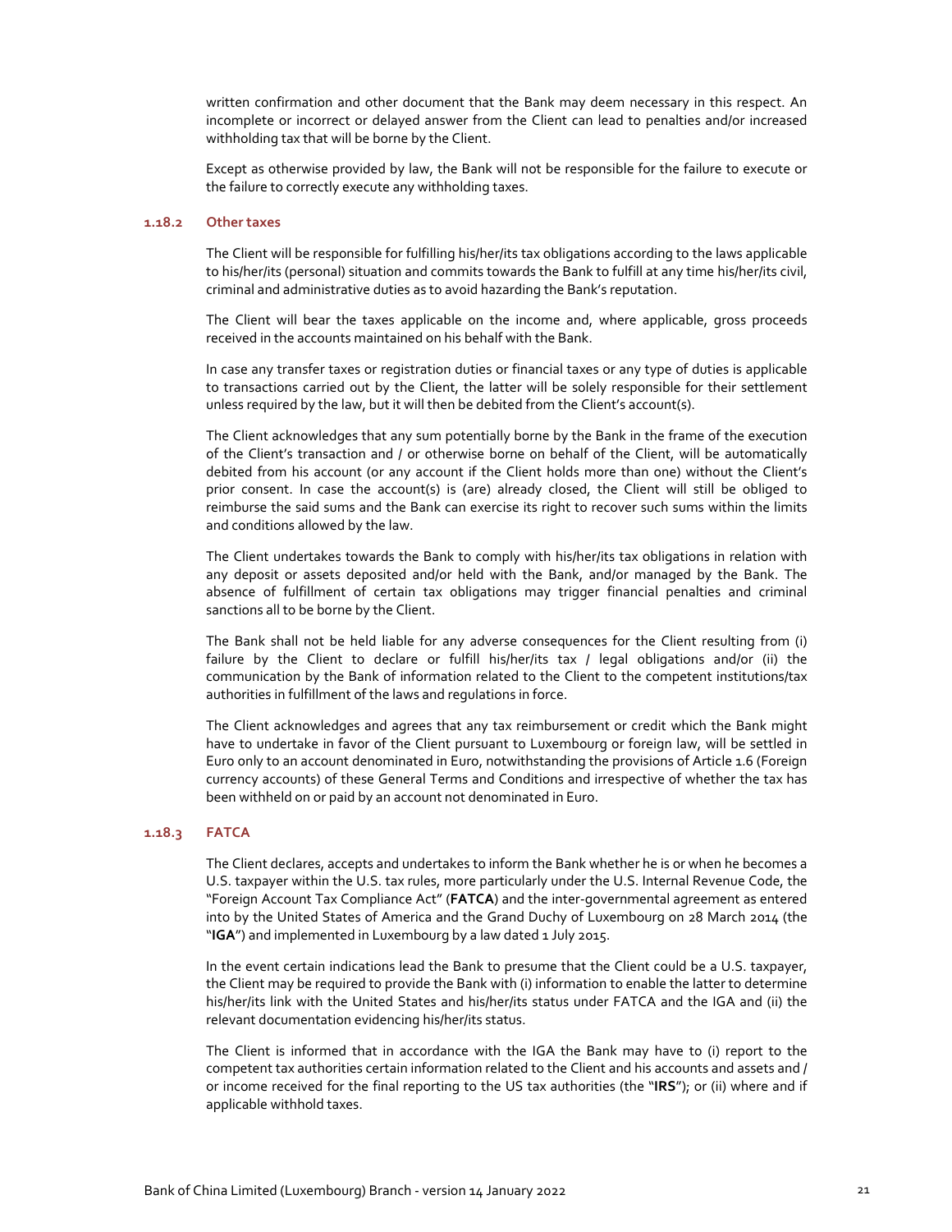written confirmation and other document that the Bank may deem necessary in this respect. An incomplete or incorrect or delayed answer from the Client can lead to penalties and/or increased withholding tax that will be borne by the Client.

Except as otherwise provided by law, the Bank will not be responsible for the failure to execute or the failure to correctly execute any withholding taxes.

### 1.18.2 Other taxes

The Client will be responsible for fulfilling his/her/its tax obligations according to the laws applicable to his/her/its (personal) situation and commits towards the Bank to fulfill at any time his/her/its civil, criminal and administrative duties as to avoid hazarding the Bank's reputation.

The Client will bear the taxes applicable on the income and, where applicable, gross proceeds received in the accounts maintained on his behalf with the Bank.

In case any transfer taxes or registration duties or financial taxes or any type of duties is applicable to transactions carried out by the Client, the latter will be solely responsible for their settlement unless required by the law, but it will then be debited from the Client's account(s).

The Client acknowledges that any sum potentially borne by the Bank in the frame of the execution of the Client's transaction and / or otherwise borne on behalf of the Client, will be automatically debited from his account (or any account if the Client holds more than one) without the Client's prior consent. In case the account(s) is (are) already closed, the Client will still be obliged to reimburse the said sums and the Bank can exercise its right to recover such sums within the limits and conditions allowed by the law.

The Client undertakes towards the Bank to comply with his/her/its tax obligations in relation with any deposit or assets deposited and/or held with the Bank, and/or managed by the Bank. The absence of fulfillment of certain tax obligations may trigger financial penalties and criminal sanctions all to be borne by the Client.

The Bank shall not be held liable for any adverse consequences for the Client resulting from (i) failure by the Client to declare or fulfill his/her/its tax / legal obligations and/or (ii) the communication by the Bank of information related to the Client to the competent institutions/tax authorities in fulfillment of the laws and regulations in force.

The Client acknowledges and agrees that any tax reimbursement or credit which the Bank might have to undertake in favor of the Client pursuant to Luxembourg or foreign law, will be settled in Euro only to an account denominated in Euro, notwithstanding the provisions of Article 1.6 (Foreign currency accounts) of these General Terms and Conditions and irrespective of whether the tax has been withheld on or paid by an account not denominated in Euro.

### 1.18.3 FATCA

The Client declares, accepts and undertakes to inform the Bank whether he is or when he becomes a U.S. taxpayer within the U.S. tax rules, more particularly under the U.S. Internal Revenue Code, the "Foreign Account Tax Compliance Act" (**FATCA**) and the inter-governmental agreement as entered into by the United States of America and the Grand Duchy of Luxembourg on 28 March 2014 (the "**IGA**") and implemented in Luxembourg by a law dated 1 July 2015.

In the event certain indications lead the Bank to presume that the Client could be a U.S. taxpayer, the Client may be required to provide the Bank with (i) information to enable the latter to determine his/her/its link with the United States and his/her/its status under FATCA and the IGA and (ii) the relevant documentation evidencing his/her/its status.

The Client is informed that in accordance with the IGA the Bank may have to (i) report to the competent tax authorities certain information related to the Client and his accounts and assets and / or income received for the final reporting to the US tax authorities (the "**IRS**"); or (ii) where and if applicable withhold taxes.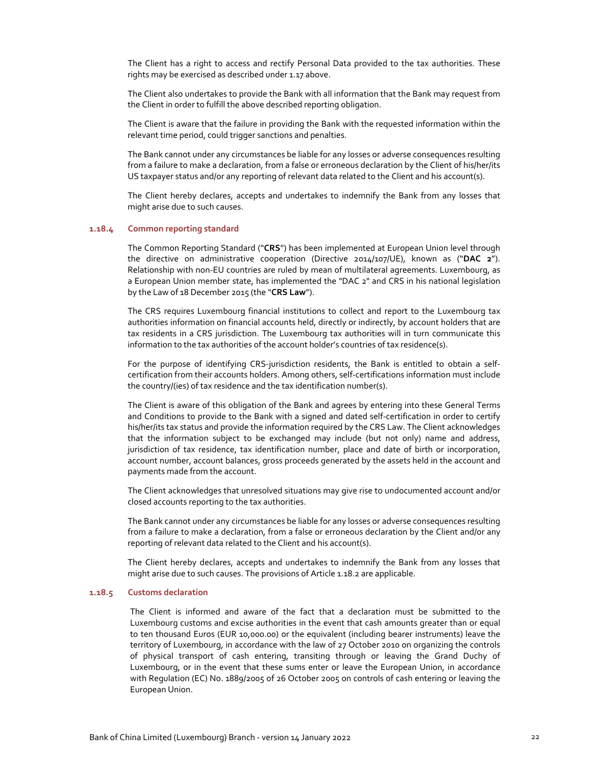The Client has a right to access and rectify Personal Data provided to the tax authorities. These rights may be exercised as described under 1.17 above.

The Client also undertakes to provide the Bank with all information that the Bank may request from the Client in order to fulfill the above described reporting obligation.

The Client is aware that the failure in providing the Bank with the requested information within the relevant time period, could trigger sanctions and penalties.

The Bank cannot under any circumstances be liable for any losses or adverse consequences resulting from a failure to make a declaration, from a false or erroneous declaration by the Client of his/her/its US taxpayer status and/or any reporting of relevant data related to the Client and his account(s).

The Client hereby declares, accepts and undertakes to indemnify the Bank from any losses that might arise due to such causes.

#### 1.18.4 Common reporting standard

The Common Reporting Standard ("**CRS**") has been implemented at European Union level through the directive on administrative cooperation (Directive 2014/107/UE), known as ("**DAC 2**"). Relationship with non-EU countries are ruled by mean of multilateral agreements. Luxembourg, as a European Union member state, has implemented the "DAC 2" and CRS in his national legislation by the Law of 18 December 2015 (the "**CRS Law**").

The CRS requires Luxembourg financial institutions to collect and report to the Luxembourg tax authorities information on financial accounts held, directly or indirectly, by account holders that are tax residents in a CRS jurisdiction. The Luxembourg tax authorities will in turn communicate this information to the tax authorities of the account holder's countries of tax residence(s).

For the purpose of identifying CRS-jurisdiction residents, the Bank is entitled to obtain a self-certification from their accounts holders. Among others, self-certifications information must include the country/(ies) of tax residence and the tax identification number(s).

The Client is aware of this obligation of the Bank and agrees by entering into these General Terms and Conditions to provide to the Bank with a signed and dated self-certification in order to certify his/her/its tax status and provide the information required by the CRS Law. The Client acknowledges that the information subject to be exchanged may include (but not only) name and address, jurisdiction of tax residence, tax identification number, place and date of birth or incorporation, account number, account balances, gross proceeds generated by the assets held in the account and payments made from the account.

The Client acknowledges that unresolved situations may give rise to undocumented account and/or closed accounts reporting to the tax authorities.

The Bank cannot under any circumstances be liable for any losses or adverse consequences resulting from a failure to make a declaration, from a false or erroneous declaration by the Client and/or any reporting of relevant data related to the Client and his account(s).

The Client hereby declares, accepts and undertakes to indemnify the Bank from any losses that might arise due to such causes. The provisions of Article 1.18.2 are applicable.

#### 1.18.5 Customs declaration

The Client is informed and aware of the fact that a declaration must be submitted to the Luxembourg customs and excise authorities in the event that cash amounts greater than or equal to ten thousand Euros (EUR 10,000.00) or the equivalent (including bearer instruments) leave the territory of Luxembourg, in accordance with the law of 27 October 2010 on organizing the controls of physical transport of cash entering, transiting through or leaving the Grand Duchy of Luxembourg, or in the event that these sums enter or leave the European Union, in accordance with Regulation (EC) No. 1889/2005 of 26 October 2005 on controls of cash entering or leaving the European Union.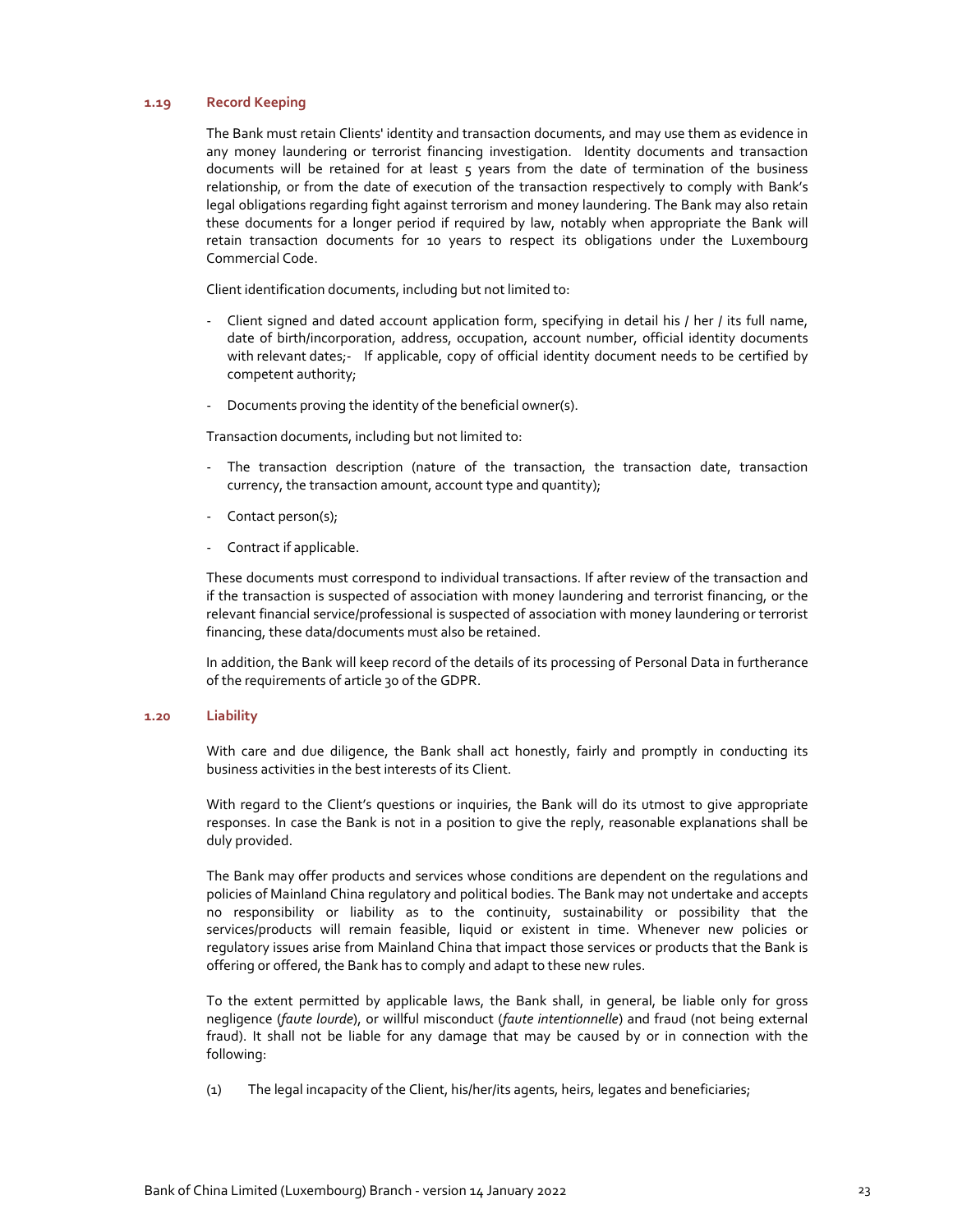### 1.19 Record Keeping

The Bank must retain Clients' identity and transaction documents, and may use them as evidence in any money laundering or terrorist financing investigation. Identity documents and transaction documents will be retained for at least 5 years from the date of termination of the business relationship, or from the date of execution of the transaction respectively to comply with Bank's legal obligations regarding fight against terrorism and money laundering. The Bank may also retain these documents for a longer period if required by law, notably when appropriate the Bank will retain transaction documents for 10 years to respect its obligations under the Luxembourg Commercial Code.

Client identification documents, including but not limited to:

- Client signed and dated account application form, specifying in detail his / her / its full name, date of birth/incorporation, address, occupation, account number, official identity documents with relevant dates;- If applicable, copy of official identity document needs to be certified by competent authority;
- Documents proving the identity of the beneficial owner(s).

Transaction documents, including but not limited to:

- The transaction description (nature of the transaction, the transaction date, transaction currency, the transaction amount, account type and quantity);
- Contact person(s);
- Contract if applicable.

These documents must correspond to individual transactions. If after review of the transaction and if the transaction is suspected of association with money laundering and terrorist financing, or the relevant financial service/professional is suspected of association with money laundering or terrorist financing, these data/documents must also be retained.

In addition, the Bank will keep record of the details of its processing of Personal Data in furtherance of the requirements of article 30 of the GDPR.

### 1.20 Liability

With care and due diligence, the Bank shall act honestly, fairly and promptly in conducting its business activities in the best interests of its Client.

With regard to the Client's questions or inquiries, the Bank will do its utmost to give appropriate responses. In case the Bank is not in a position to give the reply, reasonable explanations shall be duly provided.

The Bank may offer products and services whose conditions are dependent on the regulations and policies of Mainland China regulatory and political bodies. The Bank may not undertake and accepts no responsibility or liability as to the continuity, sustainability or possibility that the services/products will remain feasible, liquid or existent in time. Whenever new policies or regulatory issues arise from Mainland China that impact those services or products that the Bank is offering or offered, the Bank has to comply and adapt to these new rules.

To the extent permitted by applicable laws, the Bank shall, in general, be liable only for gross negligence (*faute lourde*), or willful misconduct (*faute intentionnelle*) and fraud (not being external fraud). It shall not be liable for any damage that may be caused by or in connection with the following:

(1) The legal incapacity of the Client, his/her/its agents, heirs, legates and beneficiaries;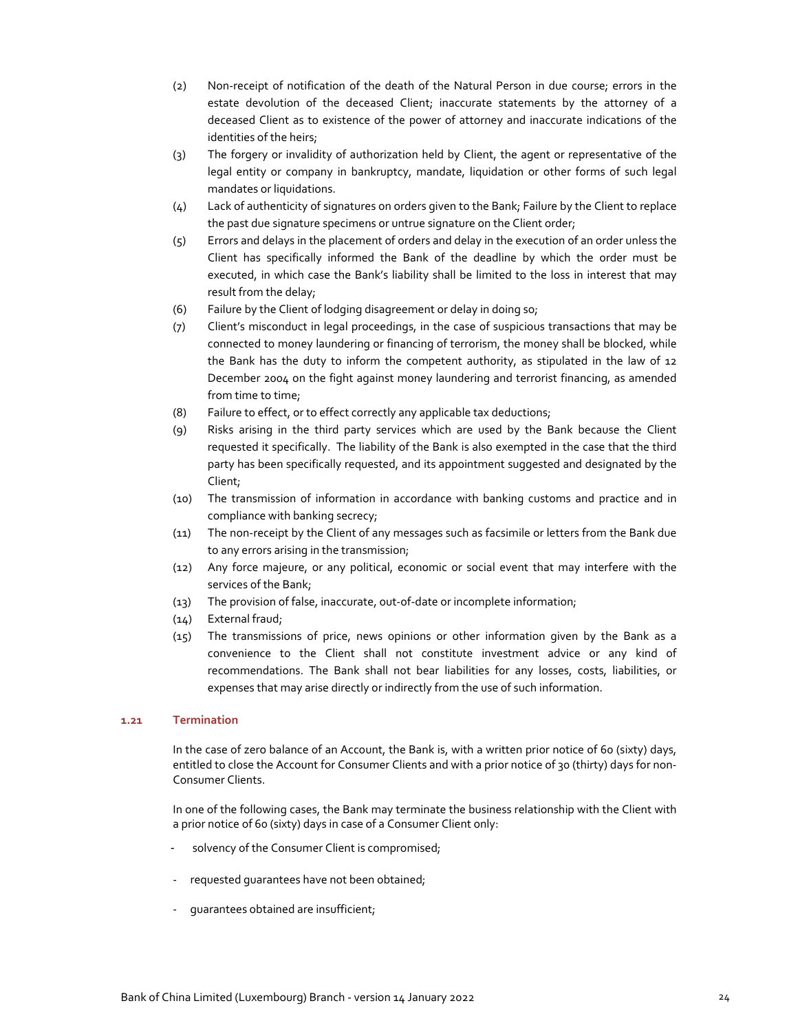(2) Non-receipt of notification of the death of the Natural Person in due course; errors in the estate devolution of the deceased Client; inaccurate statements by the attorney of a deceased Client as to existence of the power of attorney and inaccurate indications of the identities of the heirs;

(3) The forgery or invalidity of authorization held by Client, the agent or representative of the legal entity or company in bankruptcy, mandate, liquidation or other forms of such legal mandates or liquidations.

(4) Lack of authenticity of signatures on orders given to the Bank; Failure by the Client to replace the past due signature specimens or untrue signature on the Client order;

(5) Errors and delays in the placement of orders and delay in the execution of an order unless the Client has specifically informed the Bank of the deadline by which the order must be executed, in which case the Bank's liability shall be limited to the loss in interest that may result from the delay;

(6) Failure by the Client of lodging disagreement or delay in doing so;

(7) Client's misconduct in legal proceedings, in the case of suspicious transactions that may be connected to money laundering or financing of terrorism, the money shall be blocked, while the Bank has the duty to inform the competent authority, as stipulated in the law of 12 December 2004 on the fight against money laundering and terrorist financing, as amended from time to time;

(8) Failure to effect, or to effect correctly any applicable tax deductions;

(9) Risks arising in the third party services which are used by the Bank because the Client requested it specifically. The liability of the Bank is also exempted in the case that the third party has been specifically requested, and its appointment suggested and designated by the Client;

(10) The transmission of information in accordance with banking customs and practice and in compliance with banking secrecy;

(11) The non-receipt by the Client of any messages such as facsimile or letters from the Bank due to any errors arising in the transmission;

(12) Any force majeure, or any political, economic or social event that may interfere with the services of the Bank;

(13) The provision of false, inaccurate, out-of-date or incomplete information;

(14) External fraud;

(15) The transmissions of price, news opinions or other information given by the Bank as a convenience to the Client shall not constitute investment advice or any kind of recommendations. The Bank shall not bear liabilities for any losses, costs, liabilities, or expenses that may arise directly or indirectly from the use of such information.

### 1.21 Termination

In the case of zero balance of an Account, the Bank is, with a written prior notice of 60 (sixty) days, entitled to close the Account for Consumer Clients and with a prior notice of 30 (thirty) days for non-Consumer Clients.

In one of the following cases, the Bank may terminate the business relationship with the Client with a prior notice of 60 (sixty) days in case of a Consumer Client only:

- solvency of the Consumer Client is compromised;
- requested guarantees have not been obtained;
- guarantees obtained are insufficient;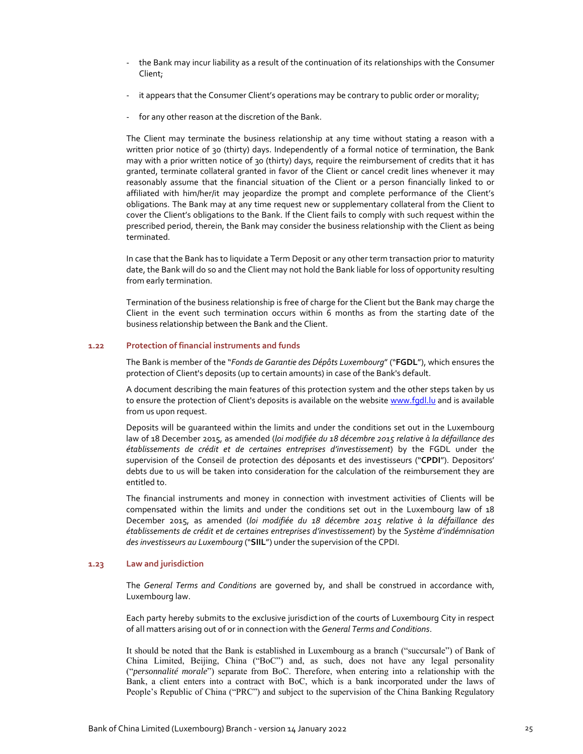- the Bank may incur liability as a result of the continuation of its relationships with the Consumer Client;

- it appears that the Consumer Client's operations may be contrary to public order or morality;

- for any other reason at the discretion of the Bank.

The Client may terminate the business relationship at any time without stating a reason with a written prior notice of 30 (thirty) days. Independently of a formal notice of termination, the Bank may with a prior written notice of 30 (thirty) days, require the reimbursement of credits that it has granted, terminate collateral granted in favor of the Client or cancel credit lines whenever it may reasonably assume that the financial situation of the Client or a person financially linked to or affiliated with him/her/it may jeopardize the prompt and complete performance of the Client's obligations. The Bank may at any time request new or supplementary collateral from the Client to cover the Client's obligations to the Bank. If the Client fails to comply with such request within the prescribed period, therein, the Bank may consider the business relationship with the Client as being terminated.

In case that the Bank has to liquidate a Term Deposit or any other term transaction prior to maturity date, the Bank will do so and the Client may not hold the Bank liable for loss of opportunity resulting from early termination.

Termination of the business relationship is free of charge for the Client but the Bank may charge the Client in the event such termination occurs within 6 months as from the starting date of the business relationship between the Bank and the Client.

### 1.22 Protection of financial instruments and funds

The Bank is member of the "*Fonds de Garantie des Dépôts Luxembourg*" ("**FGDL**"), which ensures the protection of Client's deposits (up to certain amounts) in case of the Bank's default.

A document describing the main features of this protection system and the other steps taken by us to ensure the protection of Client's deposits is available on the website [www.fgdl.lu](www.fgdl.lu) and is available from us upon request.

Deposits will be guaranteed within the limits and under the conditions set out in the Luxembourg law of 18 December 2015, as amended (*loi modifiée du 18 décembre 2015 relative à la défaillance des établissements de crédit et de certaines entreprises d'investissement*) by the FGDL under the supervision of the Conseil de protection des déposants et des investisseurs ("**CPDI**"). Depositors' debts due to us will be taken into consideration for the calculation of the reimbursement they are entitled to.

The financial instruments and money in connection with investment activities of Clients will be compensated within the limits and under the conditions set out in the Luxembourg law of 18 December 2015, as amended (*loi modifiée du 18 décembre 2015 relative à la défaillance des établissements de crédit et de certaines entreprises d'investissement*) by the *Système d'indémnisation des investisseurs au Luxembourg* ("**SIIL**") under the supervision of the CPDI.

### 1.23 Law and jurisdiction

The *General Terms and Conditions* are governed by, and shall be construed in accordance with, Luxembourg law.

Each party hereby submits to the exclusive jurisdiction of the courts of Luxembourg City in respect of all matters arising out of or in connection with the *General Terms and Conditions*.

It should be noted that the Bank is established in Luxembourg as a branch ("succursale") of Bank of China Limited, Beijing, China ("BoC") and, as such, does not have any legal personality ("*personnalité morale*") separate from BoC. Therefore, when entering into a relationship with the Bank, a client enters into a contract with BoC, which is a bank incorporated under the laws of People's Republic of China ("PRC") and subject to the supervision of the China Banking Regulatory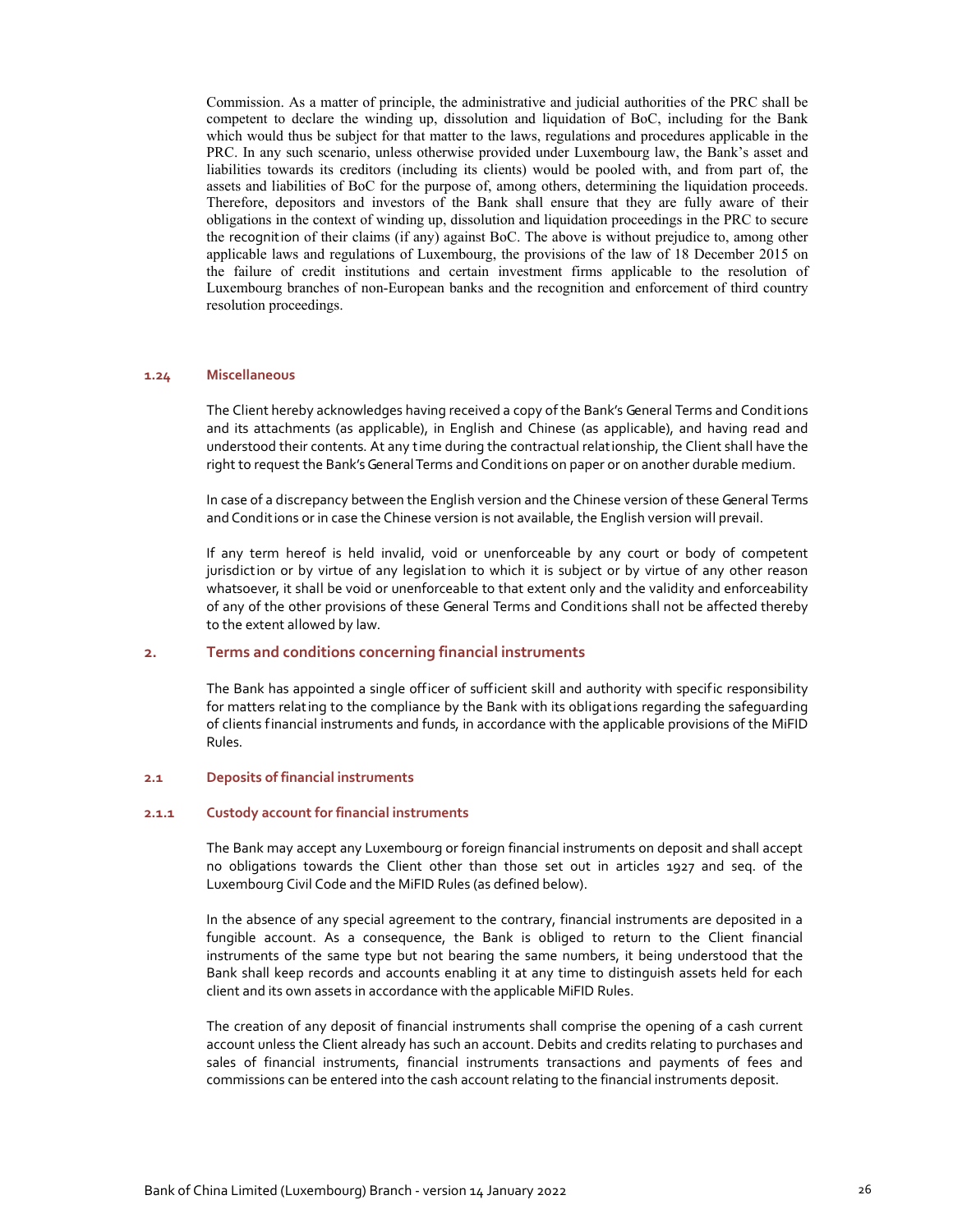Commission. As a matter of principle, the administrative and judicial authorities of the PRC shall be competent to declare the winding up, dissolution and liquidation of BoC, including for the Bank which would thus be subject for that matter to the laws, regulations and procedures applicable in the PRC. In any such scenario, unless otherwise provided under Luxembourg law, the Bank's asset and liabilities towards its creditors (including its clients) would be pooled with, and from part of, the assets and liabilities of BoC for the purpose of, among others, determining the liquidation proceeds. Therefore, depositors and investors of the Bank shall ensure that they are fully aware of their obligations in the context of winding up, dissolution and liquidation proceedings in the PRC to secure the recognition of their claims (if any) against BoC. The above is without prejudice to, among other applicable laws and regulations of Luxembourg, the provisions of the law of 18 December 2015 on the failure of credit institutions and certain investment firms applicable to the resolution of Luxembourg branches of non-European banks and the recognition and enforcement of third country resolution proceedings.

### 1.24 Miscellaneous

The Client hereby acknowledges having received a copy of the Bank's General Terms and Conditions and its attachments (as applicable), in English and Chinese (as applicable), and having read and understood their contents. At any time during the contractual relationship, the Client shall have the right to request the Bank's General Terms and Conditions on paper or on another durable medium.

In case of a discrepancy between the English version and the Chinese version of these General Terms and Conditions or in case the Chinese version is not available, the English version will prevail.

If any term hereof is held invalid, void or unenforceable by any court or body of competent jurisdiction or by virtue of any legislation to which it is subject or by virtue of any other reason whatsoever, it shall be void or unenforceable to that extent only and the validity and enforceability of any of the other provisions of these General Terms and Conditions shall not be affected thereby to the extent allowed by law.

## 2. Terms and conditions concerning financial instruments

The Bank has appointed a single officer of sufficient skill and authority with specific responsibility for matters relating to the compliance by the Bank with its obligations regarding the safeguarding of clients financial instruments and funds, in accordance with the applicable provisions of the MiFID Rules.

### 2.1 Deposits of financial instruments

#### 2.1.1 Custody account for financial instruments

The Bank may accept any Luxembourg or foreign financial instruments on deposit and shall accept no obligations towards the Client other than those set out in articles 1927 and seq. of the Luxembourg Civil Code and the MiFID Rules (as defined below).

In the absence of any special agreement to the contrary, financial instruments are deposited in a fungible account. As a consequence, the Bank is obliged to return to the Client financial instruments of the same type but not bearing the same numbers, it being understood that the Bank shall keep records and accounts enabling it at any time to distinguish assets held for each client and its own assets in accordance with the applicable MiFID Rules.

The creation of any deposit of financial instruments shall comprise the opening of a cash current account unless the Client already has such an account. Debits and credits relating to purchases and sales of financial instruments, financial instruments transactions and payments of fees and commissions can be entered into the cash account relating to the financial instruments deposit.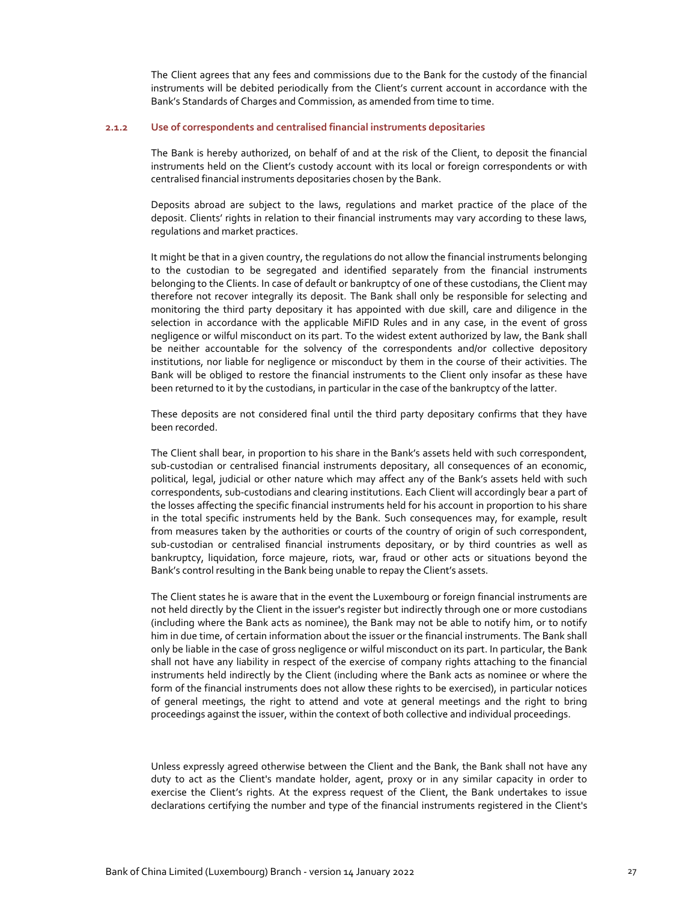The Client agrees that any fees and commissions due to the Bank for the custody of the financial instruments will be debited periodically from the Client's current account in accordance with the Bank's Standards of Charges and Commission, as amended from time to time.

#### 2.1.2 Use of correspondents and centralised financial instruments depositaries

The Bank is hereby authorized, on behalf of and at the risk of the Client, to deposit the financial instruments held on the Client's custody account with its local or foreign correspondents or with centralised financial instruments depositaries chosen by the Bank.

Deposits abroad are subject to the laws, regulations and market practice of the place of the deposit. Clients' rights in relation to their financial instruments may vary according to these laws, regulations and market practices.

It might be that in a given country, the regulations do not allow the financial instruments belonging to the custodian to be segregated and identified separately from the financial instruments belonging to the Clients. In case of default or bankruptcy of one of these custodians, the Client may therefore not recover integrally its deposit. The Bank shall only be responsible for selecting and monitoring the third party depositary it has appointed with due skill, care and diligence in the selection in accordance with the applicable MiFID Rules and in any case, in the event of gross negligence or wilful misconduct on its part. To the widest extent authorized by law, the Bank shall be neither accountable for the solvency of the correspondents and/or collective depository institutions, nor liable for negligence or misconduct by them in the course of their activities. The Bank will be obliged to restore the financial instruments to the Client only insofar as these have been returned to it by the custodians, in particular in the case of the bankruptcy of the latter.

These deposits are not considered final until the third party depositary confirms that they have been recorded.

The Client shall bear, in proportion to his share in the Bank's assets held with such correspondent, sub-custodian or centralised financial instruments depositary, all consequences of an economic, political, legal, judicial or other nature which may affect any of the Bank's assets held with such correspondents, sub-custodians and clearing institutions. Each Client will accordingly bear a part of the losses affecting the specific financial instruments held for his account in proportion to his share in the total specific instruments held by the Bank. Such consequences may, for example, result from measures taken by the authorities or courts of the country of origin of such correspondent, sub-custodian or centralised financial instruments depositary, or by third countries as well as bankruptcy, liquidation, force majeure, riots, war, fraud or other acts or situations beyond the Bank's control resulting in the Bank being unable to repay the Client's assets.

The Client states he is aware that in the event the Luxembourg or foreign financial instruments are not held directly by the Client in the issuer's register but indirectly through one or more custodians (including where the Bank acts as nominee), the Bank may not be able to notify him, or to notify him in due time, of certain information about the issuer or the financial instruments. The Bank shall only be liable in the case of gross negligence or wilful misconduct on its part. In particular, the Bank shall not have any liability in respect of the exercise of company rights attaching to the financial instruments held indirectly by the Client (including where the Bank acts as nominee or where the form of the financial instruments does not allow these rights to be exercised), in particular notices of general meetings, the right to attend and vote at general meetings and the right to bring proceedings against the issuer, within the context of both collective and individual proceedings.

Unless expressly agreed otherwise between the Client and the Bank, the Bank shall not have any duty to act as the Client's mandate holder, agent, proxy or in any similar capacity in order to exercise the Client's rights. At the express request of the Client, the Bank undertakes to issue declarations certifying the number and type of the financial instruments registered in the Client's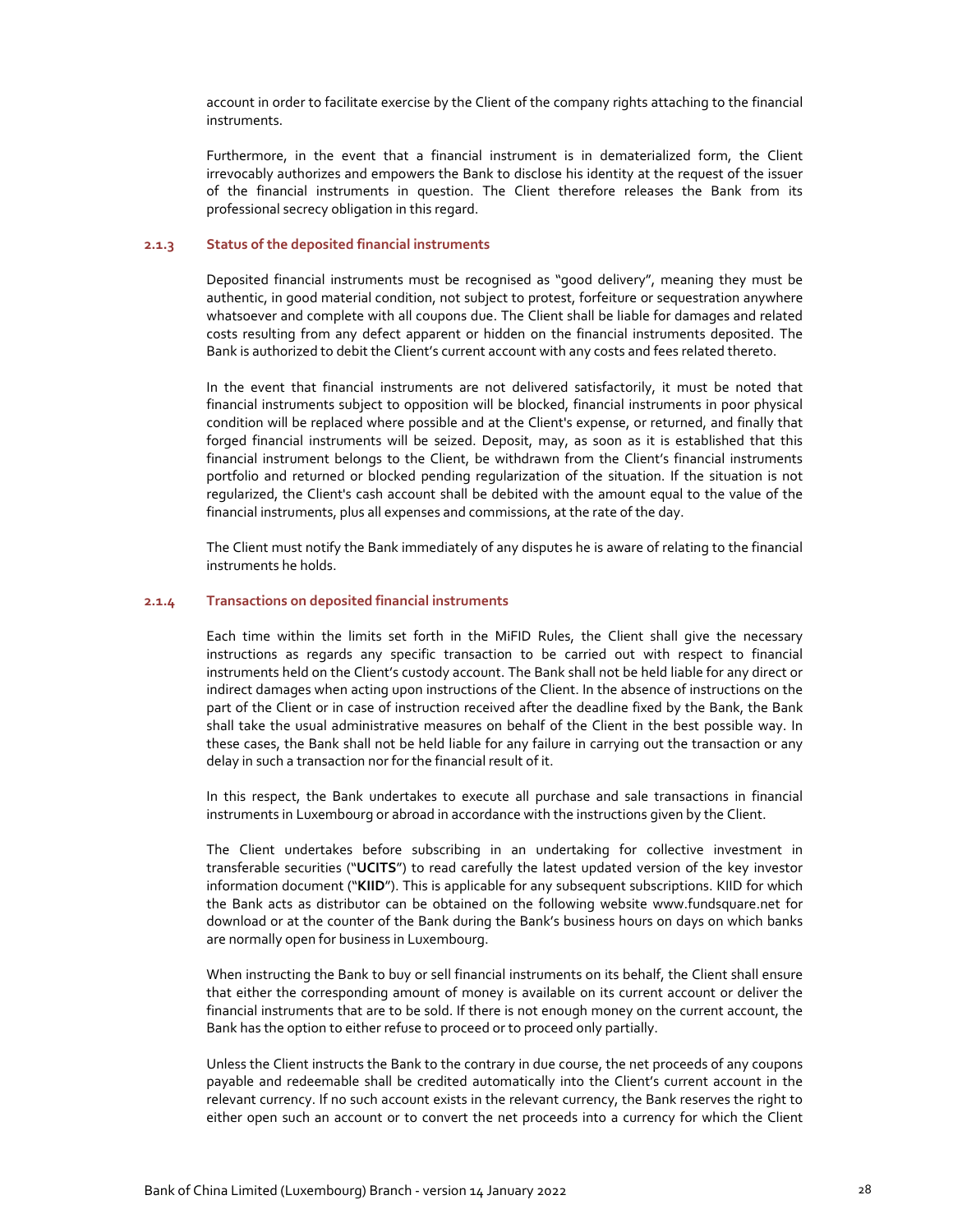account in order to facilitate exercise by the Client of the company rights attaching to the financial instruments.

Furthermore, in the event that a financial instrument is in dematerialized form, the Client irrevocably authorizes and empowers the Bank to disclose his identity at the request of the issuer of the financial instruments in question. The Client therefore releases the Bank from its professional secrecy obligation in this regard.

#### 2.1.3 Status of the deposited financial instruments

Deposited financial instruments must be recognised as "good delivery", meaning they must be authentic, in good material condition, not subject to protest, forfeiture or sequestration anywhere whatsoever and complete with all coupons due. The Client shall be liable for damages and related costs resulting from any defect apparent or hidden on the financial instruments deposited. The Bank is authorized to debit the Client's current account with any costs and fees related thereto.

In the event that financial instruments are not delivered satisfactorily, it must be noted that financial instruments subject to opposition will be blocked, financial instruments in poor physical condition will be replaced where possible and at the Client's expense, or returned, and finally that forged financial instruments will be seized. Deposit, may, as soon as it is established that this financial instrument belongs to the Client, be withdrawn from the Client's financial instruments portfolio and returned or blocked pending regularization of the situation. If the situation is not regularized, the Client's cash account shall be debited with the amount equal to the value of the financial instruments, plus all expenses and commissions, at the rate of the day.

The Client must notify the Bank immediately of any disputes he is aware of relating to the financial instruments he holds.

#### 2.1.4 Transactions on deposited financial instruments

Each time within the limits set forth in the MiFID Rules, the Client shall give the necessary instructions as regards any specific transaction to be carried out with respect to financial instruments held on the Client's custody account. The Bank shall not be held liable for any direct or indirect damages when acting upon instructions of the Client. In the absence of instructions on the part of the Client or in case of instruction received after the deadline fixed by the Bank, the Bank shall take the usual administrative measures on behalf of the Client in the best possible way. In these cases, the Bank shall not be held liable for any failure in carrying out the transaction or any delay in such a transaction nor for the financial result of it.

In this respect, the Bank undertakes to execute all purchase and sale transactions in financial instruments in Luxembourg or abroad in accordance with the instructions given by the Client.

The Client undertakes before subscribing in an undertaking for collective investment in transferable securities ("**UCITS**") to read carefully the latest updated version of the key investor information document ("**KIID**"). This is applicable for any subsequent subscriptions. KIID for which the Bank acts as distributor can be obtained on the following website www.fundsquare.net for download or at the counter of the Bank during the Bank's business hours on days on which banks are normally open for business in Luxembourg.

When instructing the Bank to buy or sell financial instruments on its behalf, the Client shall ensure that either the corresponding amount of money is available on its current account or deliver the financial instruments that are to be sold. If there is not enough money on the current account, the Bank has the option to either refuse to proceed or to proceed only partially.

Unless the Client instructs the Bank to the contrary in due course, the net proceeds of any coupons payable and redeemable shall be credited automatically into the Client's current account in the relevant currency. If no such account exists in the relevant currency, the Bank reserves the right to either open such an account or to convert the net proceeds into a currency for which the Client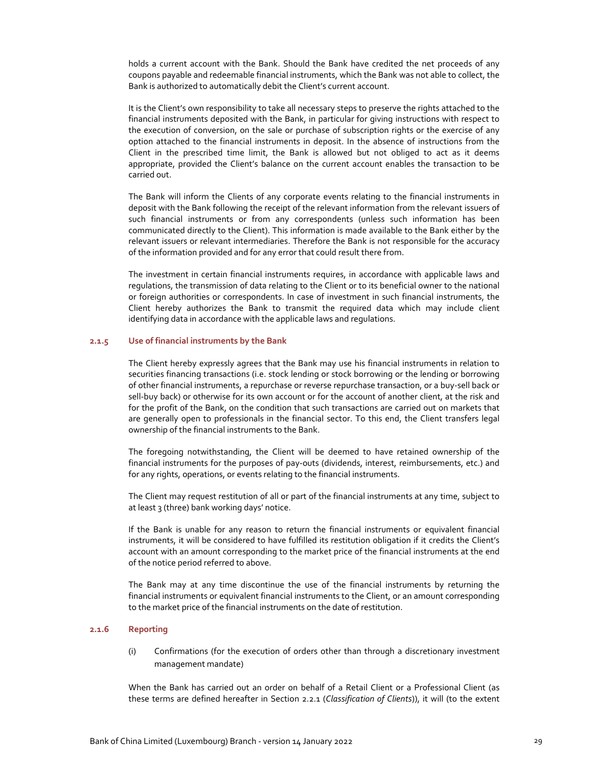holds a current account with the Bank. Should the Bank have credited the net proceeds of any coupons payable and redeemable financial instruments, which the Bank was not able to collect, the Bank is authorized to automatically debit the Client's current account.

It is the Client's own responsibility to take all necessary steps to preserve the rights attached to the financial instruments deposited with the Bank, in particular for giving instructions with respect to the execution of conversion, on the sale or purchase of subscription rights or the exercise of any option attached to the financial instruments in deposit. In the absence of instructions from the Client in the prescribed time limit, the Bank is allowed but not obliged to act as it deems appropriate, provided the Client's balance on the current account enables the transaction to be carried out.

The Bank will inform the Clients of any corporate events relating to the financial instruments in deposit with the Bank following the receipt of the relevant information from the relevant issuers of such financial instruments or from any correspondents (unless such information has been communicated directly to the Client). This information is made available to the Bank either by the relevant issuers or relevant intermediaries. Therefore the Bank is not responsible for the accuracy of the information provided and for any error that could result there from.

The investment in certain financial instruments requires, in accordance with applicable laws and regulations, the transmission of data relating to the Client or to its beneficial owner to the national or foreign authorities or correspondents. In case of investment in such financial instruments, the Client hereby authorizes the Bank to transmit the required data which may include client identifying data in accordance with the applicable laws and regulations.

#### 2.1.5 Use of financial instruments by the Bank

The Client hereby expressly agrees that the Bank may use his financial instruments in relation to securities financing transactions (i.e. stock lending or stock borrowing or the lending or borrowing of other financial instruments, a repurchase or reverse repurchase transaction, or a buy-sell back or sell-buy back) or otherwise for its own account or for the account of another client, at the risk and for the profit of the Bank, on the condition that such transactions are carried out on markets that are generally open to professionals in the financial sector. To this end, the Client transfers legal ownership of the financial instruments to the Bank.

The foregoing notwithstanding, the Client will be deemed to have retained ownership of the financial instruments for the purposes of pay-outs (dividends, interest, reimbursements, etc.) and for any rights, operations, or events relating to the financial instruments.

The Client may request restitution of all or part of the financial instruments at any time, subject to at least 3 (three) bank working days' notice.

If the Bank is unable for any reason to return the financial instruments or equivalent financial instruments, it will be considered to have fulfilled its restitution obligation if it credits the Client's account with an amount corresponding to the market price of the financial instruments at the end of the notice period referred to above.

The Bank may at any time discontinue the use of the financial instruments by returning the financial instruments or equivalent financial instruments to the Client, or an amount corresponding to the market price of the financial instruments on the date of restitution.

#### 2.1.6 Reporting

(i) Confirmations (for the execution of orders other than through a discretionary investment management mandate)

When the Bank has carried out an order on behalf of a Retail Client or a Professional Client (as these terms are defined hereafter in Section 2.2.1 (*Classification of Clients*)), it will (to the extent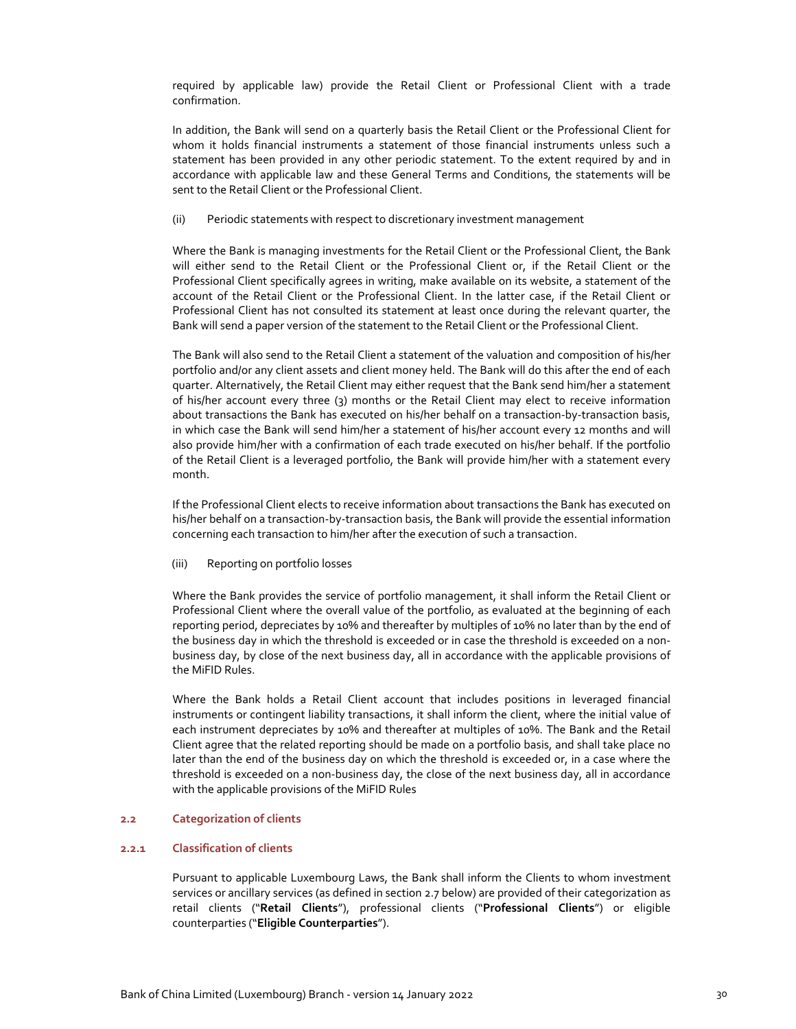required by applicable law) provide the Retail Client or Professional Client with a trade confirmation.

In addition, the Bank will send on a quarterly basis the Retail Client or the Professional Client for whom it holds financial instruments a statement of those financial instruments unless such a statement has been provided in any other periodic statement. To the extent required by and in accordance with applicable law and these General Terms and Conditions, the statements will be sent to the Retail Client or the Professional Client.

(ii) Periodic statements with respect to discretionary investment management

Where the Bank is managing investments for the Retail Client or the Professional Client, the Bank will either send to the Retail Client or the Professional Client or, if the Retail Client or the Professional Client specifically agrees in writing, make available on its website, a statement of the account of the Retail Client or the Professional Client. In the latter case, if the Retail Client or Professional Client has not consulted its statement at least once during the relevant quarter, the Bank will send a paper version of the statement to the Retail Client or the Professional Client.

The Bank will also send to the Retail Client a statement of the valuation and composition of his/her portfolio and/or any client assets and client money held. The Bank will do this after the end of each quarter. Alternatively, the Retail Client may either request that the Bank send him/her a statement of his/her account every three (3) months or the Retail Client may elect to receive information about transactions the Bank has executed on his/her behalf on a transaction-by-transaction basis, in which case the Bank will send him/her a statement of his/her account every 12 months and will also provide him/her with a confirmation of each trade executed on his/her behalf. If the portfolio of the Retail Client is a leveraged portfolio, the Bank will provide him/her with a statement every month.

If the Professional Client elects to receive information about transactions the Bank has executed on his/her behalf on a transaction-by-transaction basis, the Bank will provide the essential information concerning each transaction to him/her after the execution of such a transaction.

(iii) Reporting on portfolio losses

Where the Bank provides the service of portfolio management, it shall inform the Retail Client or Professional Client where the overall value of the portfolio, as evaluated at the beginning of each reporting period, depreciates by 10% and thereafter by multiples of 10% no later than by the end of the business day in which the threshold is exceeded or in case the threshold is exceeded on a non-business day, by close of the next business day, all in accordance with the applicable provisions of the MiFID Rules.

Where the Bank holds a Retail Client account that includes positions in leveraged financial instruments or contingent liability transactions, it shall inform the client, where the initial value of each instrument depreciates by 10% and thereafter at multiples of 10%. The Bank and the Retail Client agree that the related reporting should be made on a portfolio basis, and shall take place no later than the end of the business day on which the threshold is exceeded or, in a case where the threshold is exceeded on a non-business day, the close of the next business day, all in accordance with the applicable provisions of the MiFID Rules

## 2.2 Categorization of clients

### 2.2.1 Classification of clients

Pursuant to applicable Luxembourg Laws, the Bank shall inform the Clients to whom investment services or ancillary services (as defined in section 2.7 below) are provided of their categorization as retail clients ("**Retail Clients**"), professional clients ("**Professional Clients**") or eligible counterparties ("**Eligible Counterparties**").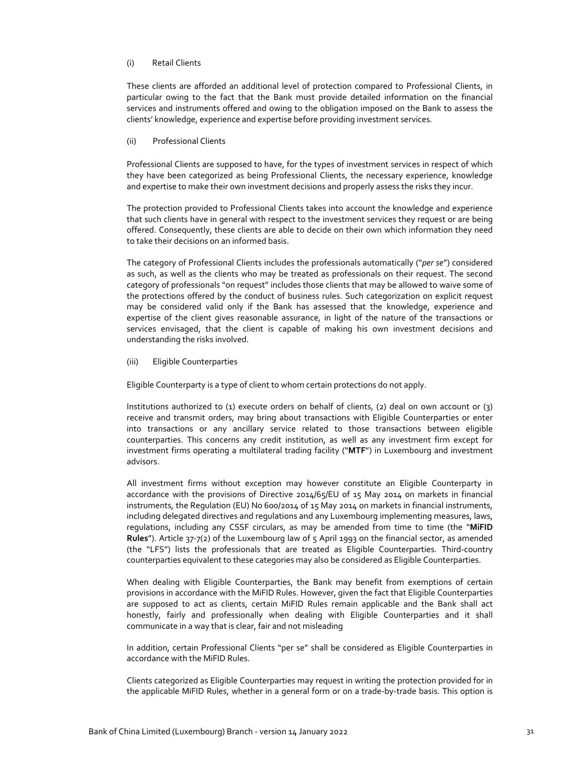(i) Retail Clients

These clients are afforded an additional level of protection compared to Professional Clients, in particular owing to the fact that the Bank must provide detailed information on the financial services and instruments offered and owing to the obligation imposed on the Bank to assess the clients' knowledge, experience and expertise before providing investment services.

(ii) Professional Clients

Professional Clients are supposed to have, for the types of investment services in respect of which they have been categorized as being Professional Clients, the necessary experience, knowledge and expertise to make their own investment decisions and properly assess the risks they incur.

The protection provided to Professional Clients takes into account the knowledge and experience that such clients have in general with respect to the investment services they request or are being offered. Consequently, these clients are able to decide on their own which information they need to take their decisions on an informed basis.

The category of Professional Clients includes the professionals automatically ("*per se*") considered as such, as well as the clients who may be treated as professionals on their request. The second category of professionals "on request" includes those clients that may be allowed to waive some of the protections offered by the conduct of business rules. Such categorization on explicit request may be considered valid only if the Bank has assessed that the knowledge, experience and expertise of the client gives reasonable assurance, in light of the nature of the transactions or services envisaged, that the client is capable of making his own investment decisions and understanding the risks involved.

(iii) Eligible Counterparties

Eligible Counterparty is a type of client to whom certain protections do not apply.

Institutions authorized to (1) execute orders on behalf of clients, (2) deal on own account or (3) receive and transmit orders, may bring about transactions with Eligible Counterparties or enter into transactions or any ancillary service related to those transactions between eligible counterparties. This concerns any credit institution, as well as any investment firm except for investment firms operating a multilateral trading facility ("**MTF**") in Luxembourg and investment advisors.

All investment firms without exception may however constitute an Eligible Counterparty in accordance with the provisions of Directive 2014/65/EU of 15 May 2014 on markets in financial instruments, the Regulation (EU) No 600/2014 of 15 May 2014 on markets in financial instruments, including delegated directives and regulations and any Luxembourg implementing measures, laws, regulations, including any CSSF circulars, as may be amended from time to time (the "**MiFID Rules**"). Article 37-7(2) of the Luxembourg law of 5 April 1993 on the financial sector, as amended (the "LFS") lists the professionals that are treated as Eligible Counterparties. Third-country counterparties equivalent to these categories may also be considered as Eligible Counterparties.

When dealing with Eligible Counterparties, the Bank may benefit from exemptions of certain provisions in accordance with the MiFID Rules. However, given the fact that Eligible Counterparties are supposed to act as clients, certain MiFID Rules remain applicable and the Bank shall act honestly, fairly and professionally when dealing with Eligible Counterparties and it shall communicate in a way that is clear, fair and not misleading

In addition, certain Professional Clients "per se" shall be considered as Eligible Counterparties in accordance with the MiFID Rules.

Clients categorized as Eligible Counterparties may request in writing the protection provided for in the applicable MiFID Rules, whether in a general form or on a trade-by-trade basis. This option is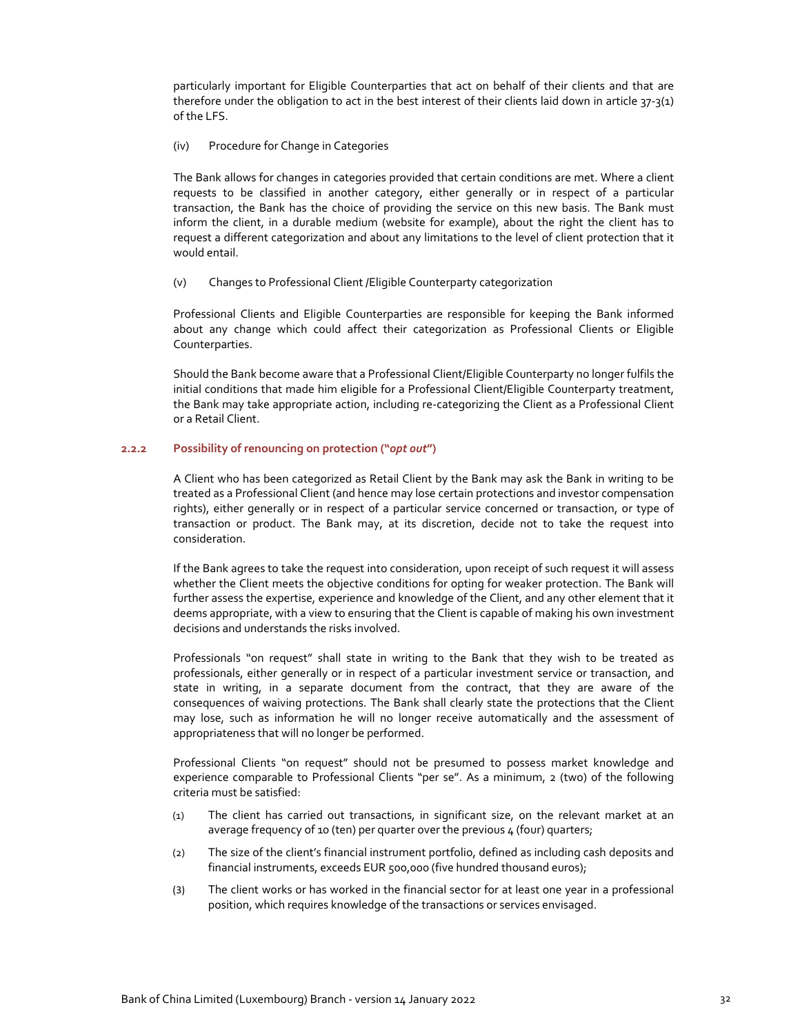particularly important for Eligible Counterparties that act on behalf of their clients and that are therefore under the obligation to act in the best interest of their clients laid down in article 37-3(1) of the LFS.

(iv) Procedure for Change in Categories

The Bank allows for changes in categories provided that certain conditions are met. Where a client requests to be classified in another category, either generally or in respect of a particular transaction, the Bank has the choice of providing the service on this new basis. The Bank must inform the client, in a durable medium (website for example), about the right the client has to request a different categorization and about any limitations to the level of client protection that it would entail.

(v) Changes to Professional Client /Eligible Counterparty categorization

Professional Clients and Eligible Counterparties are responsible for keeping the Bank informed about any change which could affect their categorization as Professional Clients or Eligible Counterparties.

Should the Bank become aware that a Professional Client/Eligible Counterparty no longer fulfils the initial conditions that made him eligible for a Professional Client/Eligible Counterparty treatment, the Bank may take appropriate action, including re-categorizing the Client as a Professional Client or a Retail Client.

### 2.2.2 Possibility of renouncing on protection ("*opt out*")

A Client who has been categorized as Retail Client by the Bank may ask the Bank in writing to be treated as a Professional Client (and hence may lose certain protections and investor compensation rights), either generally or in respect of a particular service concerned or transaction, or type of transaction or product. The Bank may, at its discretion, decide not to take the request into consideration.

If the Bank agrees to take the request into consideration, upon receipt of such request it will assess whether the Client meets the objective conditions for opting for weaker protection. The Bank will further assess the expertise, experience and knowledge of the Client, and any other element that it deems appropriate, with a view to ensuring that the Client is capable of making his own investment decisions and understands the risks involved.

Professionals "on request" shall state in writing to the Bank that they wish to be treated as professionals, either generally or in respect of a particular investment service or transaction, and state in writing, in a separate document from the contract, that they are aware of the consequences of waiving protections. The Bank shall clearly state the protections that the Client may lose, such as information he will no longer receive automatically and the assessment of appropriateness that will no longer be performed.

Professional Clients "on request" should not be presumed to possess market knowledge and experience comparable to Professional Clients "per se". As a minimum, 2 (two) of the following criteria must be satisfied:

(1) The client has carried out transactions, in significant size, on the relevant market at an average frequency of 10 (ten) per quarter over the previous 4 (four) quarters;

(2) The size of the client's financial instrument portfolio, defined as including cash deposits and financial instruments, exceeds EUR 500,000 (five hundred thousand euros);

(3) The client works or has worked in the financial sector for at least one year in a professional position, which requires knowledge of the transactions or services envisaged.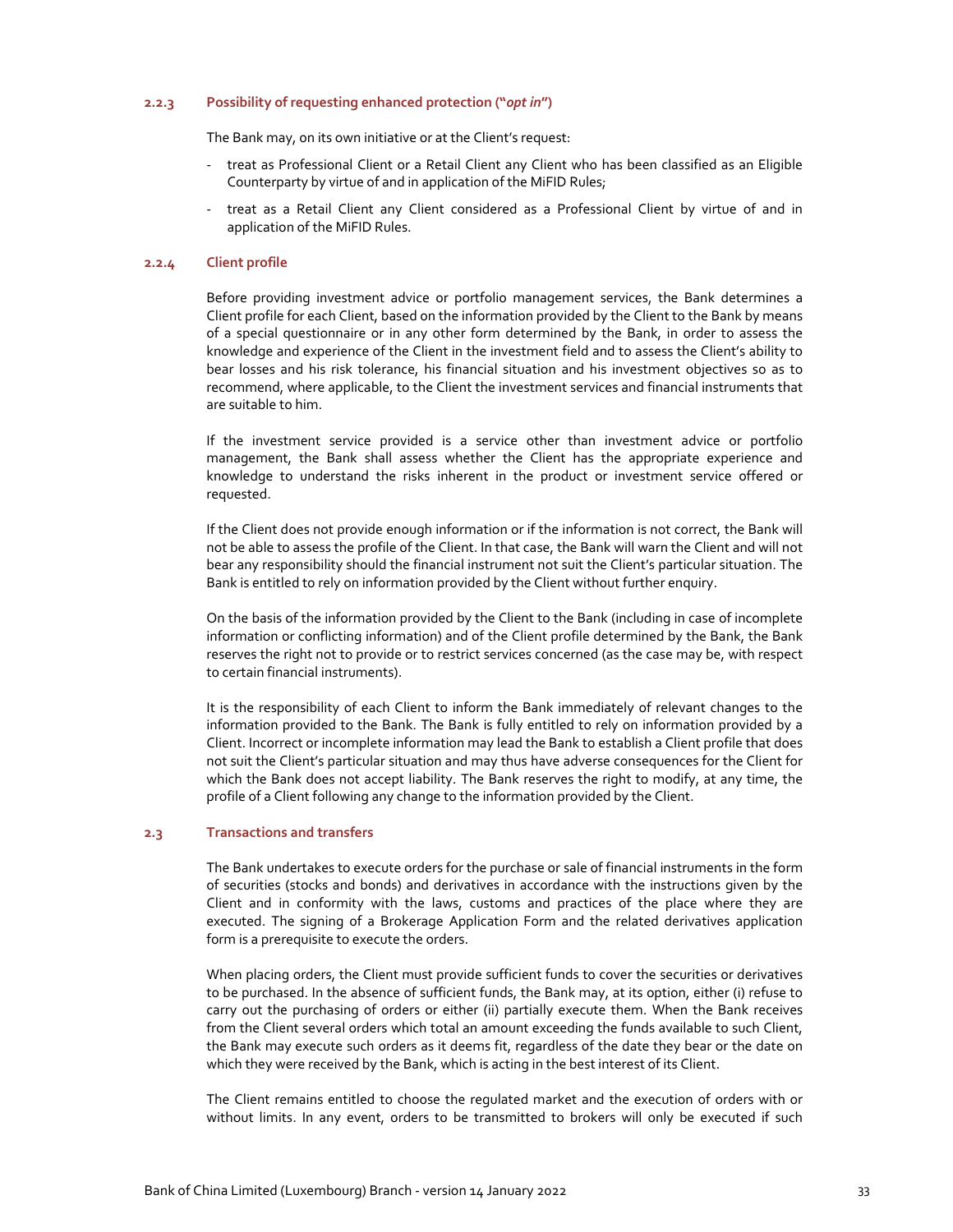#### 2.2.3 Possibility of requesting enhanced protection ("*opt in*")

The Bank may, on its own initiative or at the Client's request:

- treat as Professional Client or a Retail Client any Client who has been classified as an Eligible Counterparty by virtue of and in application of the MiFID Rules;
- treat as a Retail Client any Client considered as a Professional Client by virtue of and in application of the MiFID Rules.

#### 2.2.4 Client profile

Before providing investment advice or portfolio management services, the Bank determines a Client profile for each Client, based on the information provided by the Client to the Bank by means of a special questionnaire or in any other form determined by the Bank, in order to assess the knowledge and experience of the Client in the investment field and to assess the Client's ability to bear losses and his risk tolerance, his financial situation and his investment objectives so as to recommend, where applicable, to the Client the investment services and financial instruments that are suitable to him.

If the investment service provided is a service other than investment advice or portfolio management, the Bank shall assess whether the Client has the appropriate experience and knowledge to understand the risks inherent in the product or investment service offered or requested.

If the Client does not provide enough information or if the information is not correct, the Bank will not be able to assess the profile of the Client. In that case, the Bank will warn the Client and will not bear any responsibility should the financial instrument not suit the Client's particular situation. The Bank is entitled to rely on information provided by the Client without further enquiry.

On the basis of the information provided by the Client to the Bank (including in case of incomplete information or conflicting information) and of the Client profile determined by the Bank, the Bank reserves the right not to provide or to restrict services concerned (as the case may be, with respect to certain financial instruments).

It is the responsibility of each Client to inform the Bank immediately of relevant changes to the information provided to the Bank. The Bank is fully entitled to rely on information provided by a Client. Incorrect or incomplete information may lead the Bank to establish a Client profile that does not suit the Client's particular situation and may thus have adverse consequences for the Client for which the Bank does not accept liability. The Bank reserves the right to modify, at any time, the profile of a Client following any change to the information provided by the Client.

### 2.3 Transactions and transfers

The Bank undertakes to execute orders for the purchase or sale of financial instruments in the form of securities (stocks and bonds) and derivatives in accordance with the instructions given by the Client and in conformity with the laws, customs and practices of the place where they are executed. The signing of a Brokerage Application Form and the related derivatives application form is a prerequisite to execute the orders.

When placing orders, the Client must provide sufficient funds to cover the securities or derivatives to be purchased. In the absence of sufficient funds, the Bank may, at its option, either (i) refuse to carry out the purchasing of orders or either (ii) partially execute them. When the Bank receives from the Client several orders which total an amount exceeding the funds available to such Client, the Bank may execute such orders as it deems fit, regardless of the date they bear or the date on which they were received by the Bank, which is acting in the best interest of its Client.

The Client remains entitled to choose the regulated market and the execution of orders with or without limits. In any event, orders to be transmitted to brokers will only be executed if such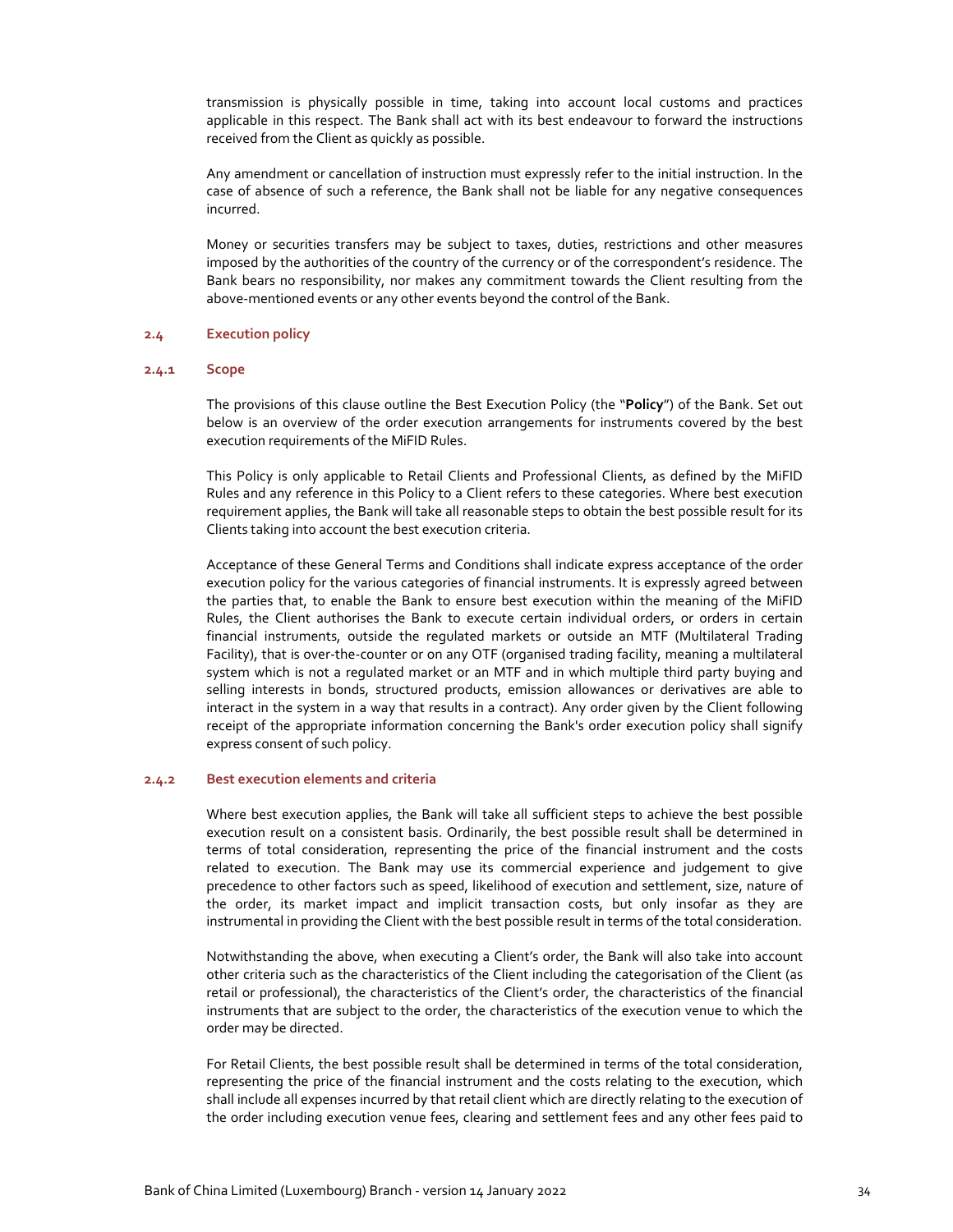transmission is physically possible in time, taking into account local customs and practices applicable in this respect. The Bank shall act with its best endeavour to forward the instructions received from the Client as quickly as possible.

Any amendment or cancellation of instruction must expressly refer to the initial instruction. In the case of absence of such a reference, the Bank shall not be liable for any negative consequences incurred.

Money or securities transfers may be subject to taxes, duties, restrictions and other measures imposed by the authorities of the country of the currency or of the correspondent's residence. The Bank bears no responsibility, nor makes any commitment towards the Client resulting from the above-mentioned events or any other events beyond the control of the Bank.

### 2.4 Execution policy

#### 2.4.1 Scope

The provisions of this clause outline the Best Execution Policy (the "**Policy**") of the Bank. Set out below is an overview of the order execution arrangements for instruments covered by the best execution requirements of the MiFID Rules.

This Policy is only applicable to Retail Clients and Professional Clients, as defined by the MiFID Rules and any reference in this Policy to a Client refers to these categories. Where best execution requirement applies, the Bank will take all reasonable steps to obtain the best possible result for its Clients taking into account the best execution criteria.

Acceptance of these General Terms and Conditions shall indicate express acceptance of the order execution policy for the various categories of financial instruments. It is expressly agreed between the parties that, to enable the Bank to ensure best execution within the meaning of the MiFID Rules, the Client authorises the Bank to execute certain individual orders, or orders in certain financial instruments, outside the regulated markets or outside an MTF (Multilateral Trading Facility), that is over-the-counter or on any OTF (organised trading facility, meaning a multilateral system which is not a regulated market or an MTF and in which multiple third party buying and selling interests in bonds, structured products, emission allowances or derivatives are able to interact in the system in a way that results in a contract). Any order given by the Client following receipt of the appropriate information concerning the Bank's order execution policy shall signify express consent of such policy.

#### 2.4.2 Best execution elements and criteria

Where best execution applies, the Bank will take all sufficient steps to achieve the best possible execution result on a consistent basis. Ordinarily, the best possible result shall be determined in terms of total consideration, representing the price of the financial instrument and the costs related to execution. The Bank may use its commercial experience and judgement to give precedence to other factors such as speed, likelihood of execution and settlement, size, nature of the order, its market impact and implicit transaction costs, but only insofar as they are instrumental in providing the Client with the best possible result in terms of the total consideration.

Notwithstanding the above, when executing a Client's order, the Bank will also take into account other criteria such as the characteristics of the Client including the categorisation of the Client (as retail or professional), the characteristics of the Client's order, the characteristics of the financial instruments that are subject to the order, the characteristics of the execution venue to which the order may be directed.

For Retail Clients, the best possible result shall be determined in terms of the total consideration, representing the price of the financial instrument and the costs relating to the execution, which shall include all expenses incurred by that retail client which are directly relating to the execution of the order including execution venue fees, clearing and settlement fees and any other fees paid to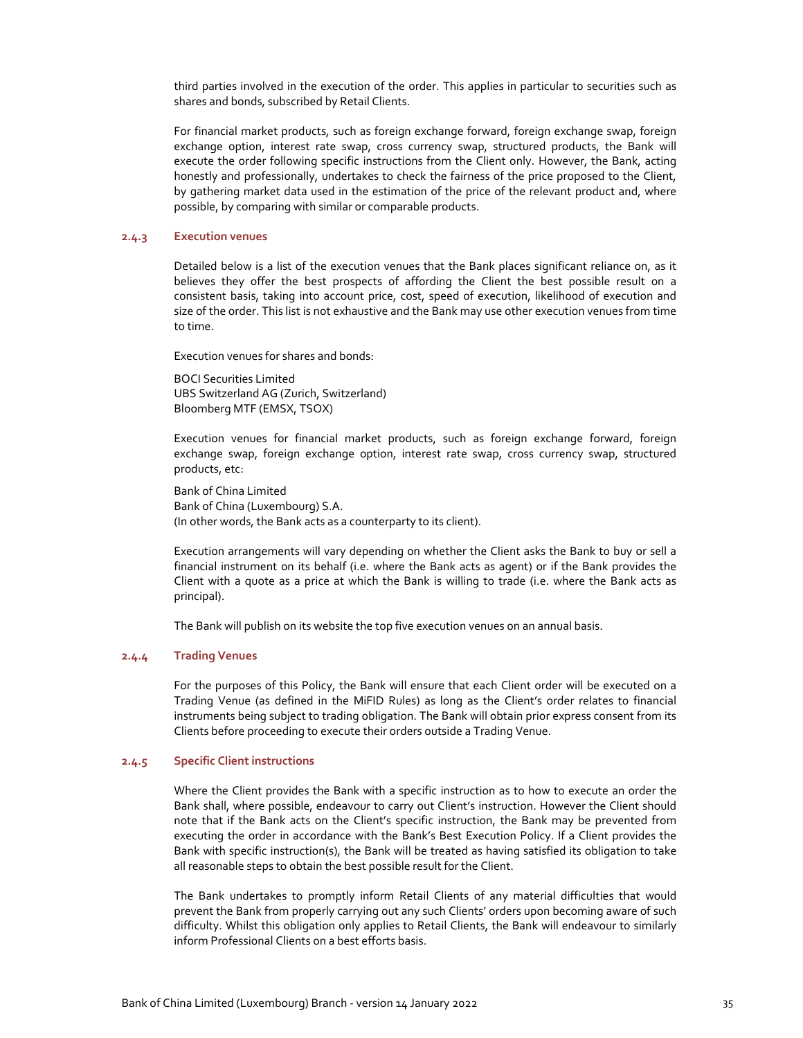third parties involved in the execution of the order. This applies in particular to securities such as shares and bonds, subscribed by Retail Clients.

For financial market products, such as foreign exchange forward, foreign exchange swap, foreign exchange option, interest rate swap, cross currency swap, structured products, the Bank will execute the order following specific instructions from the Client only. However, the Bank, acting honestly and professionally, undertakes to check the fairness of the price proposed to the Client, by gathering market data used in the estimation of the price of the relevant product and, where possible, by comparing with similar or comparable products.

### 2.4.3 Execution venues

Detailed below is a list of the execution venues that the Bank places significant reliance on, as it believes they offer the best prospects of affording the Client the best possible result on a consistent basis, taking into account price, cost, speed of execution, likelihood of execution and size of the order. This list is not exhaustive and the Bank may use other execution venues from time to time.

Execution venues for shares and bonds:

BOCI Securities Limited
UBS Switzerland AG (Zurich, Switzerland)
Bloomberg MTF (EMSX, TSOX)

Execution venues for financial market products, such as foreign exchange forward, foreign exchange swap, foreign exchange option, interest rate swap, cross currency swap, structured products, etc:

Bank of China Limited
Bank of China (Luxembourg) S.A.
(In other words, the Bank acts as a counterparty to its client).

Execution arrangements will vary depending on whether the Client asks the Bank to buy or sell a financial instrument on its behalf (i.e. where the Bank acts as agent) or if the Bank provides the Client with a quote as a price at which the Bank is willing to trade (i.e. where the Bank acts as principal).

The Bank will publish on its website the top five execution venues on an annual basis.

### 2.4.4 Trading Venues

For the purposes of this Policy, the Bank will ensure that each Client order will be executed on a Trading Venue (as defined in the MiFID Rules) as long as the Client's order relates to financial instruments being subject to trading obligation. The Bank will obtain prior express consent from its Clients before proceeding to execute their orders outside a Trading Venue.

### 2.4.5 Specific Client instructions

Where the Client provides the Bank with a specific instruction as to how to execute an order the Bank shall, where possible, endeavour to carry out Client's instruction. However the Client should note that if the Bank acts on the Client's specific instruction, the Bank may be prevented from executing the order in accordance with the Bank's Best Execution Policy. If a Client provides the Bank with specific instruction(s), the Bank will be treated as having satisfied its obligation to take all reasonable steps to obtain the best possible result for the Client.

The Bank undertakes to promptly inform Retail Clients of any material difficulties that would prevent the Bank from properly carrying out any such Clients' orders upon becoming aware of such difficulty. Whilst this obligation only applies to Retail Clients, the Bank will endeavour to similarly inform Professional Clients on a best efforts basis.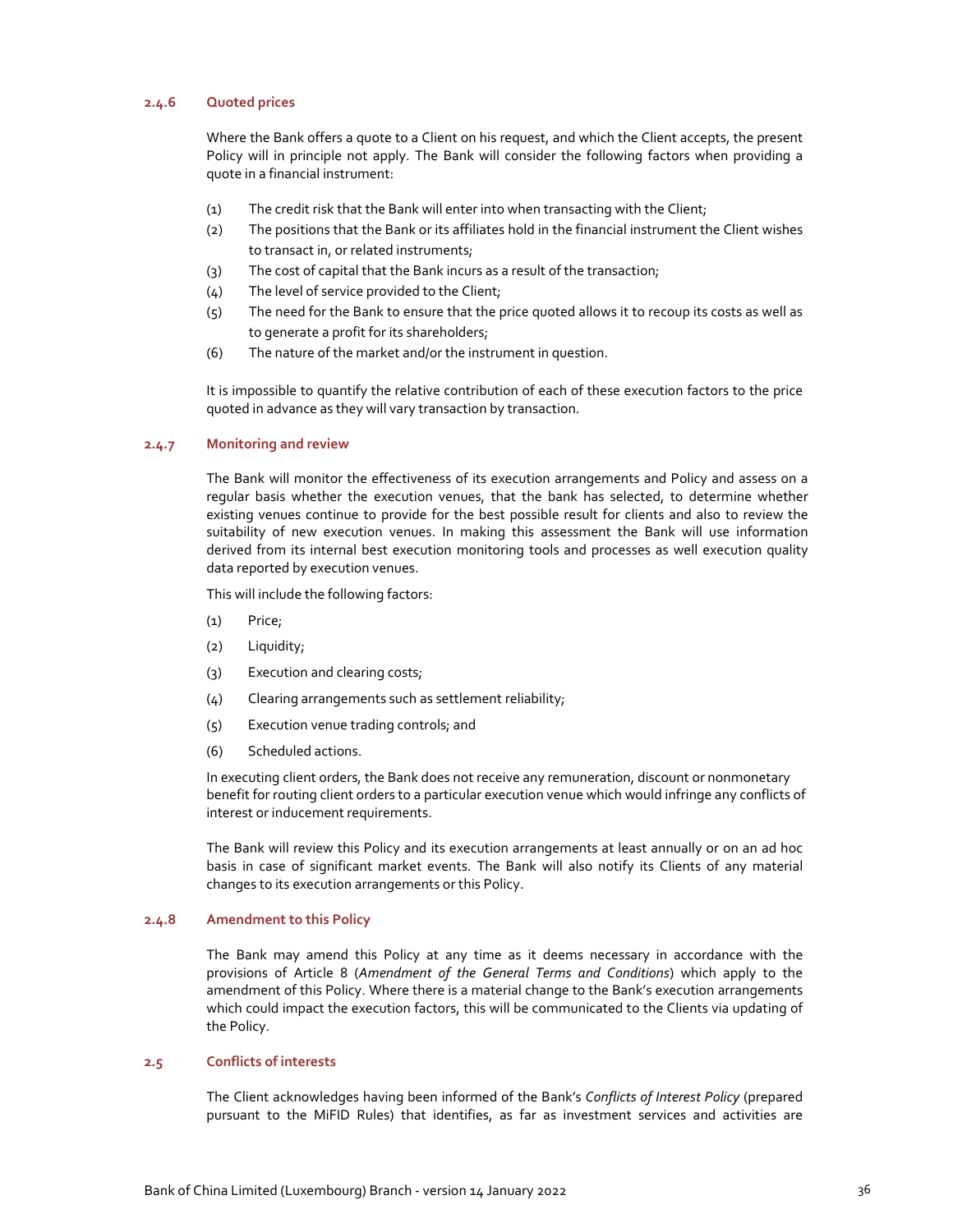#### 2.4.6 Quoted prices

Where the Bank offers a quote to a Client on his request, and which the Client accepts, the present Policy will in principle not apply. The Bank will consider the following factors when providing a quote in a financial instrument:

(1) The credit risk that the Bank will enter into when transacting with the Client;

(2) The positions that the Bank or its affiliates hold in the financial instrument the Client wishes to transact in, or related instruments;

(3) The cost of capital that the Bank incurs as a result of the transaction;

(4) The level of service provided to the Client;

(5) The need for the Bank to ensure that the price quoted allows it to recoup its costs as well as to generate a profit for its shareholders;

(6) The nature of the market and/or the instrument in question.

It is impossible to quantify the relative contribution of each of these execution factors to the price quoted in advance as they will vary transaction by transaction.

#### 2.4.7 Monitoring and review

The Bank will monitor the effectiveness of its execution arrangements and Policy and assess on a regular basis whether the execution venues, that the bank has selected, to determine whether existing venues continue to provide for the best possible result for clients and also to review the suitability of new execution venues. In making this assessment the Bank will use information derived from its internal best execution monitoring tools and processes as well execution quality data reported by execution venues.

This will include the following factors:

(1) Price;

(2) Liquidity;

(3) Execution and clearing costs;

(4) Clearing arrangements such as settlement reliability;

(5) Execution venue trading controls; and

(6) Scheduled actions.

In executing client orders, the Bank does not receive any remuneration, discount or nonmonetary benefit for routing client orders to a particular execution venue which would infringe any conflicts of interest or inducement requirements.

The Bank will review this Policy and its execution arrangements at least annually or on an ad hoc basis in case of significant market events. The Bank will also notify its Clients of any material changes to its execution arrangements or this Policy.

#### 2.4.8 Amendment to this Policy

The Bank may amend this Policy at any time as it deems necessary in accordance with the provisions of Article 8 (*Amendment of the General Terms and Conditions*) which apply to the amendment of this Policy. Where there is a material change to the Bank's execution arrangements which could impact the execution factors, this will be communicated to the Clients via updating of the Policy.

### 2.5 Conflicts of interests

The Client acknowledges having been informed of the Bank's *Conflicts of Interest Policy* (prepared pursuant to the MiFID Rules) that identifies, as far as investment services and activities are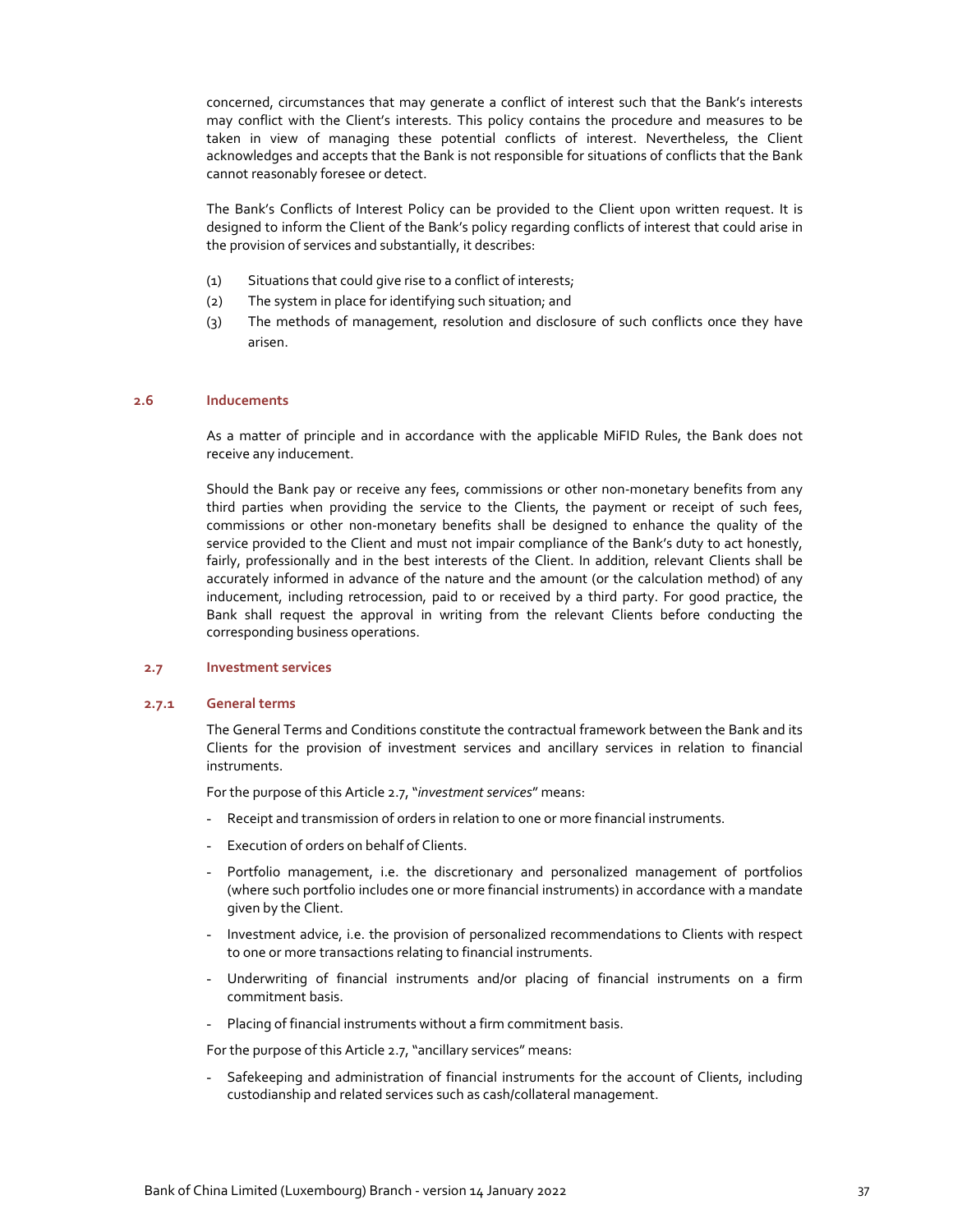concerned, circumstances that may generate a conflict of interest such that the Bank's interests may conflict with the Client's interests. This policy contains the procedure and measures to be taken in view of managing these potential conflicts of interest. Nevertheless, the Client acknowledges and accepts that the Bank is not responsible for situations of conflicts that the Bank cannot reasonably foresee or detect.

The Bank's Conflicts of Interest Policy can be provided to the Client upon written request. It is designed to inform the Client of the Bank's policy regarding conflicts of interest that could arise in the provision of services and substantially, it describes:

(1) Situations that could give rise to a conflict of interests;

(2) The system in place for identifying such situation; and

(3) The methods of management, resolution and disclosure of such conflicts once they have arisen.

### 2.6 Inducements

As a matter of principle and in accordance with the applicable MiFID Rules, the Bank does not receive any inducement.

Should the Bank pay or receive any fees, commissions or other non-monetary benefits from any third parties when providing the service to the Clients, the payment or receipt of such fees, commissions or other non-monetary benefits shall be designed to enhance the quality of the service provided to the Client and must not impair compliance of the Bank's duty to act honestly, fairly, professionally and in the best interests of the Client. In addition, relevant Clients shall be accurately informed in advance of the nature and the amount (or the calculation method) of any inducement, including retrocession, paid to or received by a third party. For good practice, the Bank shall request the approval in writing from the relevant Clients before conducting the corresponding business operations.

### 2.7 Investment services

#### 2.7.1 General terms

The General Terms and Conditions constitute the contractual framework between the Bank and its Clients for the provision of investment services and ancillary services in relation to financial instruments.

For the purpose of this Article 2.7, "*investment services*" means:

- Receipt and transmission of orders in relation to one or more financial instruments.
- Execution of orders on behalf of Clients.
- Portfolio management, i.e. the discretionary and personalized management of portfolios (where such portfolio includes one or more financial instruments) in accordance with a mandate given by the Client.
- Investment advice, i.e. the provision of personalized recommendations to Clients with respect to one or more transactions relating to financial instruments.
- Underwriting of financial instruments and/or placing of financial instruments on a firm commitment basis.
- Placing of financial instruments without a firm commitment basis.

For the purpose of this Article 2.7, "ancillary services" means:

- Safekeeping and administration of financial instruments for the account of Clients, including custodianship and related services such as cash/collateral management.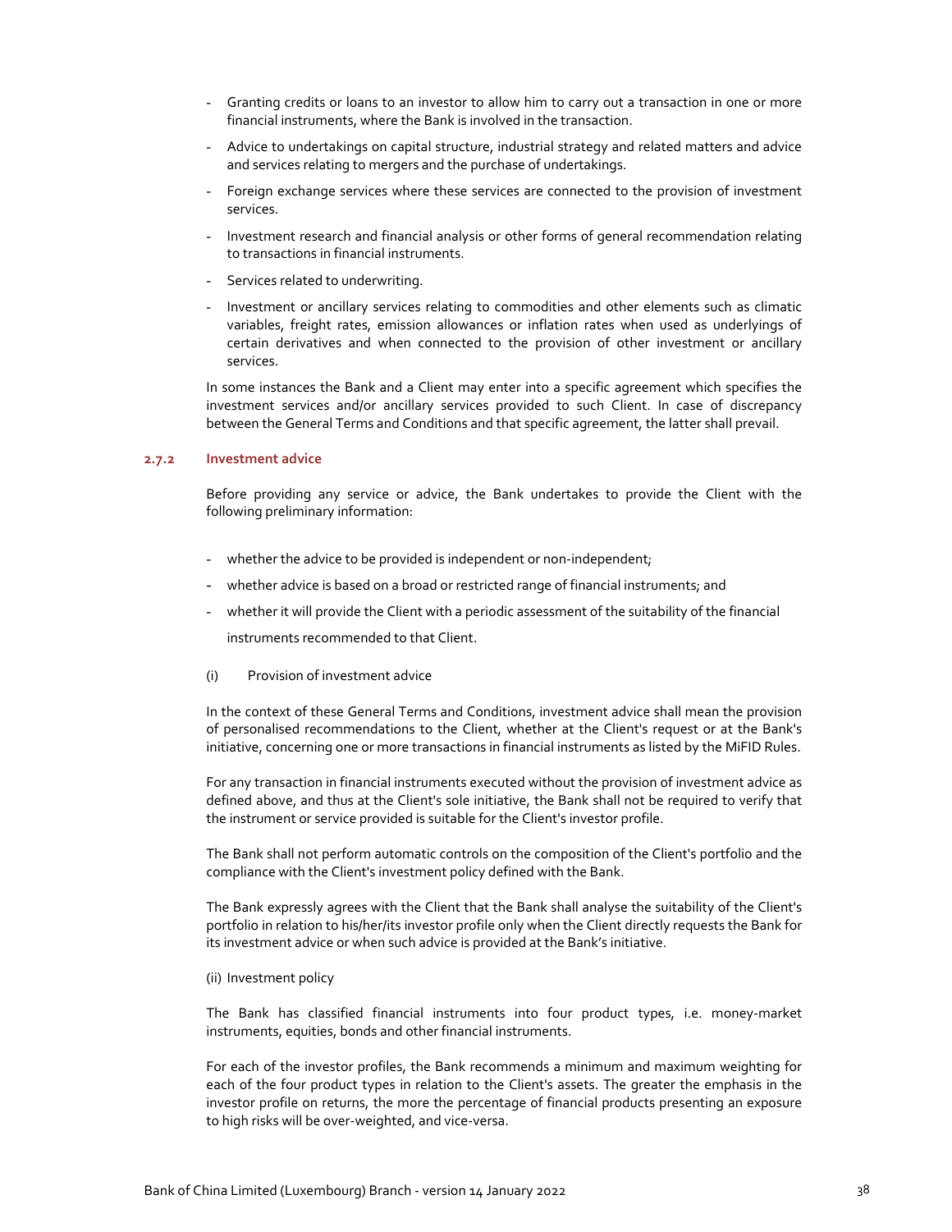- Granting credits or loans to an investor to allow him to carry out a transaction in one or more financial instruments, where the Bank is involved in the transaction.
- Advice to undertakings on capital structure, industrial strategy and related matters and advice and services relating to mergers and the purchase of undertakings.
- Foreign exchange services where these services are connected to the provision of investment services.
- Investment research and financial analysis or other forms of general recommendation relating to transactions in financial instruments.
- Services related to underwriting.
- Investment or ancillary services relating to commodities and other elements such as climatic variables, freight rates, emission allowances or inflation rates when used as underlyings of certain derivatives and when connected to the provision of other investment or ancillary services.

In some instances the Bank and a Client may enter into a specific agreement which specifies the investment services and/or ancillary services provided to such Client. In case of discrepancy between the General Terms and Conditions and that specific agreement, the latter shall prevail.

### 2.7.2 Investment advice

Before providing any service or advice, the Bank undertakes to provide the Client with the following preliminary information:

- whether the advice to be provided is independent or non-independent;
- whether advice is based on a broad or restricted range of financial instruments; and
- whether it will provide the Client with a periodic assessment of the suitability of the financial instruments recommended to that Client.

(i) Provision of investment advice

In the context of these General Terms and Conditions, investment advice shall mean the provision of personalised recommendations to the Client, whether at the Client's request or at the Bank's initiative, concerning one or more transactions in financial instruments as listed by the MiFID Rules.

For any transaction in financial instruments executed without the provision of investment advice as defined above, and thus at the Client's sole initiative, the Bank shall not be required to verify that the instrument or service provided is suitable for the Client's investor profile.

The Bank shall not perform automatic controls on the composition of the Client's portfolio and the compliance with the Client's investment policy defined with the Bank.

The Bank expressly agrees with the Client that the Bank shall analyse the suitability of the Client's portfolio in relation to his/her/its investor profile only when the Client directly requests the Bank for its investment advice or when such advice is provided at the Bank's initiative.

(ii) Investment policy

The Bank has classified financial instruments into four product types, i.e. money-market instruments, equities, bonds and other financial instruments.

For each of the investor profiles, the Bank recommends a minimum and maximum weighting for each of the four product types in relation to the Client's assets. The greater the emphasis in the investor profile on returns, the more the percentage of financial products presenting an exposure to high risks will be over-weighted, and vice-versa.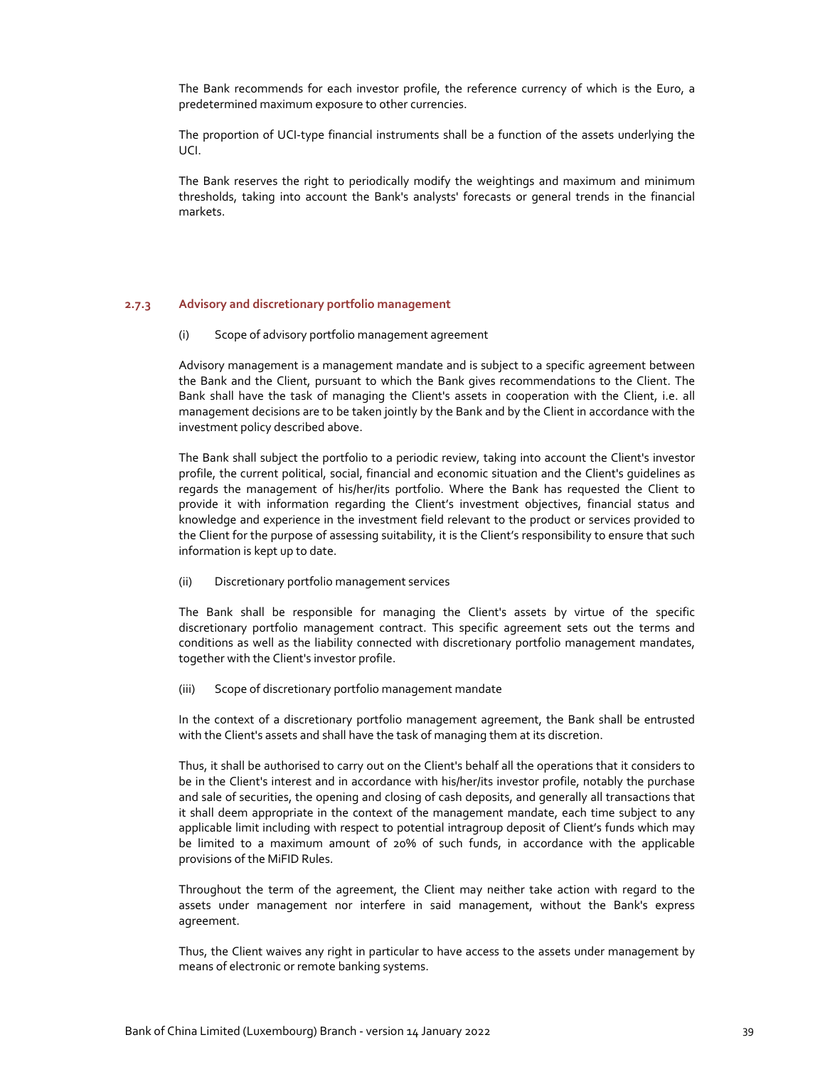The Bank recommends for each investor profile, the reference currency of which is the Euro, a predetermined maximum exposure to other currencies.

The proportion of UCI-type financial instruments shall be a function of the assets underlying the UCI.

The Bank reserves the right to periodically modify the weightings and maximum and minimum thresholds, taking into account the Bank's analysts' forecasts or general trends in the financial markets.

### 2.7.3 Advisory and discretionary portfolio management

(i) Scope of advisory portfolio management agreement

Advisory management is a management mandate and is subject to a specific agreement between the Bank and the Client, pursuant to which the Bank gives recommendations to the Client. The Bank shall have the task of managing the Client's assets in cooperation with the Client, i.e. all management decisions are to be taken jointly by the Bank and by the Client in accordance with the investment policy described above.

The Bank shall subject the portfolio to a periodic review, taking into account the Client's investor profile, the current political, social, financial and economic situation and the Client's guidelines as regards the management of his/her/its portfolio. Where the Bank has requested the Client to provide it with information regarding the Client's investment objectives, financial status and knowledge and experience in the investment field relevant to the product or services provided to the Client for the purpose of assessing suitability, it is the Client's responsibility to ensure that such information is kept up to date.

(ii) Discretionary portfolio management services

The Bank shall be responsible for managing the Client's assets by virtue of the specific discretionary portfolio management contract. This specific agreement sets out the terms and conditions as well as the liability connected with discretionary portfolio management mandates, together with the Client's investor profile.

(iii) Scope of discretionary portfolio management mandate

In the context of a discretionary portfolio management agreement, the Bank shall be entrusted with the Client's assets and shall have the task of managing them at its discretion.

Thus, it shall be authorised to carry out on the Client's behalf all the operations that it considers to be in the Client's interest and in accordance with his/her/its investor profile, notably the purchase and sale of securities, the opening and closing of cash deposits, and generally all transactions that it shall deem appropriate in the context of the management mandate, each time subject to any applicable limit including with respect to potential intragroup deposit of Client's funds which may be limited to a maximum amount of 20% of such funds, in accordance with the applicable provisions of the MiFID Rules.

Throughout the term of the agreement, the Client may neither take action with regard to the assets under management nor interfere in said management, without the Bank's express agreement.

Thus, the Client waives any right in particular to have access to the assets under management by means of electronic or remote banking systems.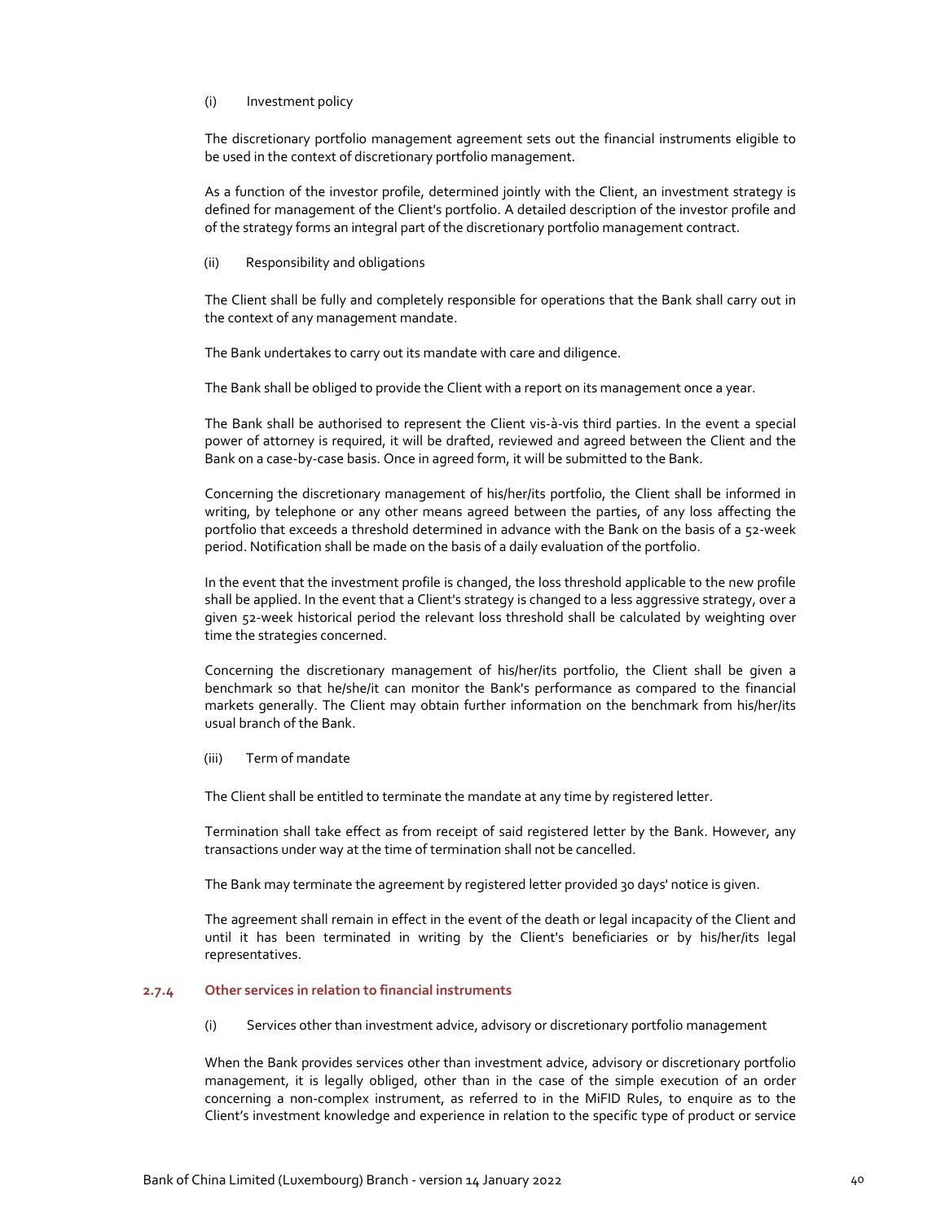(i) Investment policy

The discretionary portfolio management agreement sets out the financial instruments eligible to be used in the context of discretionary portfolio management.

As a function of the investor profile, determined jointly with the Client, an investment strategy is defined for management of the Client's portfolio. A detailed description of the investor profile and of the strategy forms an integral part of the discretionary portfolio management contract.

(ii) Responsibility and obligations

The Client shall be fully and completely responsible for operations that the Bank shall carry out in the context of any management mandate.

The Bank undertakes to carry out its mandate with care and diligence.

The Bank shall be obliged to provide the Client with a report on its management once a year.

The Bank shall be authorised to represent the Client vis-à-vis third parties. In the event a special power of attorney is required, it will be drafted, reviewed and agreed between the Client and the Bank on a case-by-case basis. Once in agreed form, it will be submitted to the Bank.

Concerning the discretionary management of his/her/its portfolio, the Client shall be informed in writing, by telephone or any other means agreed between the parties, of any loss affecting the portfolio that exceeds a threshold determined in advance with the Bank on the basis of a 52-week period. Notification shall be made on the basis of a daily evaluation of the portfolio.

In the event that the investment profile is changed, the loss threshold applicable to the new profile shall be applied. In the event that a Client's strategy is changed to a less aggressive strategy, over a given 52-week historical period the relevant loss threshold shall be calculated by weighting over time the strategies concerned.

Concerning the discretionary management of his/her/its portfolio, the Client shall be given a benchmark so that he/she/it can monitor the Bank's performance as compared to the financial markets generally. The Client may obtain further information on the benchmark from his/her/its usual branch of the Bank.

(iii) Term of mandate

The Client shall be entitled to terminate the mandate at any time by registered letter.

Termination shall take effect as from receipt of said registered letter by the Bank. However, any transactions under way at the time of termination shall not be cancelled.

The Bank may terminate the agreement by registered letter provided 30 days' notice is given.

The agreement shall remain in effect in the event of the death or legal incapacity of the Client and until it has been terminated in writing by the Client's beneficiaries or by his/her/its legal representatives.

### 2.7.4 Other services in relation to financial instruments

(i) Services other than investment advice, advisory or discretionary portfolio management

When the Bank provides services other than investment advice, advisory or discretionary portfolio management, it is legally obliged, other than in the case of the simple execution of an order concerning a non-complex instrument, as referred to in the MiFID Rules, to enquire as to the Client's investment knowledge and experience in relation to the specific type of product or service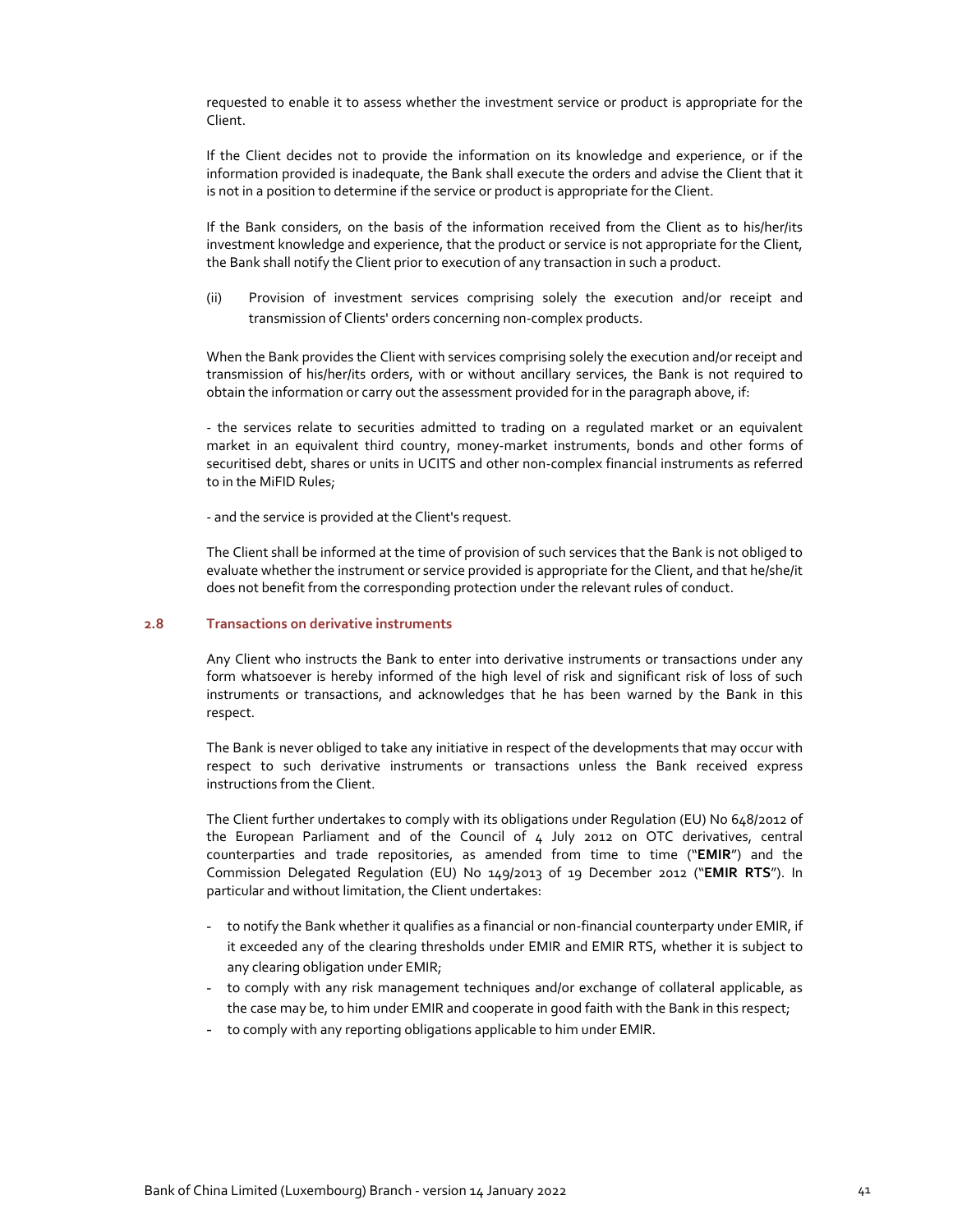requested to enable it to assess whether the investment service or product is appropriate for the Client.

If the Client decides not to provide the information on its knowledge and experience, or if the information provided is inadequate, the Bank shall execute the orders and advise the Client that it is not in a position to determine if the service or product is appropriate for the Client.

If the Bank considers, on the basis of the information received from the Client as to his/her/its investment knowledge and experience, that the product or service is not appropriate for the Client, the Bank shall notify the Client prior to execution of any transaction in such a product.

(ii) Provision of investment services comprising solely the execution and/or receipt and transmission of Clients' orders concerning non-complex products.

When the Bank provides the Client with services comprising solely the execution and/or receipt and transmission of his/her/its orders, with or without ancillary services, the Bank is not required to obtain the information or carry out the assessment provided for in the paragraph above, if:

- the services relate to securities admitted to trading on a regulated market or an equivalent market in an equivalent third country, money-market instruments, bonds and other forms of securitised debt, shares or units in UCITS and other non-complex financial instruments as referred to in the MiFID Rules;

- and the service is provided at the Client's request.

The Client shall be informed at the time of provision of such services that the Bank is not obliged to evaluate whether the instrument or service provided is appropriate for the Client, and that he/she/it does not benefit from the corresponding protection under the relevant rules of conduct.

## 2.8 Transactions on derivative instruments

Any Client who instructs the Bank to enter into derivative instruments or transactions under any form whatsoever is hereby informed of the high level of risk and significant risk of loss of such instruments or transactions, and acknowledges that he has been warned by the Bank in this respect.

The Bank is never obliged to take any initiative in respect of the developments that may occur with respect to such derivative instruments or transactions unless the Bank received express instructions from the Client.

The Client further undertakes to comply with its obligations under Regulation (EU) No 648/2012 of the European Parliament and of the Council of 4 July 2012 on OTC derivatives, central counterparties and trade repositories, as amended from time to time ("**EMIR**") and the Commission Delegated Regulation (EU) No 149/2013 of 19 December 2012 ("**EMIR RTS**"). In particular and without limitation, the Client undertakes:

- to notify the Bank whether it qualifies as a financial or non-financial counterparty under EMIR, if it exceeded any of the clearing thresholds under EMIR and EMIR RTS, whether it is subject to any clearing obligation under EMIR;
- to comply with any risk management techniques and/or exchange of collateral applicable, as the case may be, to him under EMIR and cooperate in good faith with the Bank in this respect;
- to comply with any reporting obligations applicable to him under EMIR.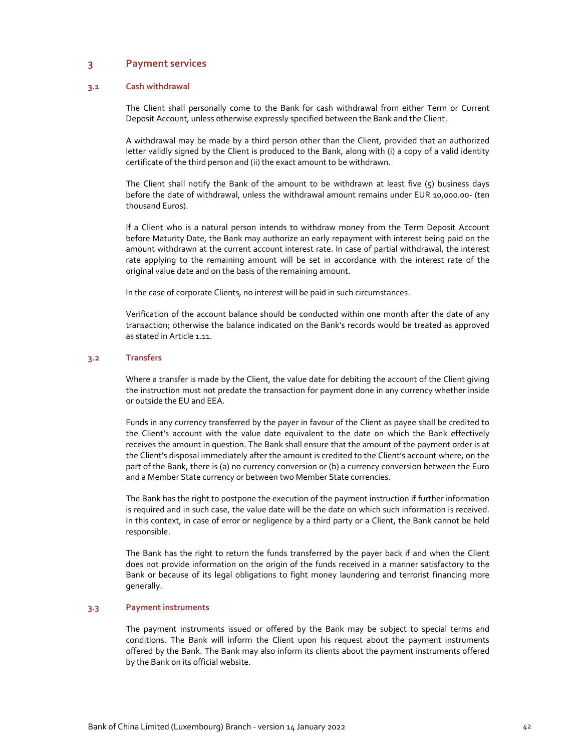## 3 Payment services

### 3.1 Cash withdrawal

The Client shall personally come to the Bank for cash withdrawal from either Term or Current Deposit Account, unless otherwise expressly specified between the Bank and the Client.

A withdrawal may be made by a third person other than the Client, provided that an authorized letter validly signed by the Client is produced to the Bank, along with (i) a copy of a valid identity certificate of the third person and (ii) the exact amount to be withdrawn.

The Client shall notify the Bank of the amount to be withdrawn at least five (5) business days before the date of withdrawal, unless the withdrawal amount remains under EUR 10,000.00- (ten thousand Euros).

If a Client who is a natural person intends to withdraw money from the Term Deposit Account before Maturity Date, the Bank may authorize an early repayment with interest being paid on the amount withdrawn at the current account interest rate. In case of partial withdrawal, the interest rate applying to the remaining amount will be set in accordance with the interest rate of the original value date and on the basis of the remaining amount.

In the case of corporate Clients, no interest will be paid in such circumstances.

Verification of the account balance should be conducted within one month after the date of any transaction; otherwise the balance indicated on the Bank's records would be treated as approved as stated in Article 1.11.

### 3.2 Transfers

Where a transfer is made by the Client, the value date for debiting the account of the Client giving the instruction must not predate the transaction for payment done in any currency whether inside or outside the EU and EEA.

Funds in any currency transferred by the payer in favour of the Client as payee shall be credited to the Client's account with the value date equivalent to the date on which the Bank effectively receives the amount in question. The Bank shall ensure that the amount of the payment order is at the Client's disposal immediately after the amount is credited to the Client's account where, on the part of the Bank, there is (a) no currency conversion or (b) a currency conversion between the Euro and a Member State currency or between two Member State currencies.

The Bank has the right to postpone the execution of the payment instruction if further information is required and in such case, the value date will be the date on which such information is received. In this context, in case of error or negligence by a third party or a Client, the Bank cannot be held responsible.

The Bank has the right to return the funds transferred by the payer back if and when the Client does not provide information on the origin of the funds received in a manner satisfactory to the Bank or because of its legal obligations to fight money laundering and terrorist financing more generally.

### 3.3 Payment instruments

The payment instruments issued or offered by the Bank may be subject to special terms and conditions. The Bank will inform the Client upon his request about the payment instruments offered by the Bank. The Bank may also inform its clients about the payment instruments offered by the Bank on its official website.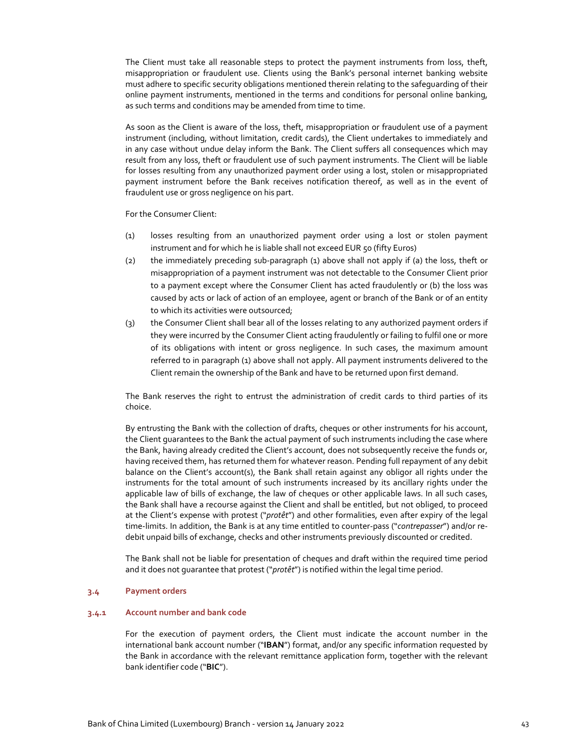The Client must take all reasonable steps to protect the payment instruments from loss, theft, misappropriation or fraudulent use. Clients using the Bank's personal internet banking website must adhere to specific security obligations mentioned therein relating to the safeguarding of their online payment instruments, mentioned in the terms and conditions for personal online banking, as such terms and conditions may be amended from time to time.

As soon as the Client is aware of the loss, theft, misappropriation or fraudulent use of a payment instrument (including, without limitation, credit cards), the Client undertakes to immediately and in any case without undue delay inform the Bank. The Client suffers all consequences which may result from any loss, theft or fraudulent use of such payment instruments. The Client will be liable for losses resulting from any unauthorized payment order using a lost, stolen or misappropriated payment instrument before the Bank receives notification thereof, as well as in the event of fraudulent use or gross negligence on his part.

For the Consumer Client:

(1) losses resulting from an unauthorized payment order using a lost or stolen payment instrument and for which he is liable shall not exceed EUR 50 (fifty Euros)

(2) the immediately preceding sub-paragraph (1) above shall not apply if (a) the loss, theft or misappropriation of a payment instrument was not detectable to the Consumer Client prior to a payment except where the Consumer Client has acted fraudulently or (b) the loss was caused by acts or lack of action of an employee, agent or branch of the Bank or of an entity to which its activities were outsourced;

(3) the Consumer Client shall bear all of the losses relating to any authorized payment orders if they were incurred by the Consumer Client acting fraudulently or failing to fulfil one or more of its obligations with intent or gross negligence. In such cases, the maximum amount referred to in paragraph (1) above shall not apply. All payment instruments delivered to the Client remain the ownership of the Bank and have to be returned upon first demand.

The Bank reserves the right to entrust the administration of credit cards to third parties of its choice.

By entrusting the Bank with the collection of drafts, cheques or other instruments for his account, the Client guarantees to the Bank the actual payment of such instruments including the case where the Bank, having already credited the Client's account, does not subsequently receive the funds or, having received them, has returned them for whatever reason. Pending full repayment of any debit balance on the Client's account(s), the Bank shall retain against any obligor all rights under the instruments for the total amount of such instruments increased by its ancillary rights under the applicable law of bills of exchange, the law of cheques or other applicable laws. In all such cases, the Bank shall have a recourse against the Client and shall be entitled, but not obliged, to proceed at the Client's expense with protest ("*protêt*") and other formalities, even after expiry of the legal time-limits. In addition, the Bank is at any time entitled to counter-pass ("*contrepasser*") and/or re-debit unpaid bills of exchange, checks and other instruments previously discounted or credited.

The Bank shall not be liable for presentation of cheques and draft within the required time period and it does not guarantee that protest ("*protêt*") is notified within the legal time period.

### 3.4 Payment orders

#### 3.4.1 Account number and bank code

For the execution of payment orders, the Client must indicate the account number in the international bank account number ("**IBAN**") format, and/or any specific information requested by the Bank in accordance with the relevant remittance application form, together with the relevant bank identifier code ("**BIC**").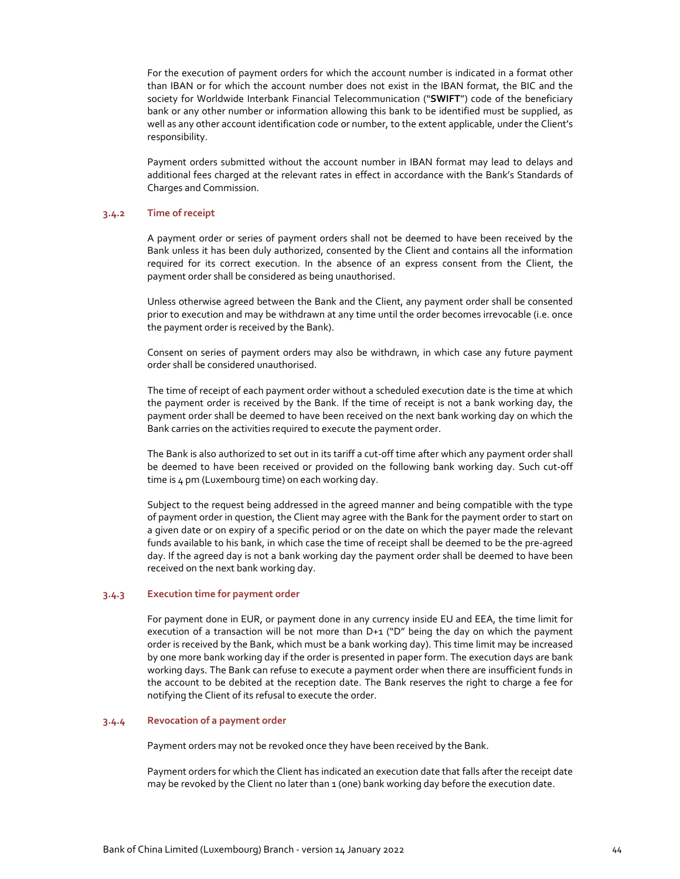For the execution of payment orders for which the account number is indicated in a format other than IBAN or for which the account number does not exist in the IBAN format, the BIC and the society for Worldwide Interbank Financial Telecommunication ("**SWIFT**") code of the beneficiary bank or any other number or information allowing this bank to be identified must be supplied, as well as any other account identification code or number, to the extent applicable, under the Client's responsibility.

Payment orders submitted without the account number in IBAN format may lead to delays and additional fees charged at the relevant rates in effect in accordance with the Bank's Standards of Charges and Commission.

### 3.4.2 Time of receipt

A payment order or series of payment orders shall not be deemed to have been received by the Bank unless it has been duly authorized, consented by the Client and contains all the information required for its correct execution. In the absence of an express consent from the Client, the payment order shall be considered as being unauthorised.

Unless otherwise agreed between the Bank and the Client, any payment order shall be consented prior to execution and may be withdrawn at any time until the order becomes irrevocable (i.e. once the payment order is received by the Bank).

Consent on series of payment orders may also be withdrawn, in which case any future payment order shall be considered unauthorised.

The time of receipt of each payment order without a scheduled execution date is the time at which the payment order is received by the Bank. If the time of receipt is not a bank working day, the payment order shall be deemed to have been received on the next bank working day on which the Bank carries on the activities required to execute the payment order.

The Bank is also authorized to set out in its tariff a cut-off time after which any payment order shall be deemed to have been received or provided on the following bank working day. Such cut-off time is 4 pm (Luxembourg time) on each working day.

Subject to the request being addressed in the agreed manner and being compatible with the type of payment order in question, the Client may agree with the Bank for the payment order to start on a given date or on expiry of a specific period or on the date on which the payer made the relevant funds available to his bank, in which case the time of receipt shall be deemed to be the pre-agreed day. If the agreed day is not a bank working day the payment order shall be deemed to have been received on the next bank working day.

### 3.4.3 Execution time for payment order

For payment done in EUR, or payment done in any currency inside EU and EEA, the time limit for execution of a transaction will be not more than D+1 ("D" being the day on which the payment order is received by the Bank, which must be a bank working day). This time limit may be increased by one more bank working day if the order is presented in paper form. The execution days are bank working days. The Bank can refuse to execute a payment order when there are insufficient funds in the account to be debited at the reception date. The Bank reserves the right to charge a fee for notifying the Client of its refusal to execute the order.

### 3.4.4 Revocation of a payment order

Payment orders may not be revoked once they have been received by the Bank.

Payment orders for which the Client has indicated an execution date that falls after the receipt date may be revoked by the Client no later than 1 (one) bank working day before the execution date.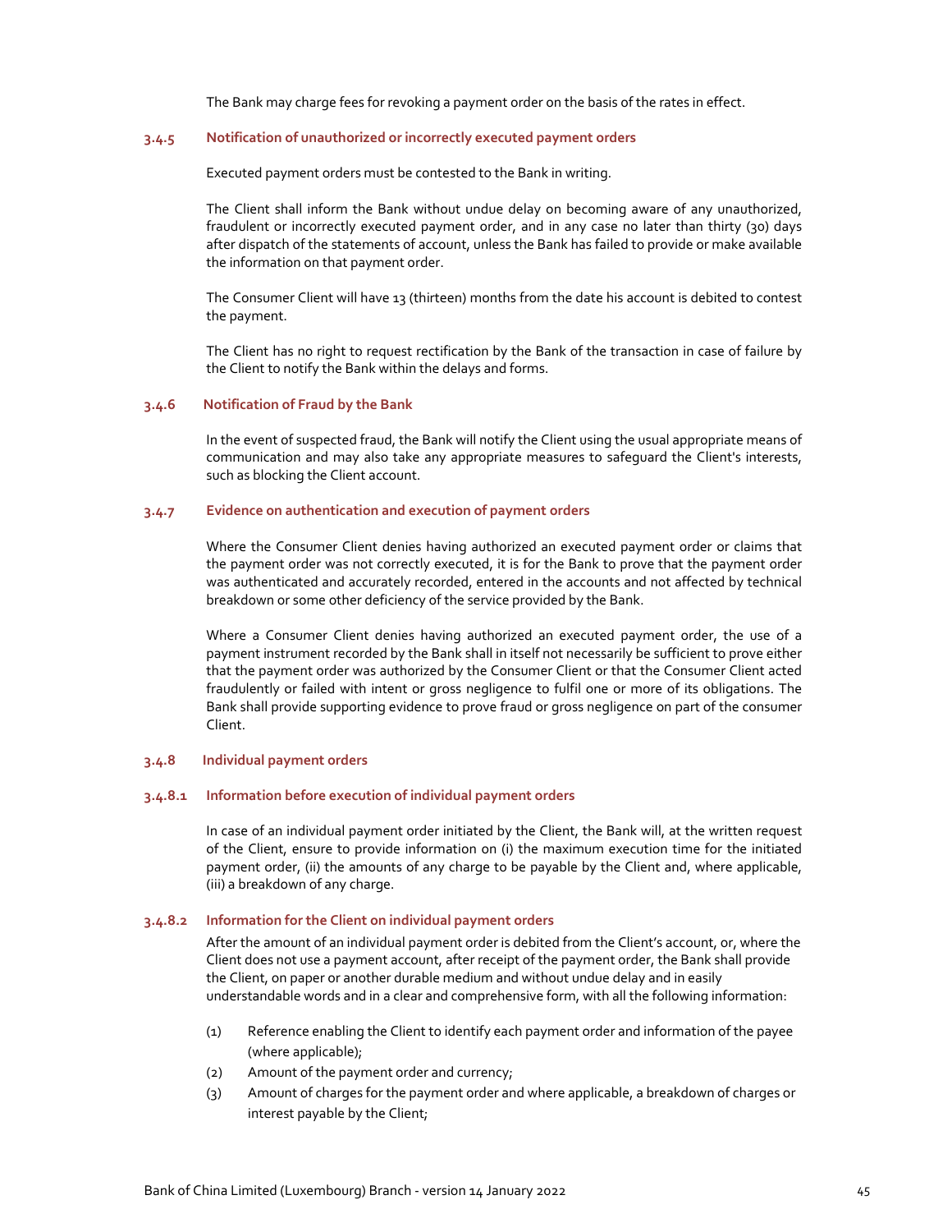The Bank may charge fees for revoking a payment order on the basis of the rates in effect.

#### 3.4.5 Notification of unauthorized or incorrectly executed payment orders

Executed payment orders must be contested to the Bank in writing.

The Client shall inform the Bank without undue delay on becoming aware of any unauthorized, fraudulent or incorrectly executed payment order, and in any case no later than thirty (30) days after dispatch of the statements of account, unless the Bank has failed to provide or make available the information on that payment order.

The Consumer Client will have 13 (thirteen) months from the date his account is debited to contest the payment.

The Client has no right to request rectification by the Bank of the transaction in case of failure by the Client to notify the Bank within the delays and forms.

#### 3.4.6 Notification of Fraud by the Bank

In the event of suspected fraud, the Bank will notify the Client using the usual appropriate means of communication and may also take any appropriate measures to safeguard the Client's interests, such as blocking the Client account.

#### 3.4.7 Evidence on authentication and execution of payment orders

Where the Consumer Client denies having authorized an executed payment order or claims that the payment order was not correctly executed, it is for the Bank to prove that the payment order was authenticated and accurately recorded, entered in the accounts and not affected by technical breakdown or some other deficiency of the service provided by the Bank.

Where a Consumer Client denies having authorized an executed payment order, the use of a payment instrument recorded by the Bank shall in itself not necessarily be sufficient to prove either that the payment order was authorized by the Consumer Client or that the Consumer Client acted fraudulently or failed with intent or gross negligence to fulfil one or more of its obligations. The Bank shall provide supporting evidence to prove fraud or gross negligence on part of the consumer Client.

#### 3.4.8 Individual payment orders

##### 3.4.8.1 Information before execution of individual payment orders

In case of an individual payment order initiated by the Client, the Bank will, at the written request of the Client, ensure to provide information on (i) the maximum execution time for the initiated payment order, (ii) the amounts of any charge to be payable by the Client and, where applicable, (iii) a breakdown of any charge.

##### 3.4.8.2 Information for the Client on individual payment orders

After the amount of an individual payment order is debited from the Client's account, or, where the Client does not use a payment account, after receipt of the payment order, the Bank shall provide the Client, on paper or another durable medium and without undue delay and in easily understandable words and in a clear and comprehensive form, with all the following information:

(1) Reference enabling the Client to identify each payment order and information of the payee (where applicable);

(2) Amount of the payment order and currency;

(3) Amount of charges for the payment order and where applicable, a breakdown of charges or interest payable by the Client;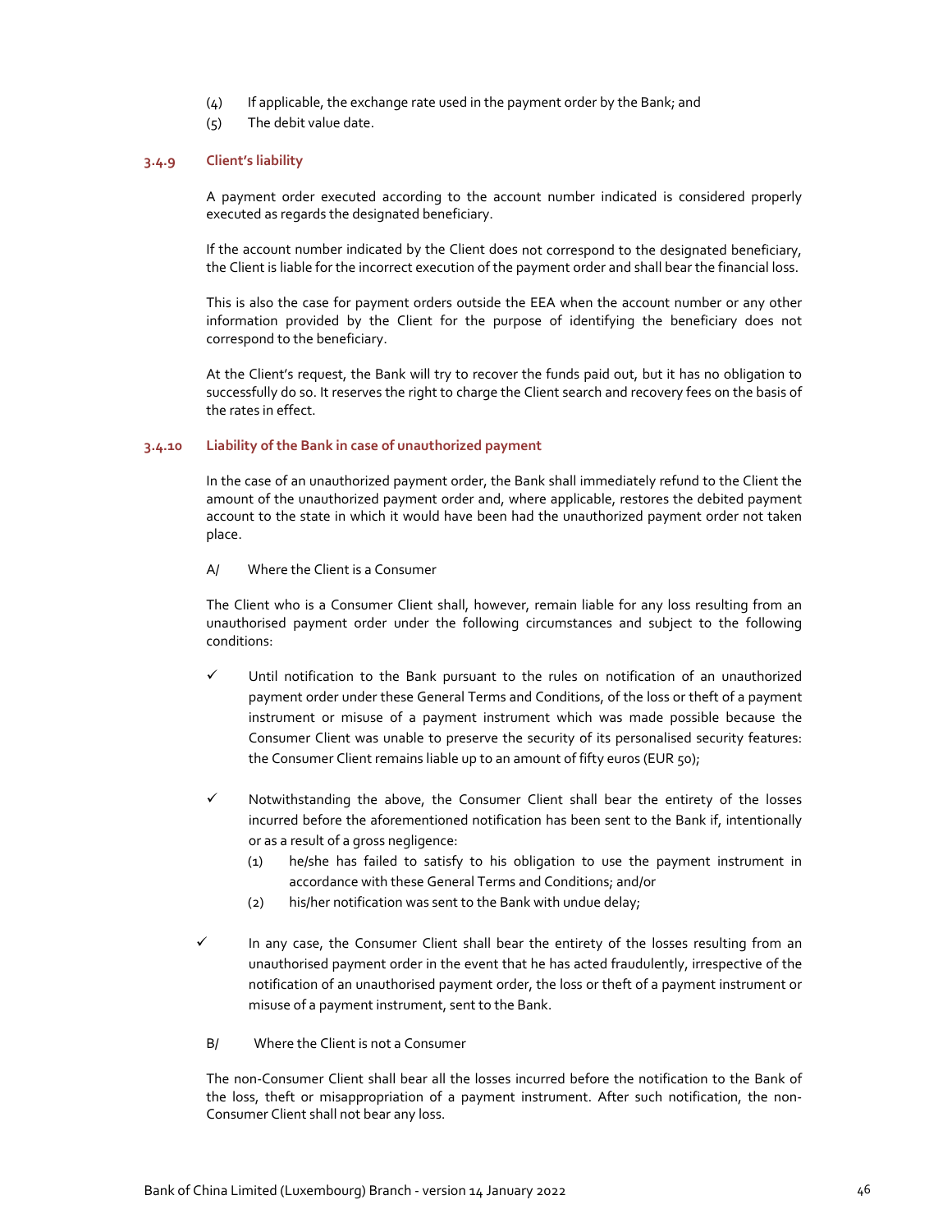(4) If applicable, the exchange rate used in the payment order by the Bank; and

(5) The debit value date.

### 3.4.9 Client's liability

A payment order executed according to the account number indicated is considered properly executed as regards the designated beneficiary.

If the account number indicated by the Client does not correspond to the designated beneficiary, the Client is liable for the incorrect execution of the payment order and shall bear the financial loss.

This is also the case for payment orders outside the EEA when the account number or any other information provided by the Client for the purpose of identifying the beneficiary does not correspond to the beneficiary.

At the Client's request, the Bank will try to recover the funds paid out, but it has no obligation to successfully do so. It reserves the right to charge the Client search and recovery fees on the basis of the rates in effect.

### 3.4.10 Liability of the Bank in case of unauthorized payment

In the case of an unauthorized payment order, the Bank shall immediately refund to the Client the amount of the unauthorized payment order and, where applicable, restores the debited payment account to the state in which it would have been had the unauthorized payment order not taken place.

A/ Where the Client is a Consumer

The Client who is a Consumer Client shall, however, remain liable for any loss resulting from an unauthorised payment order under the following circumstances and subject to the following conditions:

- ✓ Until notification to the Bank pursuant to the rules on notification of an unauthorized payment order under these General Terms and Conditions, of the loss or theft of a payment instrument or misuse of a payment instrument which was made possible because the Consumer Client was unable to preserve the security of its personalised security features: the Consumer Client remains liable up to an amount of fifty euros (EUR 50);

- ✓ Notwithstanding the above, the Consumer Client shall bear the entirety of the losses incurred before the aforementioned notification has been sent to the Bank if, intentionally or as a result of a gross negligence:
  (1) he/she has failed to satisfy to his obligation to use the payment instrument in accordance with these General Terms and Conditions; and/or
  (2) his/her notification was sent to the Bank with undue delay;

- ✓ In any case, the Consumer Client shall bear the entirety of the losses resulting from an unauthorised payment order in the event that he has acted fraudulently, irrespective of the notification of an unauthorised payment order, the loss or theft of a payment instrument or misuse of a payment instrument, sent to the Bank.

B/ Where the Client is not a Consumer

The non-Consumer Client shall bear all the losses incurred before the notification to the Bank of the loss, theft or misappropriation of a payment instrument. After such notification, the non-Consumer Client shall not bear any loss.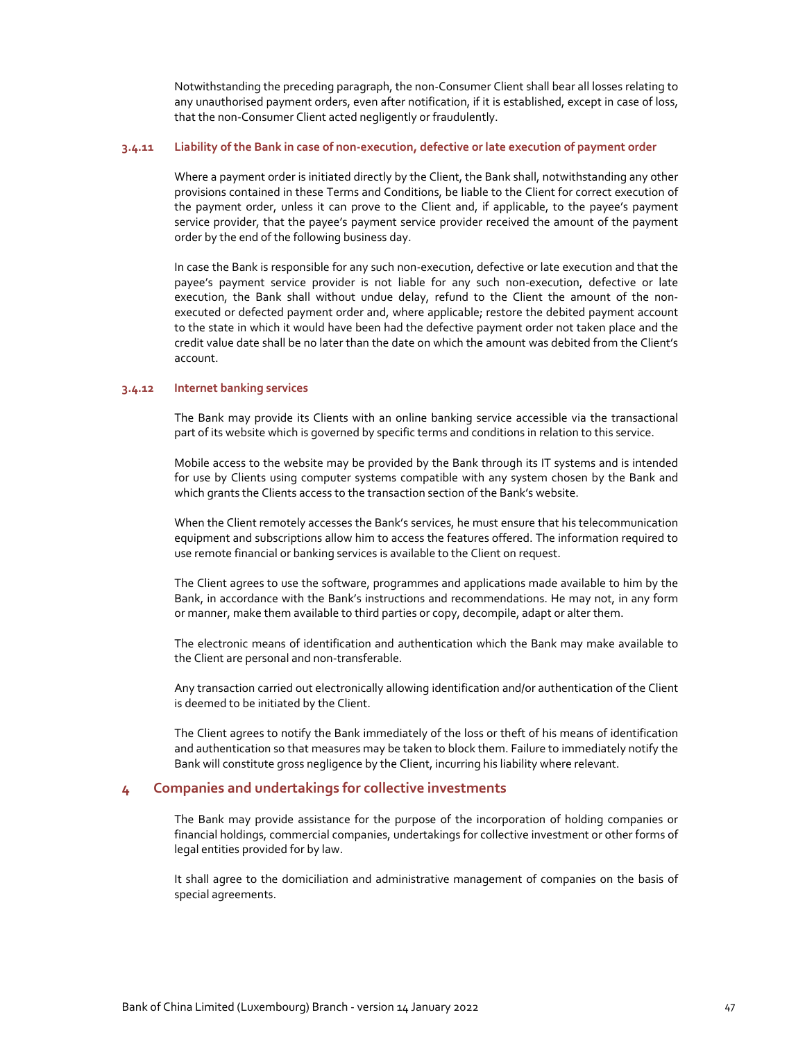Notwithstanding the preceding paragraph, the non-Consumer Client shall bear all losses relating to any unauthorised payment orders, even after notification, if it is established, except in case of loss, that the non-Consumer Client acted negligently or fraudulently.

#### 3.4.11 Liability of the Bank in case of non-execution, defective or late execution of payment order

Where a payment order is initiated directly by the Client, the Bank shall, notwithstanding any other provisions contained in these Terms and Conditions, be liable to the Client for correct execution of the payment order, unless it can prove to the Client and, if applicable, to the payee's payment service provider, that the payee's payment service provider received the amount of the payment order by the end of the following business day.

In case the Bank is responsible for any such non-execution, defective or late execution and that the payee's payment service provider is not liable for any such non-execution, defective or late execution, the Bank shall without undue delay, refund to the Client the amount of the non-executed or defected payment order and, where applicable; restore the debited payment account to the state in which it would have been had the defective payment order not taken place and the credit value date shall be no later than the date on which the amount was debited from the Client's account.

#### 3.4.12 Internet banking services

The Bank may provide its Clients with an online banking service accessible via the transactional part of its website which is governed by specific terms and conditions in relation to this service.

Mobile access to the website may be provided by the Bank through its IT systems and is intended for use by Clients using computer systems compatible with any system chosen by the Bank and which grants the Clients access to the transaction section of the Bank's website.

When the Client remotely accesses the Bank's services, he must ensure that his telecommunication equipment and subscriptions allow him to access the features offered. The information required to use remote financial or banking services is available to the Client on request.

The Client agrees to use the software, programmes and applications made available to him by the Bank, in accordance with the Bank's instructions and recommendations. He may not, in any form or manner, make them available to third parties or copy, decompile, adapt or alter them.

The electronic means of identification and authentication which the Bank may make available to the Client are personal and non-transferable.

Any transaction carried out electronically allowing identification and/or authentication of the Client is deemed to be initiated by the Client.

The Client agrees to notify the Bank immediately of the loss or theft of his means of identification and authentication so that measures may be taken to block them. Failure to immediately notify the Bank will constitute gross negligence by the Client, incurring his liability where relevant.

## 4 Companies and undertakings for collective investments

The Bank may provide assistance for the purpose of the incorporation of holding companies or financial holdings, commercial companies, undertakings for collective investment or other forms of legal entities provided for by law.

It shall agree to the domiciliation and administrative management of companies on the basis of special agreements.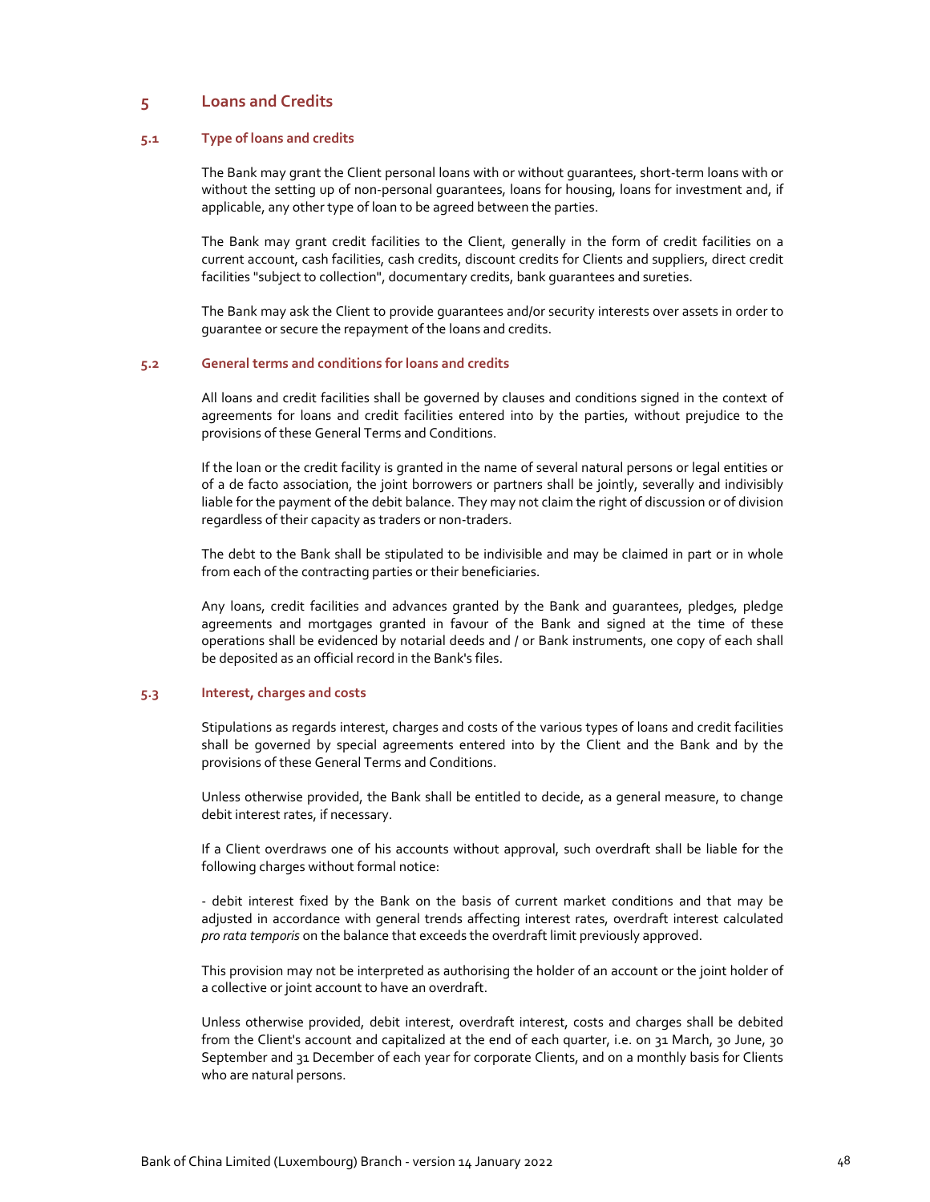# 5 Loans and Credits

## 5.1 Type of loans and credits

The Bank may grant the Client personal loans with or without guarantees, short-term loans with or without the setting up of non-personal guarantees, loans for housing, loans for investment and, if applicable, any other type of loan to be agreed between the parties.

The Bank may grant credit facilities to the Client, generally in the form of credit facilities on a current account, cash facilities, cash credits, discount credits for Clients and suppliers, direct credit facilities "subject to collection", documentary credits, bank guarantees and sureties.

The Bank may ask the Client to provide guarantees and/or security interests over assets in order to guarantee or secure the repayment of the loans and credits.

## 5.2 General terms and conditions for loans and credits

All loans and credit facilities shall be governed by clauses and conditions signed in the context of agreements for loans and credit facilities entered into by the parties, without prejudice to the provisions of these General Terms and Conditions.

If the loan or the credit facility is granted in the name of several natural persons or legal entities or of a de facto association, the joint borrowers or partners shall be jointly, severally and indivisibly liable for the payment of the debit balance. They may not claim the right of discussion or of division regardless of their capacity as traders or non-traders.

The debt to the Bank shall be stipulated to be indivisible and may be claimed in part or in whole from each of the contracting parties or their beneficiaries.

Any loans, credit facilities and advances granted by the Bank and guarantees, pledges, pledge agreements and mortgages granted in favour of the Bank and signed at the time of these operations shall be evidenced by notarial deeds and / or Bank instruments, one copy of each shall be deposited as an official record in the Bank's files.

## 5.3 Interest, charges and costs

Stipulations as regards interest, charges and costs of the various types of loans and credit facilities shall be governed by special agreements entered into by the Client and the Bank and by the provisions of these General Terms and Conditions.

Unless otherwise provided, the Bank shall be entitled to decide, as a general measure, to change debit interest rates, if necessary.

If a Client overdraws one of his accounts without approval, such overdraft shall be liable for the following charges without formal notice:

- debit interest fixed by the Bank on the basis of current market conditions and that may be adjusted in accordance with general trends affecting interest rates, overdraft interest calculated *pro rata temporis* on the balance that exceeds the overdraft limit previously approved.

This provision may not be interpreted as authorising the holder of an account or the joint holder of a collective or joint account to have an overdraft.

Unless otherwise provided, debit interest, overdraft interest, costs and charges shall be debited from the Client's account and capitalized at the end of each quarter, i.e. on 31 March, 30 June, 30 September and 31 December of each year for corporate Clients, and on a monthly basis for Clients who are natural persons.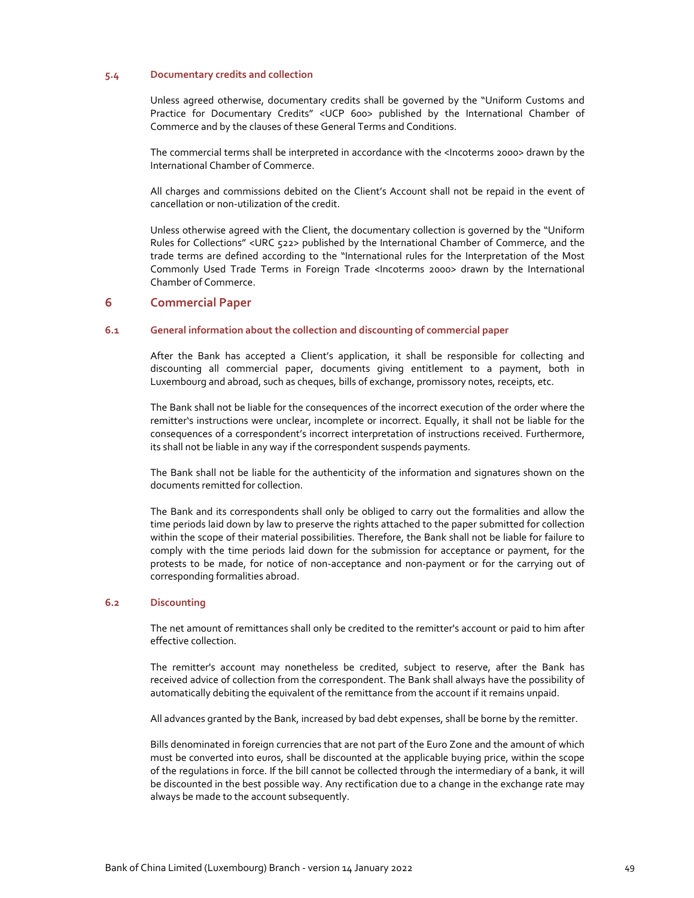#### 5.4 Documentary credits and collection

Unless agreed otherwise, documentary credits shall be governed by the "Uniform Customs and Practice for Documentary Credits" <UCP 600> published by the International Chamber of Commerce and by the clauses of these General Terms and Conditions.

The commercial terms shall be interpreted in accordance with the <Incoterms 2000> drawn by the International Chamber of Commerce.

All charges and commissions debited on the Client's Account shall not be repaid in the event of cancellation or non-utilization of the credit.

Unless otherwise agreed with the Client, the documentary collection is governed by the "Uniform Rules for Collections" <URC 522> published by the International Chamber of Commerce, and the trade terms are defined according to the "International rules for the Interpretation of the Most Commonly Used Trade Terms in Foreign Trade <Incoterms 2000> drawn by the International Chamber of Commerce.

## 6 Commercial Paper

#### 6.1 General information about the collection and discounting of commercial paper

After the Bank has accepted a Client's application, it shall be responsible for collecting and discounting all commercial paper, documents giving entitlement to a payment, both in Luxembourg and abroad, such as cheques, bills of exchange, promissory notes, receipts, etc.

The Bank shall not be liable for the consequences of the incorrect execution of the order where the remitter's instructions were unclear, incomplete or incorrect. Equally, it shall not be liable for the consequences of a correspondent's incorrect interpretation of instructions received. Furthermore, its shall not be liable in any way if the correspondent suspends payments.

The Bank shall not be liable for the authenticity of the information and signatures shown on the documents remitted for collection.

The Bank and its correspondents shall only be obliged to carry out the formalities and allow the time periods laid down by law to preserve the rights attached to the paper submitted for collection within the scope of their material possibilities. Therefore, the Bank shall not be liable for failure to comply with the time periods laid down for the submission for acceptance or payment, for the protests to be made, for notice of non-acceptance and non-payment or for the carrying out of corresponding formalities abroad.

#### 6.2 Discounting

The net amount of remittances shall only be credited to the remitter's account or paid to him after effective collection.

The remitter's account may nonetheless be credited, subject to reserve, after the Bank has received advice of collection from the correspondent. The Bank shall always have the possibility of automatically debiting the equivalent of the remittance from the account if it remains unpaid.

All advances granted by the Bank, increased by bad debt expenses, shall be borne by the remitter.

Bills denominated in foreign currencies that are not part of the Euro Zone and the amount of which must be converted into euros, shall be discounted at the applicable buying price, within the scope of the regulations in force. If the bill cannot be collected through the intermediary of a bank, it will be discounted in the best possible way. Any rectification due to a change in the exchange rate may always be made to the account subsequently.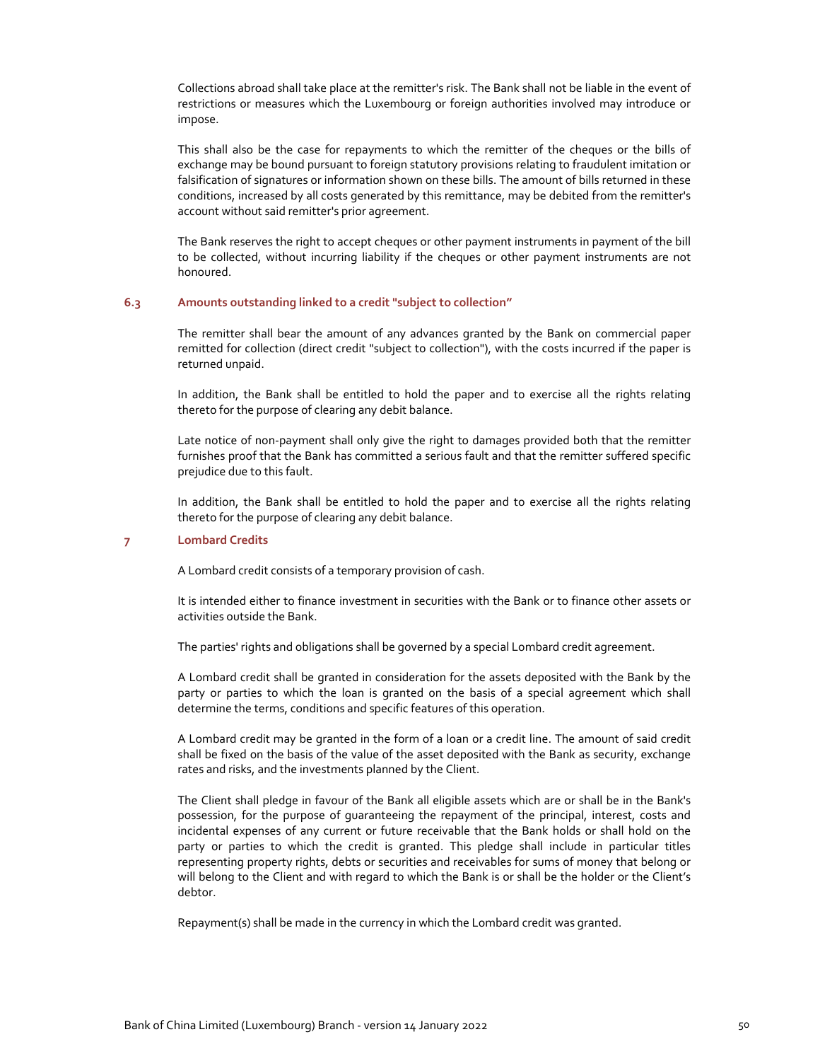Collections abroad shall take place at the remitter's risk. The Bank shall not be liable in the event of restrictions or measures which the Luxembourg or foreign authorities involved may introduce or impose.

This shall also be the case for repayments to which the remitter of the cheques or the bills of exchange may be bound pursuant to foreign statutory provisions relating to fraudulent imitation or falsification of signatures or information shown on these bills. The amount of bills returned in these conditions, increased by all costs generated by this remittance, may be debited from the remitter's account without said remitter's prior agreement.

The Bank reserves the right to accept cheques or other payment instruments in payment of the bill to be collected, without incurring liability if the cheques or other payment instruments are not honoured.

### 6.3 Amounts outstanding linked to a credit "subject to collection"

The remitter shall bear the amount of any advances granted by the Bank on commercial paper remitted for collection (direct credit "subject to collection"), with the costs incurred if the paper is returned unpaid.

In addition, the Bank shall be entitled to hold the paper and to exercise all the rights relating thereto for the purpose of clearing any debit balance.

Late notice of non-payment shall only give the right to damages provided both that the remitter furnishes proof that the Bank has committed a serious fault and that the remitter suffered specific prejudice due to this fault.

In addition, the Bank shall be entitled to hold the paper and to exercise all the rights relating thereto for the purpose of clearing any debit balance.

## 7 Lombard Credits

A Lombard credit consists of a temporary provision of cash.

It is intended either to finance investment in securities with the Bank or to finance other assets or activities outside the Bank.

The parties' rights and obligations shall be governed by a special Lombard credit agreement.

A Lombard credit shall be granted in consideration for the assets deposited with the Bank by the party or parties to which the loan is granted on the basis of a special agreement which shall determine the terms, conditions and specific features of this operation.

A Lombard credit may be granted in the form of a loan or a credit line. The amount of said credit shall be fixed on the basis of the value of the asset deposited with the Bank as security, exchange rates and risks, and the investments planned by the Client.

The Client shall pledge in favour of the Bank all eligible assets which are or shall be in the Bank's possession, for the purpose of guaranteeing the repayment of the principal, interest, costs and incidental expenses of any current or future receivable that the Bank holds or shall hold on the party or parties to which the credit is granted. This pledge shall include in particular titles representing property rights, debts or securities and receivables for sums of money that belong or will belong to the Client and with regard to which the Bank is or shall be the holder or the Client's debtor.

Repayment(s) shall be made in the currency in which the Lombard credit was granted.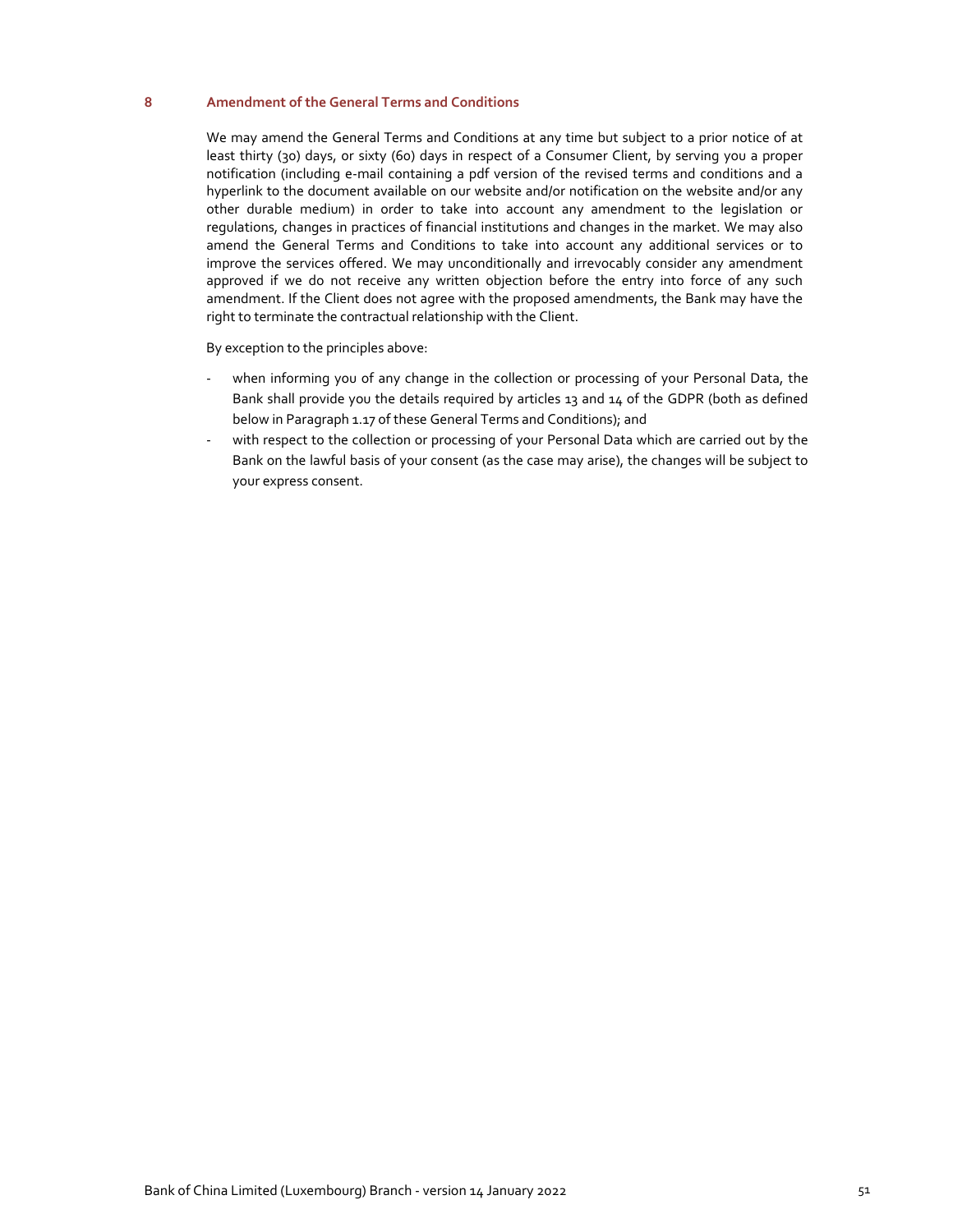## 8 Amendment of the General Terms and Conditions

We may amend the General Terms and Conditions at any time but subject to a prior notice of at least thirty (30) days, or sixty (60) days in respect of a Consumer Client, by serving you a proper notification (including e-mail containing a pdf version of the revised terms and conditions and a hyperlink to the document available on our website and/or notification on the website and/or any other durable medium) in order to take into account any amendment to the legislation or regulations, changes in practices of financial institutions and changes in the market. We may also amend the General Terms and Conditions to take into account any additional services or to improve the services offered. We may unconditionally and irrevocably consider any amendment approved if we do not receive any written objection before the entry into force of any such amendment. If the Client does not agree with the proposed amendments, the Bank may have the right to terminate the contractual relationship with the Client.

By exception to the principles above:

- when informing you of any change in the collection or processing of your Personal Data, the Bank shall provide you the details required by articles 13 and 14 of the GDPR (both as defined below in Paragraph 1.17 of these General Terms and Conditions); and
- with respect to the collection or processing of your Personal Data which are carried out by the Bank on the lawful basis of your consent (as the case may arise), the changes will be subject to your express consent.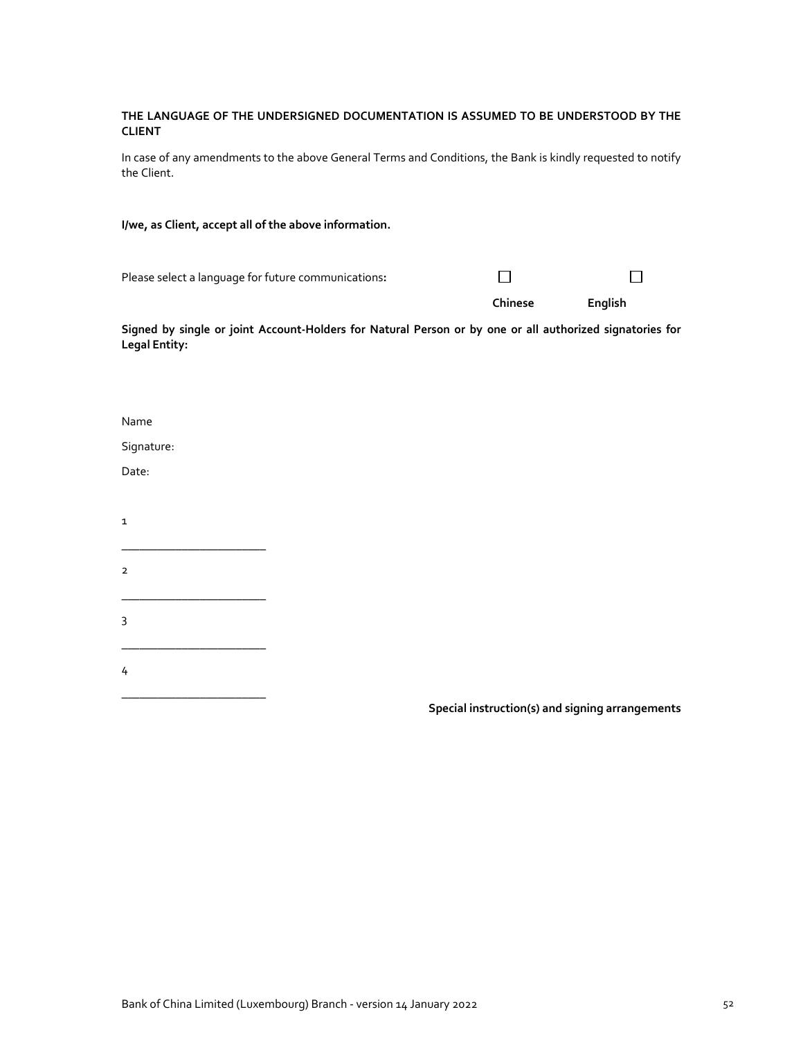**THE LANGUAGE OF THE UNDERSIGNED DOCUMENTATION IS ASSUMED TO BE UNDERSTOOD BY THE CLIENT**

In case of any amendments to the above General Terms and Conditions, the Bank is kindly requested to notify the Client.

**I/we, as Client, accept all of the above information.**

Please select a language for future communications**:** ☐ **Chinese** ☐ **English**

**Signed by single or joint Account-Holders for Natural Person or by one or all authorized signatories for Legal Entity:**

Name

Signature:

Date:

1

\_\_\_\_\_\_\_\_\_\_\_\_\_\_\_\_\_\_\_\_\_\_\_\_

2

\_\_\_\_\_\_\_\_\_\_\_\_\_\_\_\_\_\_\_\_\_\_\_\_

3

\_\_\_\_\_\_\_\_\_\_\_\_\_\_\_\_\_\_\_\_\_\_\_\_

4

\_\_\_\_\_\_\_\_\_\_\_\_\_\_\_\_\_\_\_\_\_\_\_\_

**Special instruction(s) and signing arrangements**